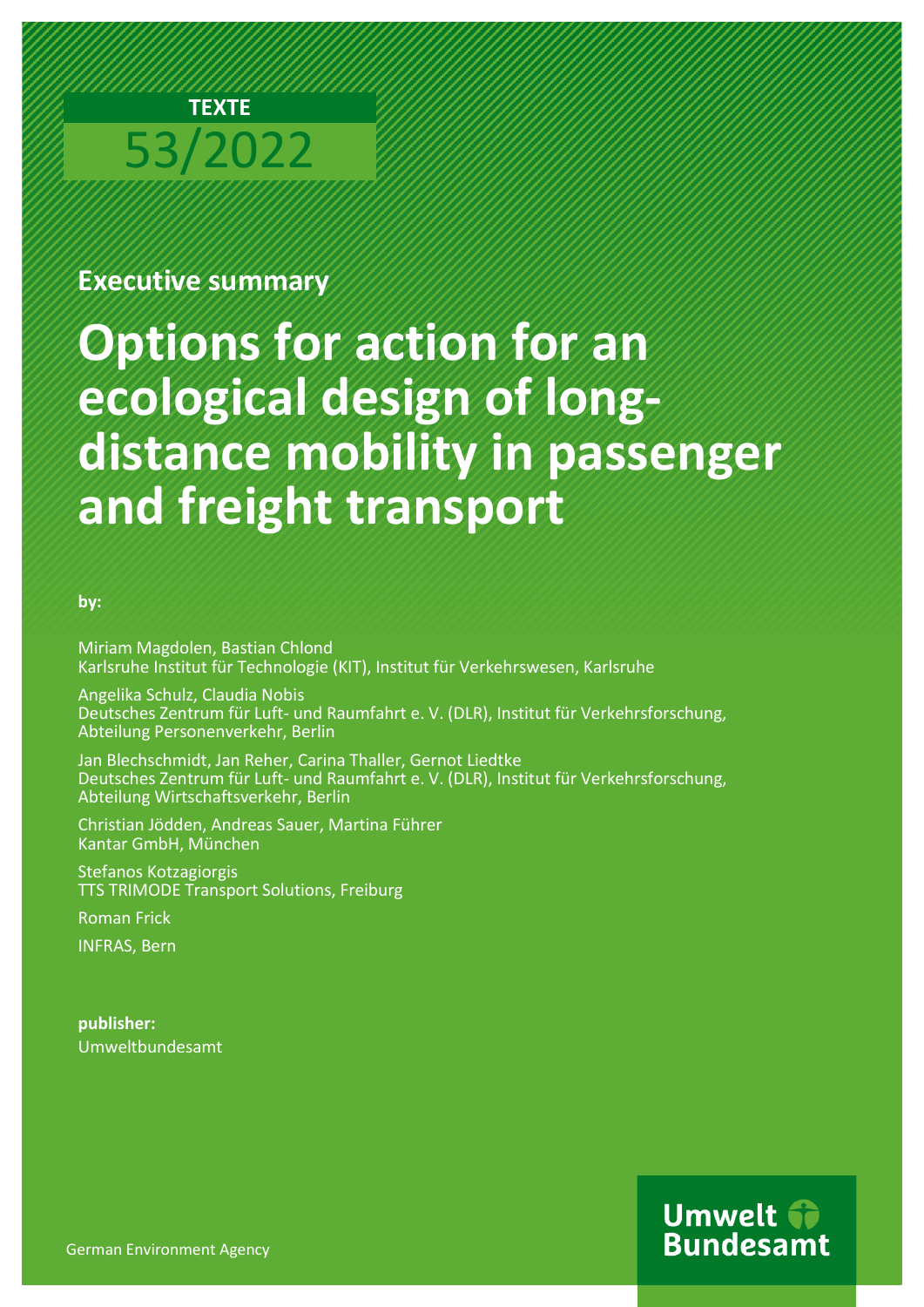TEXTE

53/2022

## Executive summary

# Options for action for an ecological design of long-distance mobility in passenger and freight transport

**by:**

Miriam Magdolen, Bastian Chlond
Karlsruhe Institut für Technologie (KIT), Institut für Verkehrswesen, Karlsruhe

Angelika Schulz, Claudia Nobis
Deutsches Zentrum für Luft- und Raumfahrt e. V. (DLR), Institut für Verkehrsforschung, Abteilung Personenverkehr, Berlin

Jan Blechschmidt, Jan Reher, Carina Thaller, Gernot Liedtke
Deutsches Zentrum für Luft- und Raumfahrt e. V. (DLR), Institut für Verkehrsforschung, Abteilung Wirtschaftsverkehr, Berlin

Christian Jödden, Andreas Sauer, Martina Führer
Kantar GmbH, München

Stefanos Kotzagiorgis
TTS TRIMODE Transport Solutions, Freiburg

Roman Frick

INFRAS, Bern

**publisher:**
Umweltbundesamt

German Environment Agency

Umwelt Bundesamt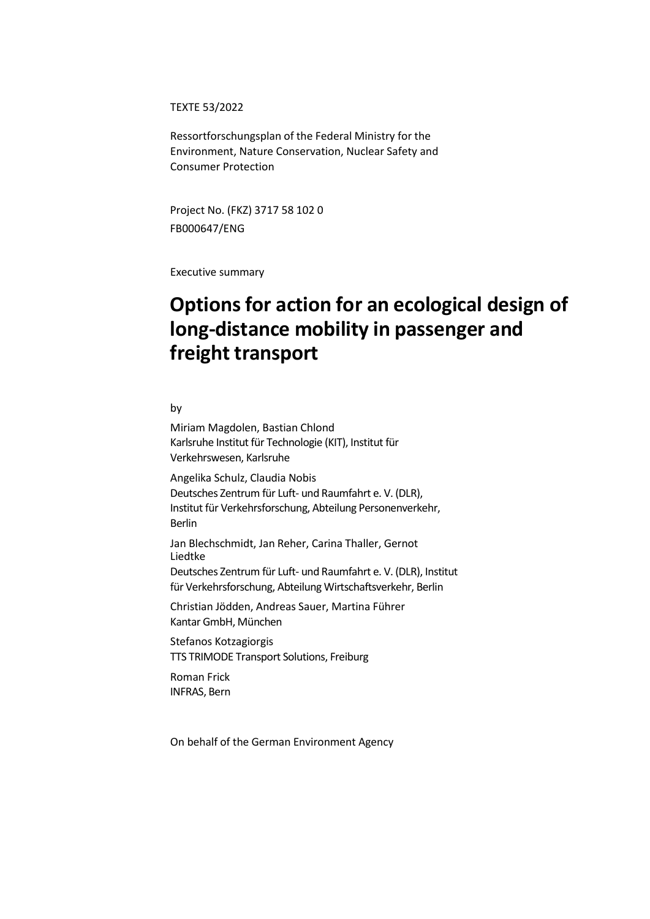TEXTE 53/2022

Ressortforschungsplan of the Federal Ministry for the Environment, Nature Conservation, Nuclear Safety and Consumer Protection

Project No. (FKZ) 3717 58 102 0
FB000647/ENG

Executive summary

# Options for action for an ecological design of long-distance mobility in passenger and freight transport

by

Miriam Magdolen, Bastian Chlond
Karlsruhe Institut für Technologie (KIT), Institut für Verkehrswesen, Karlsruhe

Angelika Schulz, Claudia Nobis
Deutsches Zentrum für Luft- und Raumfahrt e. V. (DLR), Institut für Verkehrsforschung, Abteilung Personenverkehr, Berlin

Jan Blechschmidt, Jan Reher, Carina Thaller, Gernot Liedtke
Deutsches Zentrum für Luft- und Raumfahrt e. V. (DLR), Institut für Verkehrsforschung, Abteilung Wirtschaftsverkehr, Berlin

Christian Jödden, Andreas Sauer, Martina Führer
Kantar GmbH, München

Stefanos Kotzagiorgis
TTS TRIMODE Transport Solutions, Freiburg

Roman Frick
INFRAS, Bern

On behalf of the German Environment Agency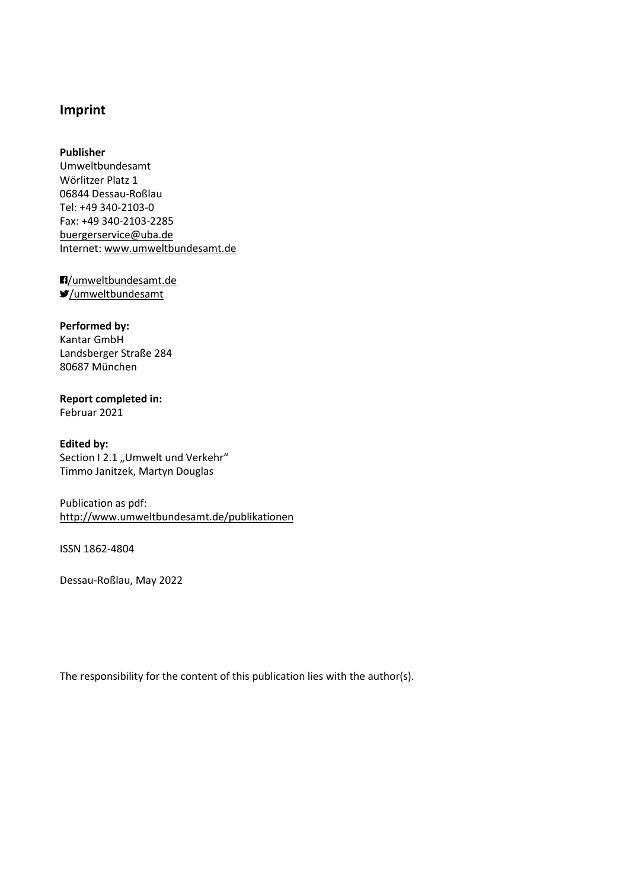## Imprint

**Publisher**
Umweltbundesamt
Wörlitzer Platz 1
06844 Dessau-Roßlau
Tel: +49 340-2103-0
Fax: +49 340-2103-2285
buergerservice@uba.de
Internet: www.umweltbundesamt.de

/umweltbundesamt.de
/umweltbundesamt

**Performed by:**
Kantar GmbH
Landsberger Straße 284
80687 München

**Report completed in:**
Februar 2021

**Edited by:**
Section I 2.1 „Umwelt und Verkehr“
Timmo Janitzek, Martyn Douglas

Publication as pdf:
http://www.umweltbundesamt.de/publikationen

ISSN 1862-4804

Dessau-Roßlau, May 2022

The responsibility for the content of this publication lies with the author(s).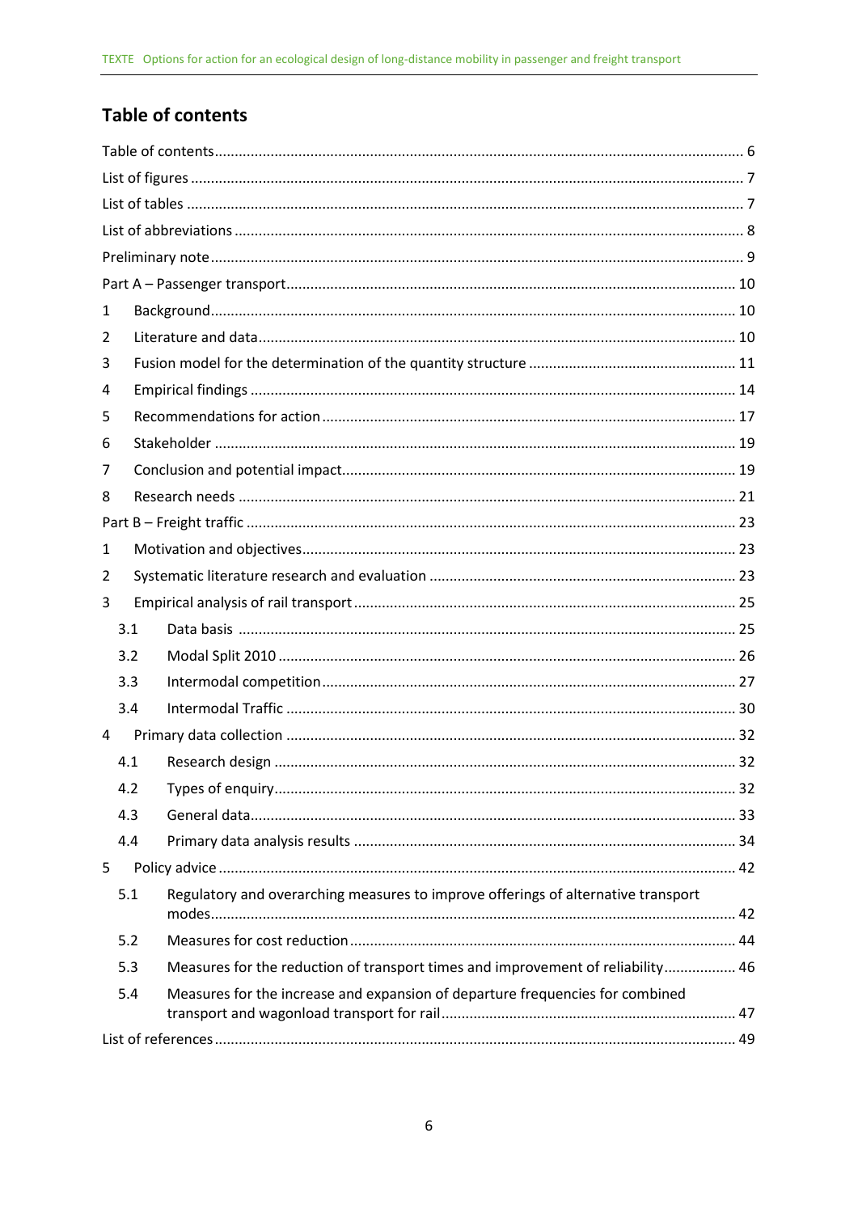## Table of contents

Table of contents ... 6
List of figures ... 7
List of tables ... 7
List of abbreviations ... 8
Preliminary note ... 9
Part A – Passenger transport ... 10
1 Background ... 10
2 Literature and data ... 10
3 Fusion model for the determination of the quantity structure ... 11
4 Empirical findings ... 14
5 Recommendations for action ... 17
6 Stakeholder ... 19
7 Conclusion and potential impact ... 19
8 Research needs ... 21
Part B – Freight traffic ... 23
1 Motivation and objectives ... 23
2 Systematic literature research and evaluation ... 23
3 Empirical analysis of rail transport ... 25
  3.1 Data basis ... 25
  3.2 Modal Split 2010 ... 26
  3.3 Intermodal competition ... 27
  3.4 Intermodal Traffic ... 30
4 Primary data collection ... 32
  4.1 Research design ... 32
  4.2 Types of enquiry ... 32
  4.3 General data ... 33
  4.4 Primary data analysis results ... 34
5 Policy advice ... 42
  5.1 Regulatory and overarching measures to improve offerings of alternative transport modes ... 42
  5.2 Measures for cost reduction ... 44
  5.3 Measures for the reduction of transport times and improvement of reliability ... 46
  5.4 Measures for the increase and expansion of departure frequencies for combined transport and wagonload transport for rail ... 47
List of references ... 49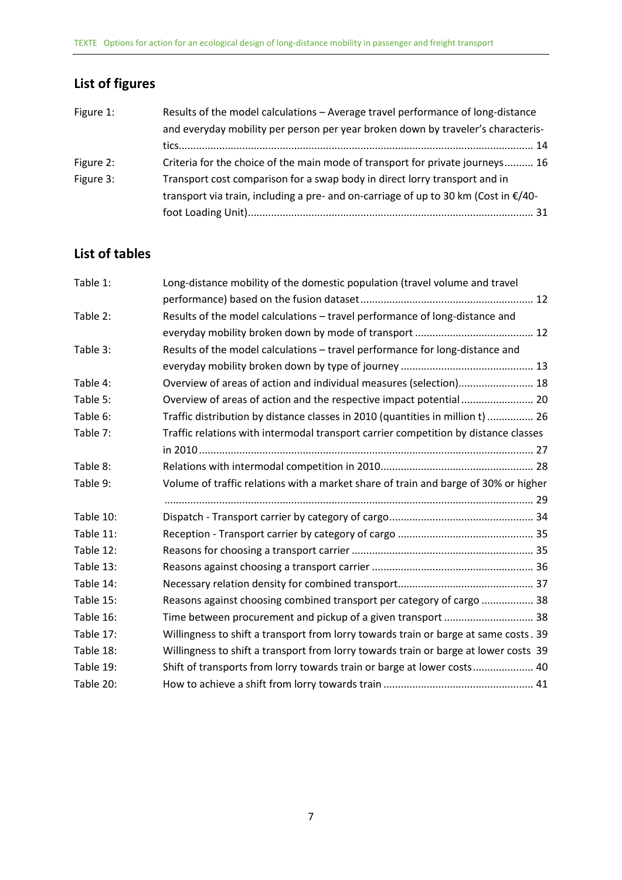## List of figures

| | | |
|---|---|---|
| Figure 1: | Results of the model calculations – Average travel performance of long-distance and everyday mobility per person per year broken down by traveler's characteristics | 14 |
| Figure 2: | Criteria for the choice of the main mode of transport for private journeys | 16 |
| Figure 3: | Transport cost comparison for a swap body in direct lorry transport and in transport via train, including a pre- and on-carriage of up to 30 km (Cost in €/40-foot Loading Unit) | 31 |

## List of tables

| | | |
|---|---|---|
| Table 1: | Long-distance mobility of the domestic population (travel volume and travel performance) based on the fusion dataset | 12 |
| Table 2: | Results of the model calculations – travel performance of long-distance and everyday mobility broken down by mode of transport | 12 |
| Table 3: | Results of the model calculations – travel performance for long-distance and everyday mobility broken down by type of journey | 13 |
| Table 4: | Overview of areas of action and individual measures (selection) | 18 |
| Table 5: | Overview of areas of action and the respective impact potential | 20 |
| Table 6: | Traffic distribution by distance classes in 2010 (quantities in million t) | 26 |
| Table 7: | Traffic relations with intermodal transport carrier competition by distance classes in 2010 | 27 |
| Table 8: | Relations with intermodal competition in 2010 | 28 |
| Table 9: | Volume of traffic relations with a market share of train and barge of 30% or higher | 29 |
| Table 10: | Dispatch - Transport carrier by category of cargo | 34 |
| Table 11: | Reception - Transport carrier by category of cargo | 35 |
| Table 12: | Reasons for choosing a transport carrier | 35 |
| Table 13: | Reasons against choosing a transport carrier | 36 |
| Table 14: | Necessary relation density for combined transport | 37 |
| Table 15: | Reasons against choosing combined transport per category of cargo | 38 |
| Table 16: | Time between procurement and pickup of a given transport | 38 |
| Table 17: | Willingness to shift a transport from lorry towards train or barge at same costs | 39 |
| Table 18: | Willingness to shift a transport from lorry towards train or barge at lower costs | 39 |
| Table 19: | Shift of transports from lorry towards train or barge at lower costs | 40 |
| Table 20: | How to achieve a shift from lorry towards train | 41 |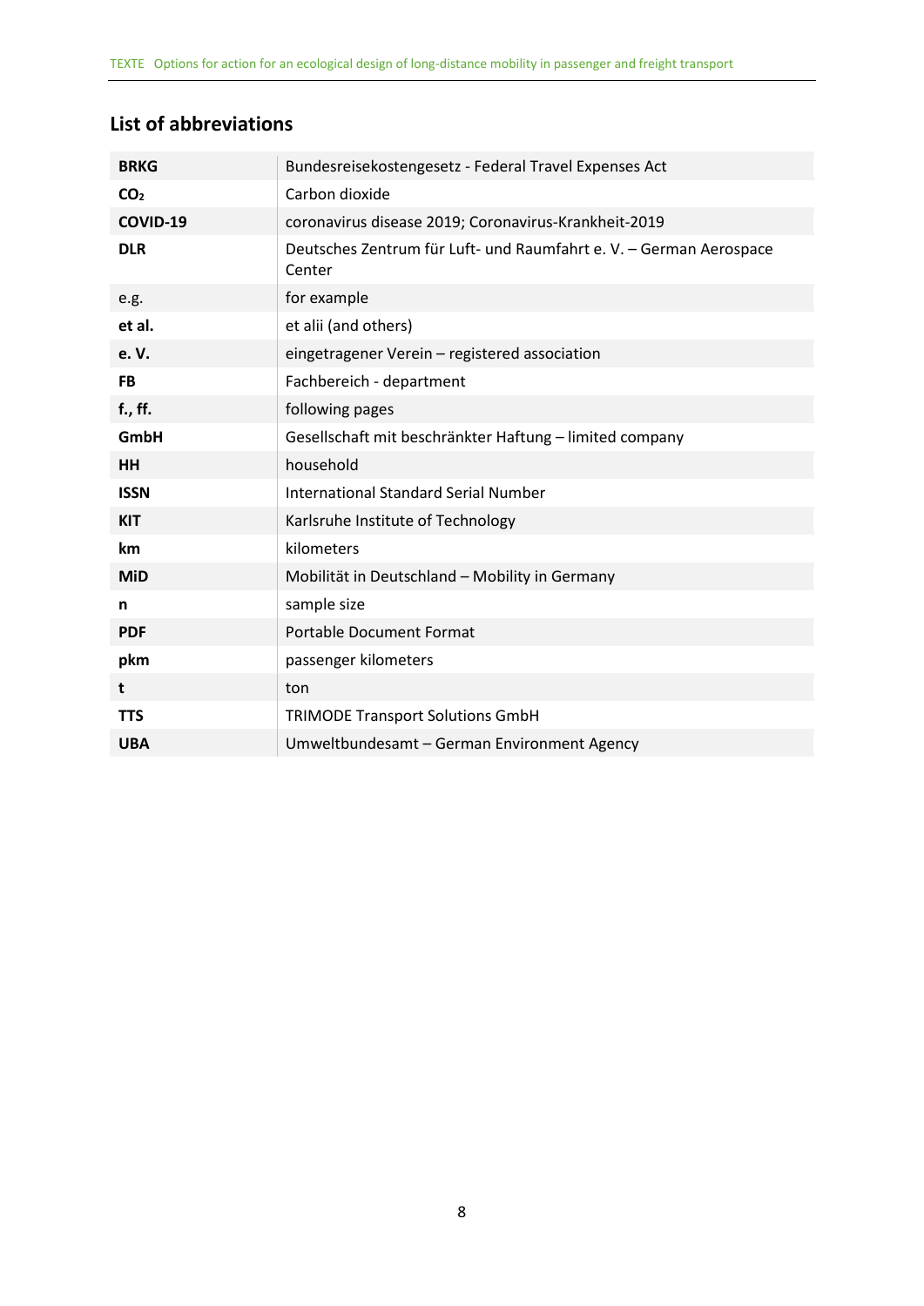## List of abbreviations

| | |
|---|---|
| **BRKG** | Bundesreisekostengesetz - Federal Travel Expenses Act |
| **$CO_2$** | Carbon dioxide |
| **COVID-19** | coronavirus disease 2019; Coronavirus-Krankheit-2019 |
| **DLR** | Deutsches Zentrum für Luft- und Raumfahrt e. V. – German Aerospace Center |
| e.g. | for example |
| **et al.** | et alii (and others) |
| **e. V.** | eingetragener Verein – registered association |
| **FB** | Fachbereich - department |
| **f., ff.** | following pages |
| **GmbH** | Gesellschaft mit beschränkter Haftung – limited company |
| **HH** | household |
| **ISSN** | International Standard Serial Number |
| **KIT** | Karlsruhe Institute of Technology |
| **km** | kilometers |
| **MiD** | Mobilität in Deutschland – Mobility in Germany |
| **n** | sample size |
| **PDF** | Portable Document Format |
| **pkm** | passenger kilometers |
| **t** | ton |
| **TTS** | TRIMODE Transport Solutions GmbH |
| **UBA** | Umweltbundesamt – German Environment Agency |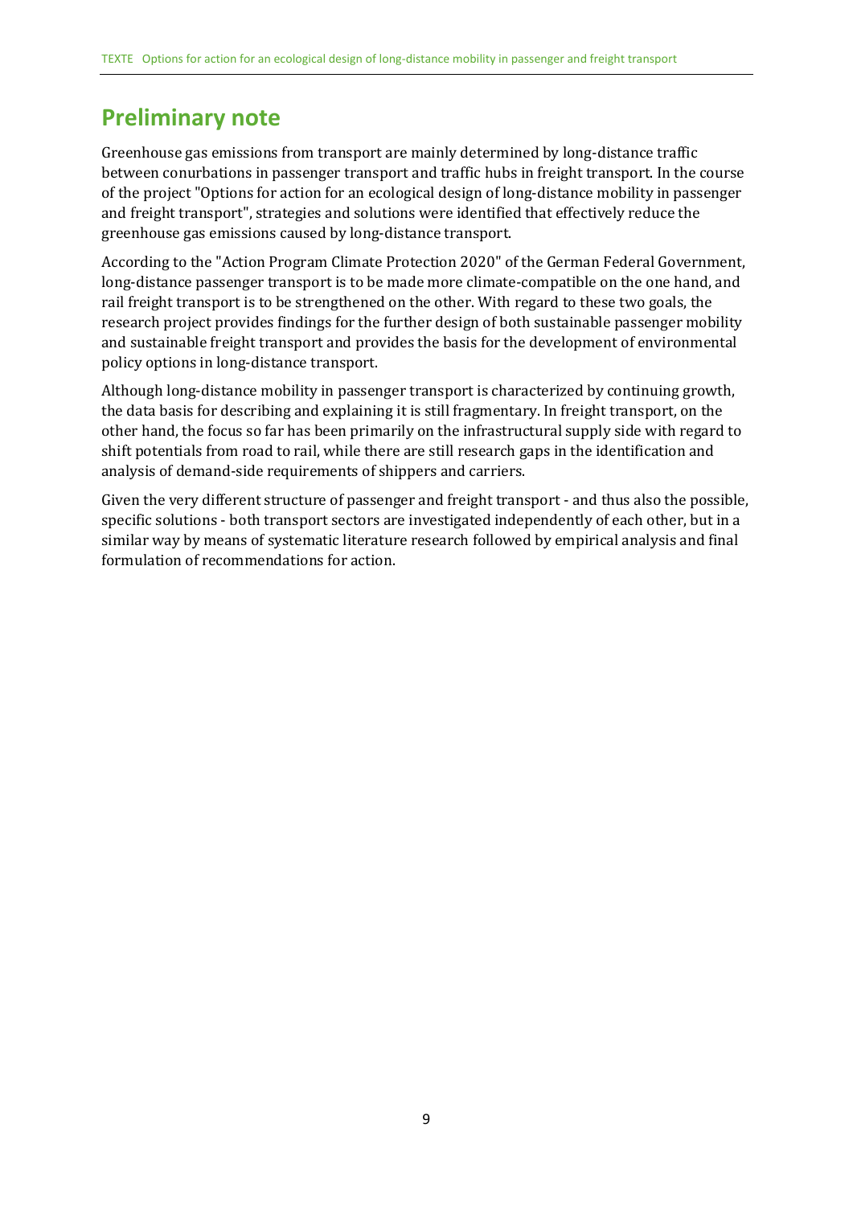# Preliminary note

Greenhouse gas emissions from transport are mainly determined by long-distance traffic between conurbations in passenger transport and traffic hubs in freight transport. In the course of the project "Options for action for an ecological design of long-distance mobility in passenger and freight transport", strategies and solutions were identified that effectively reduce the greenhouse gas emissions caused by long-distance transport.

According to the "Action Program Climate Protection 2020" of the German Federal Government, long-distance passenger transport is to be made more climate-compatible on the one hand, and rail freight transport is to be strengthened on the other. With regard to these two goals, the research project provides findings for the further design of both sustainable passenger mobility and sustainable freight transport and provides the basis for the development of environmental policy options in long-distance transport.

Although long-distance mobility in passenger transport is characterized by continuing growth, the data basis for describing and explaining it is still fragmentary. In freight transport, on the other hand, the focus so far has been primarily on the infrastructural supply side with regard to shift potentials from road to rail, while there are still research gaps in the identification and analysis of demand-side requirements of shippers and carriers.

Given the very different structure of passenger and freight transport - and thus also the possible, specific solutions - both transport sectors are investigated independently of each other, but in a similar way by means of systematic literature research followed by empirical analysis and final formulation of recommendations for action.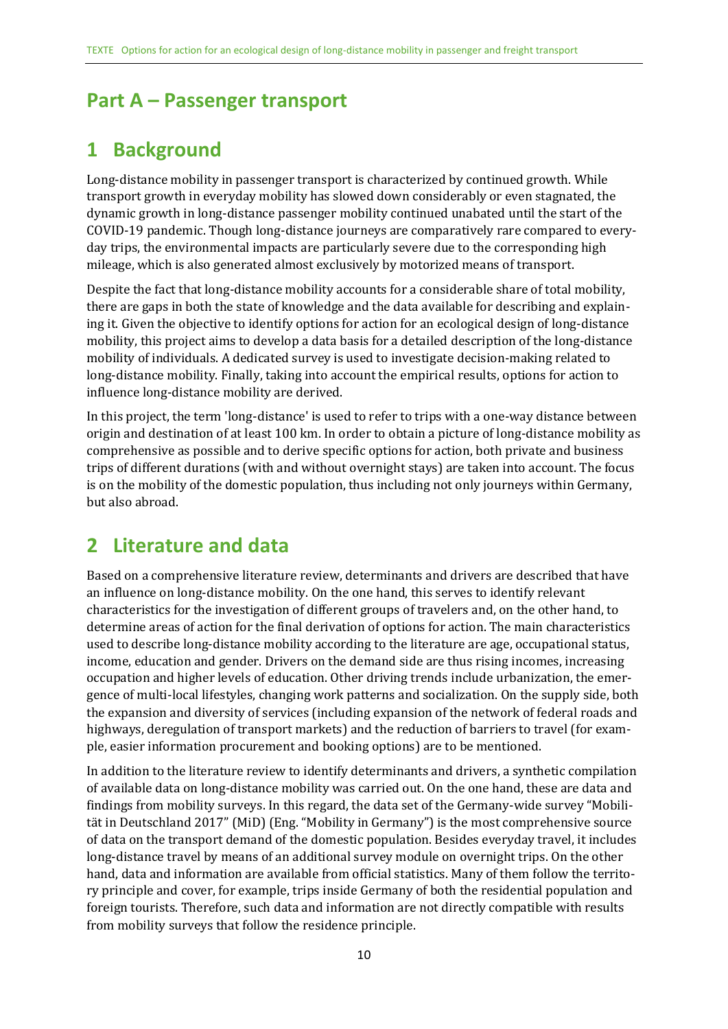# Part A – Passenger transport

## 1 Background

Long-distance mobility in passenger transport is characterized by continued growth. While transport growth in everyday mobility has slowed down considerably or even stagnated, the dynamic growth in long-distance passenger mobility continued unabated until the start of the COVID-19 pandemic. Though long-distance journeys are comparatively rare compared to everyday trips, the environmental impacts are particularly severe due to the corresponding high mileage, which is also generated almost exclusively by motorized means of transport.

Despite the fact that long-distance mobility accounts for a considerable share of total mobility, there are gaps in both the state of knowledge and the data available for describing and explaining it. Given the objective to identify options for action for an ecological design of long-distance mobility, this project aims to develop a data basis for a detailed description of the long-distance mobility of individuals. A dedicated survey is used to investigate decision-making related to long-distance mobility. Finally, taking into account the empirical results, options for action to influence long-distance mobility are derived.

In this project, the term 'long-distance' is used to refer to trips with a one-way distance between origin and destination of at least 100 km. In order to obtain a picture of long-distance mobility as comprehensive as possible and to derive specific options for action, both private and business trips of different durations (with and without overnight stays) are taken into account. The focus is on the mobility of the domestic population, thus including not only journeys within Germany, but also abroad.

## 2 Literature and data

Based on a comprehensive literature review, determinants and drivers are described that have an influence on long-distance mobility. On the one hand, this serves to identify relevant characteristics for the investigation of different groups of travelers and, on the other hand, to determine areas of action for the final derivation of options for action. The main characteristics used to describe long-distance mobility according to the literature are age, occupational status, income, education and gender. Drivers on the demand side are thus rising incomes, increasing occupation and higher levels of education. Other driving trends include urbanization, the emergence of multi-local lifestyles, changing work patterns and socialization. On the supply side, both the expansion and diversity of services (including expansion of the network of federal roads and highways, deregulation of transport markets) and the reduction of barriers to travel (for example, easier information procurement and booking options) are to be mentioned.

In addition to the literature review to identify determinants and drivers, a synthetic compilation of available data on long-distance mobility was carried out. On the one hand, these are data and findings from mobility surveys. In this regard, the data set of the Germany-wide survey "Mobilität in Deutschland 2017" (MiD) (Eng. "Mobility in Germany") is the most comprehensive source of data on the transport demand of the domestic population. Besides everyday travel, it includes long-distance travel by means of an additional survey module on overnight trips. On the other hand, data and information are available from official statistics. Many of them follow the territory principle and cover, for example, trips inside Germany of both the residential population and foreign tourists. Therefore, such data and information are not directly compatible with results from mobility surveys that follow the residence principle.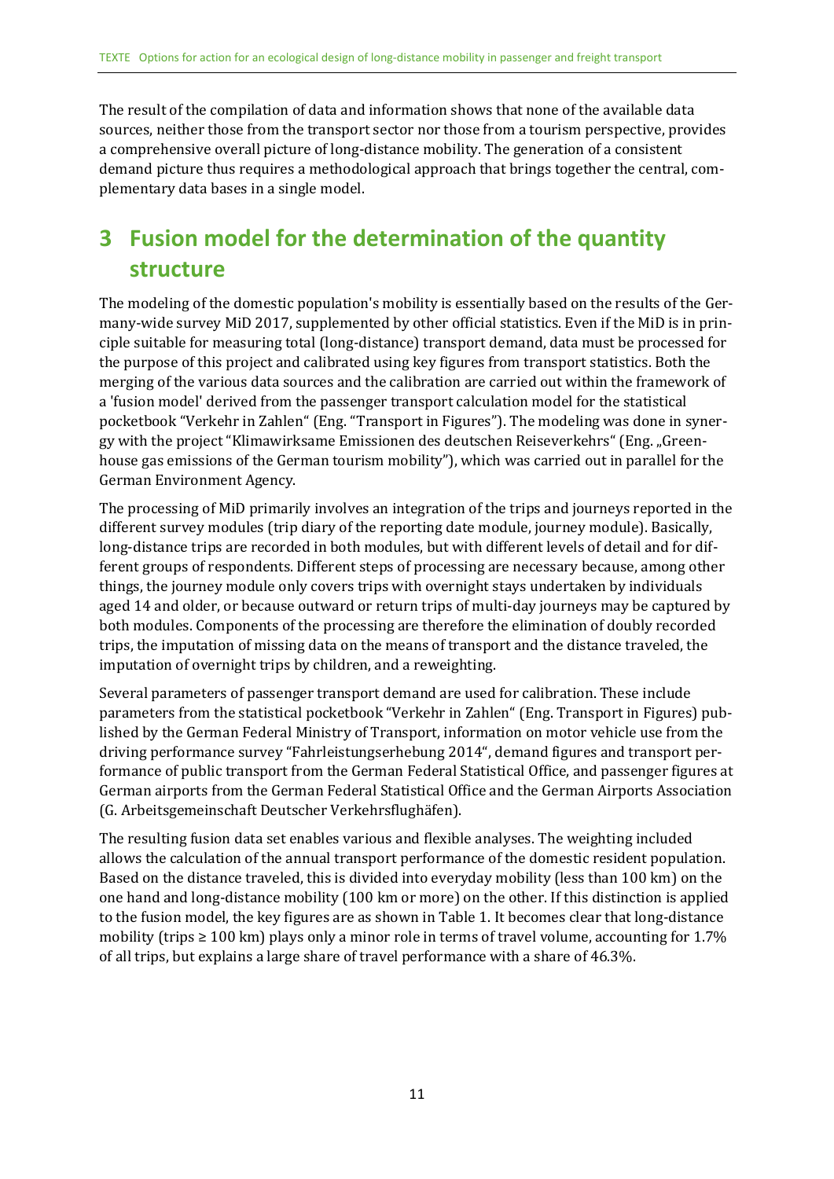The result of the compilation of data and information shows that none of the available data sources, neither those from the transport sector nor those from a tourism perspective, provides a comprehensive overall picture of long-distance mobility. The generation of a consistent demand picture thus requires a methodological approach that brings together the central, complementary data bases in a single model.

# 3 Fusion model for the determination of the quantity structure

The modeling of the domestic population's mobility is essentially based on the results of the Germany-wide survey MiD 2017, supplemented by other official statistics. Even if the MiD is in principle suitable for measuring total (long-distance) transport demand, data must be processed for the purpose of this project and calibrated using key figures from transport statistics. Both the merging of the various data sources and the calibration are carried out within the framework of a 'fusion model' derived from the passenger transport calculation model for the statistical pocketbook "Verkehr in Zahlen" (Eng. "Transport in Figures"). The modeling was done in synergy with the project "Klimawirksame Emissionen des deutschen Reiseverkehrs" (Eng. „Greenhouse gas emissions of the German tourism mobility"), which was carried out in parallel for the German Environment Agency.

The processing of MiD primarily involves an integration of the trips and journeys reported in the different survey modules (trip diary of the reporting date module, journey module). Basically, long-distance trips are recorded in both modules, but with different levels of detail and for different groups of respondents. Different steps of processing are necessary because, among other things, the journey module only covers trips with overnight stays undertaken by individuals aged 14 and older, or because outward or return trips of multi-day journeys may be captured by both modules. Components of the processing are therefore the elimination of doubly recorded trips, the imputation of missing data on the means of transport and the distance traveled, the imputation of overnight trips by children, and a reweighting.

Several parameters of passenger transport demand are used for calibration. These include parameters from the statistical pocketbook "Verkehr in Zahlen" (Eng. Transport in Figures) published by the German Federal Ministry of Transport, information on motor vehicle use from the driving performance survey "Fahrleistungserhebung 2014", demand figures and transport performance of public transport from the German Federal Statistical Office, and passenger figures at German airports from the German Federal Statistical Office and the German Airports Association (G. Arbeitsgemeinschaft Deutscher Verkehrsflughäfen).

The resulting fusion data set enables various and flexible analyses. The weighting included allows the calculation of the annual transport performance of the domestic resident population. Based on the distance traveled, this is divided into everyday mobility (less than 100 km) on the one hand and long-distance mobility (100 km or more) on the other. If this distinction is applied to the fusion model, the key figures are as shown in Table 1. It becomes clear that long-distance mobility (trips ≥ 100 km) plays only a minor role in terms of travel volume, accounting for 1.7% of all trips, but explains a large share of travel performance with a share of 46.3%.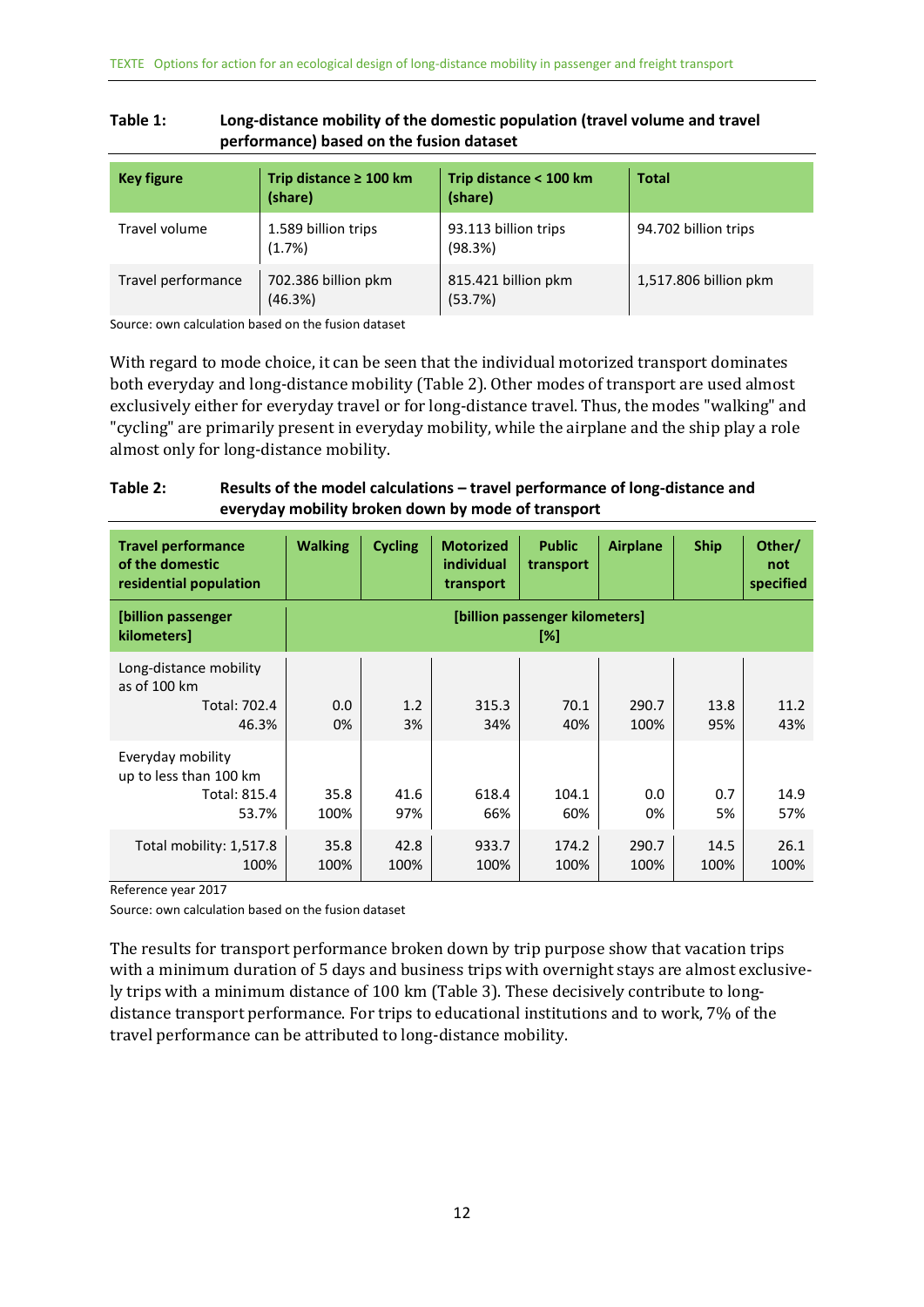**Table 1: Long-distance mobility of the domestic population (travel volume and travel performance) based on the fusion dataset**

| Key figure | Trip distance ≥ 100 km (share) | Trip distance < 100 km (share) | Total |
|---|---|---|---|
| Travel volume | 1.589 billion trips (1.7%) | 93.113 billion trips (98.3%) | 94.702 billion trips |
| Travel performance | 702.386 billion pkm (46.3%) | 815.421 billion pkm (53.7%) | 1,517.806 billion pkm |

Source: own calculation based on the fusion dataset

With regard to mode choice, it can be seen that the individual motorized transport dominates both everyday and long-distance mobility (Table 2). Other modes of transport are used almost exclusively either for everyday travel or for long-distance travel. Thus, the modes "walking" and "cycling" are primarily present in everyday mobility, while the airplane and the ship play a role almost only for long-distance mobility.

**Table 2: Results of the model calculations – travel performance of long-distance and everyday mobility broken down by mode of transport**

| Travel performance of the domestic residential population | Walking | Cycling | Motorized individual transport | Public transport | Airplane | Ship | Other/ not specified |
|---|---|---|---|---|---|---|---|
| [billion passenger kilometers] | [billion passenger kilometers] [%] | | | | | | |
| Long-distance mobility as of 100 km Total: 702.4 46.3% | 0.0 0% | 1.2 3% | 315.3 34% | 70.1 40% | 290.7 100% | 13.8 95% | 11.2 43% |
| Everyday mobility up to less than 100 km Total: 815.4 53.7% | 35.8 100% | 41.6 97% | 618.4 66% | 104.1 60% | 0.0 0% | 0.7 5% | 14.9 57% |
| Total mobility: 1,517.8 100% | 35.8 100% | 42.8 100% | 933.7 100% | 174.2 100% | 290.7 100% | 14.5 100% | 26.1 100% |

Reference year 2017

Source: own calculation based on the fusion dataset

The results for transport performance broken down by trip purpose show that vacation trips with a minimum duration of 5 days and business trips with overnight stays are almost exclusively trips with a minimum distance of 100 km (Table 3). These decisively contribute to long-distance transport performance. For trips to educational institutions and to work, 7% of the travel performance can be attributed to long-distance mobility.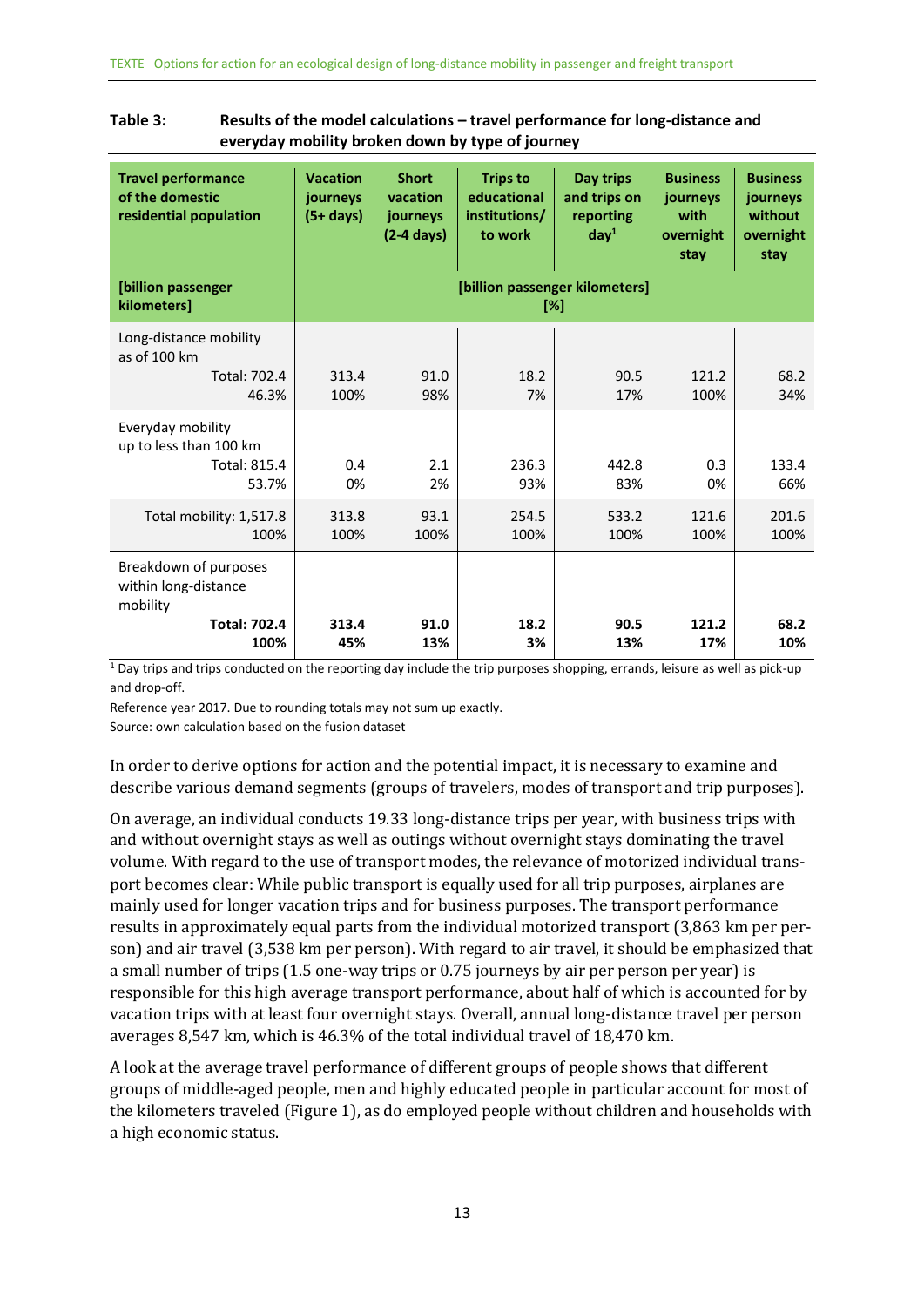**Table 3: Results of the model calculations – travel performance for long-distance and everyday mobility broken down by type of journey**

| Travel performance of the domestic residential population [billion passenger kilometers] | Vacation journeys (5+ days) | Short vacation journeys (2-4 days) | Trips to educational institutions/ to work | Day trips and trips on reporting day[1] | Business journeys with overnight stay | Business journeys without overnight stay |
|---|---|---|---|---|---|---|
| | [billion passenger kilometers] [%] | | | | | |
| Long-distance mobility as of 100 km Total: 702.4 46.3% | 313.4 100% | 91.0 98% | 18.2 7% | 90.5 17% | 121.2 100% | 68.2 34% |
| Everyday mobility up to less than 100 km Total: 815.4 53.7% | 0.4 0% | 2.1 2% | 236.3 93% | 442.8 83% | 0.3 0% | 133.4 66% |
| Total mobility: 1,517.8 100% | 313.8 100% | 93.1 100% | 254.5 100% | 533.2 100% | 121.6 100% | 201.6 100% |
| Breakdown of purposes within long-distance mobility **Total: 702.4 100%** | **313.4 45%** | **91.0 13%** | **18.2 3%** | **90.5 13%** | **121.2 17%** | **68.2 10%** |

[1] Day trips and trips conducted on the reporting day include the trip purposes shopping, errands, leisure as well as pick-up and drop-off.

Reference year 2017. Due to rounding totals may not sum up exactly.

Source: own calculation based on the fusion dataset

In order to derive options for action and the potential impact, it is necessary to examine and describe various demand segments (groups of travelers, modes of transport and trip purposes).

On average, an individual conducts 19.33 long-distance trips per year, with business trips with and without overnight stays as well as outings without overnight stays dominating the travel volume. With regard to the use of transport modes, the relevance of motorized individual transport becomes clear: While public transport is equally used for all trip purposes, airplanes are mainly used for longer vacation trips and for business purposes. The transport performance results in approximately equal parts from the individual motorized transport (3,863 km per person) and air travel (3,538 km per person). With regard to air travel, it should be emphasized that a small number of trips (1.5 one-way trips or 0.75 journeys by air per person per year) is responsible for this high average transport performance, about half of which is accounted for by vacation trips with at least four overnight stays. Overall, annual long-distance travel per person averages 8,547 km, which is 46.3% of the total individual travel of 18,470 km.

A look at the average travel performance of different groups of people shows that different groups of middle-aged people, men and highly educated people in particular account for most of the kilometers traveled (Figure 1), as do employed people without children and households with a high economic status.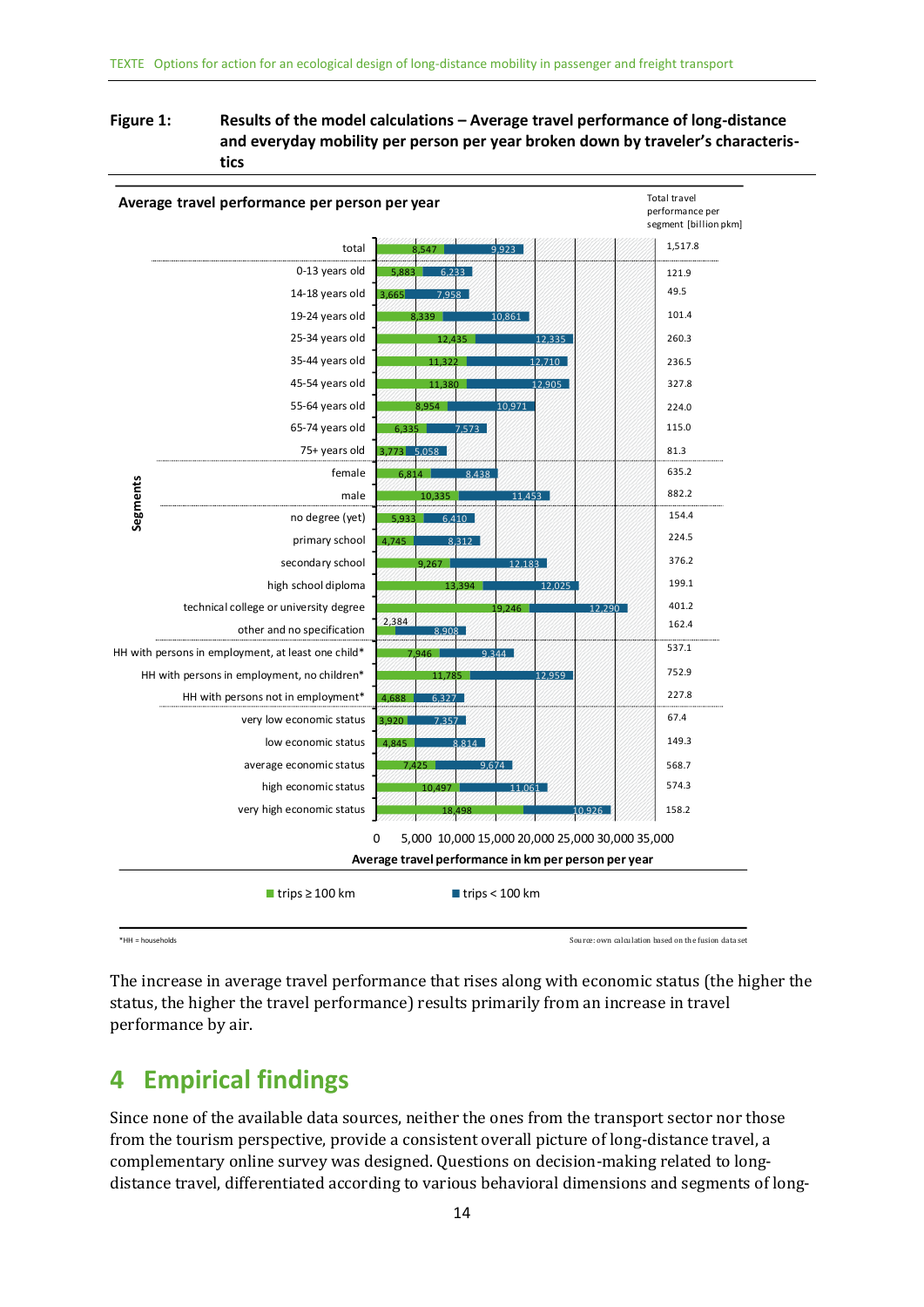**Figure 1: Results of the model calculations – Average travel performance of long-distance and everyday mobility per person per year broken down by traveler's characteristics**

Average travel performance per person per year

| Segments | trips ≥ 100 km | trips < 100 km | Total travel performance per segment [billion pkm] |
|---|---|---|---|
| total | 8,547 | 9,923 | 1,517.8 |
| 0-13 years old | 5,883 | 6,233 | 121.9 |
| 14-18 years old | 3,665 | 7,958 | 49.5 |
| 19-24 years old | 8,339 | 10,861 | 101.4 |
| 25-34 years old | 12,435 | 12,335 | 260.3 |
| 35-44 years old | 11,322 | 12,710 | 236.5 |
| 45-54 years old | 11,380 | 12,905 | 327.8 |
| 55-64 years old | 8,954 | 10,971 | 224.0 |
| 65-74 years old | 6,335 | 7,573 | 115.0 |
| 75+ years old | 3,773 | 5,058 | 81.3 |
| female | 6,814 | 8,438 | 635.2 |
| male | 10,335 | 11,453 | 882.2 |
| no degree (yet) | 5,933 | 6,410 | 154.4 |
| primary school | 4,745 | 8,312 | 224.5 |
| secondary school | 9,267 | 12,183 | 376.2 |
| high school diploma | 13,394 | 12,025 | 199.1 |
| technical college or university degree | 19,246 | 12,290 | 401.2 |
| other and no specification | 2,384 | 8,908 | 162.4 |
| HH with persons in employment, at least one child* | 7,946 | 9,344 | 537.1 |
| HH with persons in employment, no children* | 11,785 | 12,959 | 752.9 |
| HH with persons not in employment* | 4,688 | 6,327 | 227.8 |
| very low economic status | 3,920 | 7,357 | 67.4 |
| low economic status | 4,845 | 8,814 | 149.3 |
| average economic status | 7,425 | 9,674 | 568.7 |
| high economic status | 10,497 | 11,061 | 574.3 |
| very high economic status | 18,498 | 10,926 | 158.2 |

Average travel performance in km per person per year

*HH = households

Source: own calculation based on the fusion data set

The increase in average travel performance that rises along with economic status (the higher the status, the higher the travel performance) results primarily from an increase in travel performance by air.

# 4 Empirical findings

Since none of the available data sources, neither the ones from the transport sector nor those from the tourism perspective, provide a consistent overall picture of long-distance travel, a complementary online survey was designed. Questions on decision-making related to long-distance travel, differentiated according to various behavioral dimensions and segments of long-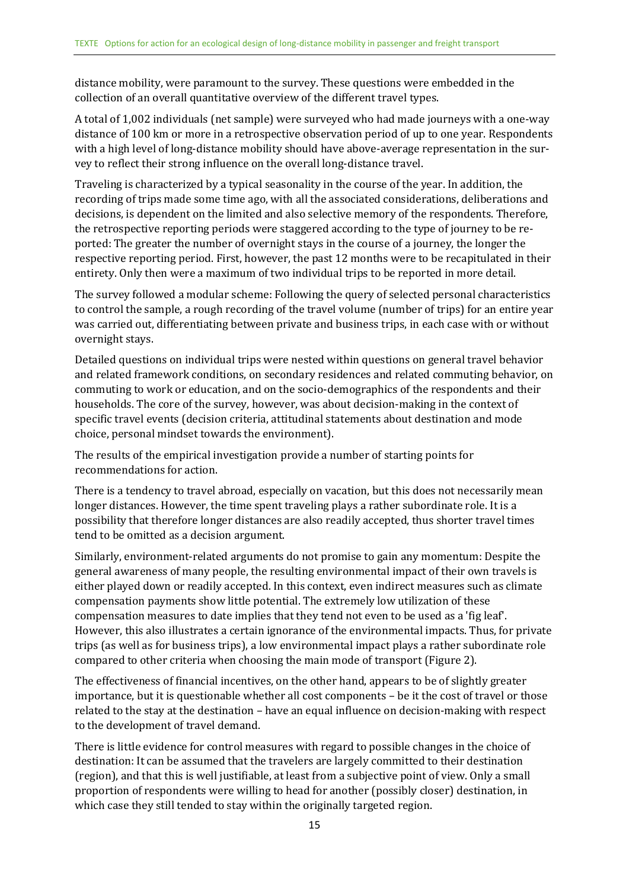distance mobility, were paramount to the survey. These questions were embedded in the collection of an overall quantitative overview of the different travel types.

A total of 1,002 individuals (net sample) were surveyed who had made journeys with a one-way distance of 100 km or more in a retrospective observation period of up to one year. Respondents with a high level of long-distance mobility should have above-average representation in the survey to reflect their strong influence on the overall long-distance travel.

Traveling is characterized by a typical seasonality in the course of the year. In addition, the recording of trips made some time ago, with all the associated considerations, deliberations and decisions, is dependent on the limited and also selective memory of the respondents. Therefore, the retrospective reporting periods were staggered according to the type of journey to be reported: The greater the number of overnight stays in the course of a journey, the longer the respective reporting period. First, however, the past 12 months were to be recapitulated in their entirety. Only then were a maximum of two individual trips to be reported in more detail.

The survey followed a modular scheme: Following the query of selected personal characteristics to control the sample, a rough recording of the travel volume (number of trips) for an entire year was carried out, differentiating between private and business trips, in each case with or without overnight stays.

Detailed questions on individual trips were nested within questions on general travel behavior and related framework conditions, on secondary residences and related commuting behavior, on commuting to work or education, and on the socio-demographics of the respondents and their households. The core of the survey, however, was about decision-making in the context of specific travel events (decision criteria, attitudinal statements about destination and mode choice, personal mindset towards the environment).

The results of the empirical investigation provide a number of starting points for recommendations for action.

There is a tendency to travel abroad, especially on vacation, but this does not necessarily mean longer distances. However, the time spent traveling plays a rather subordinate role. It is a possibility that therefore longer distances are also readily accepted, thus shorter travel times tend to be omitted as a decision argument.

Similarly, environment-related arguments do not promise to gain any momentum: Despite the general awareness of many people, the resulting environmental impact of their own travels is either played down or readily accepted. In this context, even indirect measures such as climate compensation payments show little potential. The extremely low utilization of these compensation measures to date implies that they tend not even to be used as a 'fig leaf'. However, this also illustrates a certain ignorance of the environmental impacts. Thus, for private trips (as well as for business trips), a low environmental impact plays a rather subordinate role compared to other criteria when choosing the main mode of transport (Figure 2).

The effectiveness of financial incentives, on the other hand, appears to be of slightly greater importance, but it is questionable whether all cost components – be it the cost of travel or those related to the stay at the destination – have an equal influence on decision-making with respect to the development of travel demand.

There is little evidence for control measures with regard to possible changes in the choice of destination: It can be assumed that the travelers are largely committed to their destination (region), and that this is well justifiable, at least from a subjective point of view. Only a small proportion of respondents were willing to head for another (possibly closer) destination, in which case they still tended to stay within the originally targeted region.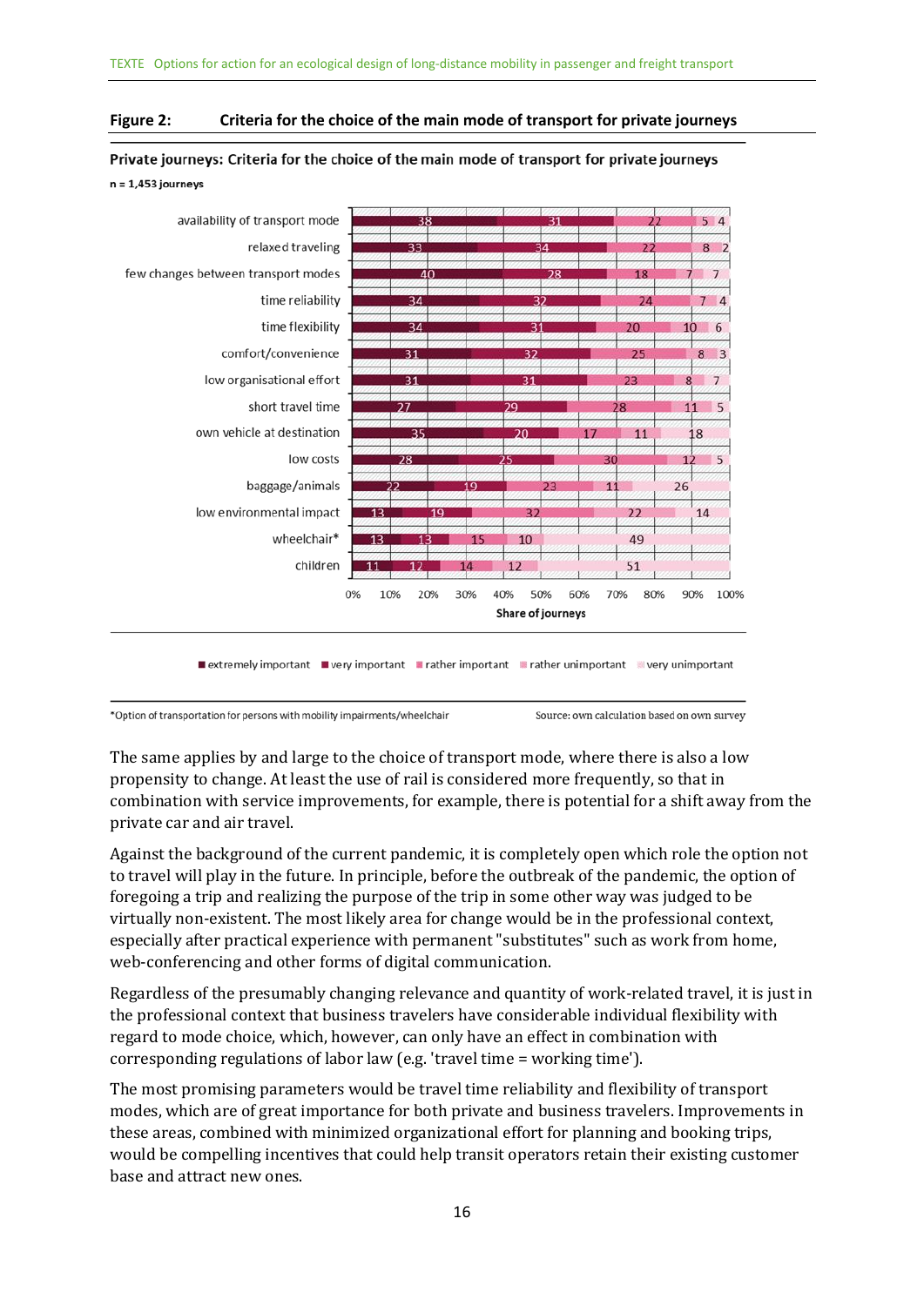**Figure 2: Criteria for the choice of the main mode of transport for private journeys**

**Private journeys: Criteria for the choice of the main mode of transport for private journeys**

**n = 1,453 journeys**

| Criterion | extremely important | very important | rather important | rather unimportant | very unimportant |
|---|---|---|---|---|---|
| availability of transport mode | 38 | 31 | 22 | 5 | 4 |
| relaxed traveling | 33 | 34 | 22 | 8 | 2 |
| few changes between transport modes | 40 | 28 | 18 | 7 | 7 |
| time reliability | 34 | 32 | 24 | 7 | 4 |
| time flexibility | 34 | 31 | 20 | 10 | 6 |
| comfort/convenience | 31 | 32 | 25 | 8 | 3 |
| low organisational effort | 31 | 31 | 23 | 8 | 7 |
| short travel time | 27 | 29 | 28 | 11 | 5 |
| own vehicle at destination | 35 | 20 | 17 | 11 | 18 |
| low costs | 28 | 25 | 30 | 12 | 5 |
| baggage/animals | 22 | 19 | 23 | 11 | 26 |
| low environmental impact | 13 | 19 | 32 | 22 | 14 |
| wheelchair* | 13 | 13 | 15 | 10 | 49 |
| children | 11 | 12 | 14 | 12 | 51 |

Share of journeys (0% – 100%)

*Option of transportation for persons with mobility impairments/wheelchair

Source: own calculation based on own survey

The same applies by and large to the choice of transport mode, where there is also a low propensity to change. At least the use of rail is considered more frequently, so that in combination with service improvements, for example, there is potential for a shift away from the private car and air travel.

Against the background of the current pandemic, it is completely open which role the option not to travel will play in the future. In principle, before the outbreak of the pandemic, the option of foregoing a trip and realizing the purpose of the trip in some other way was judged to be virtually non-existent. The most likely area for change would be in the professional context, especially after practical experience with permanent "substitutes" such as work from home, web-conferencing and other forms of digital communication.

Regardless of the presumably changing relevance and quantity of work-related travel, it is just in the professional context that business travelers have considerable individual flexibility with regard to mode choice, which, however, can only have an effect in combination with corresponding regulations of labor law (e.g. 'travel time = working time').

The most promising parameters would be travel time reliability and flexibility of transport modes, which are of great importance for both private and business travelers. Improvements in these areas, combined with minimized organizational effort for planning and booking trips, would be compelling incentives that could help transit operators retain their existing customer base and attract new ones.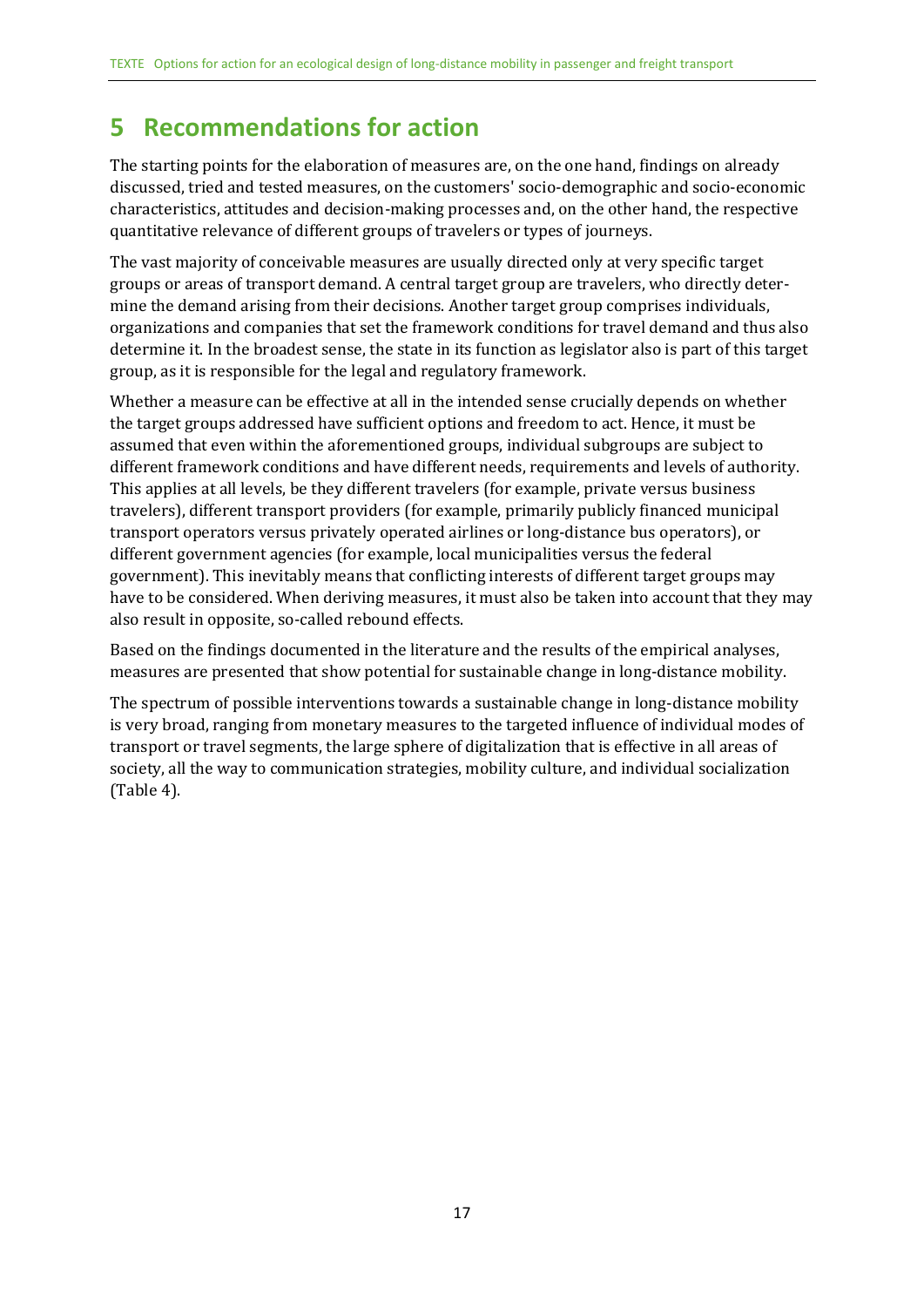# 5 Recommendations for action

The starting points for the elaboration of measures are, on the one hand, findings on already discussed, tried and tested measures, on the customers' socio-demographic and socio-economic characteristics, attitudes and decision-making processes and, on the other hand, the respective quantitative relevance of different groups of travelers or types of journeys.

The vast majority of conceivable measures are usually directed only at very specific target groups or areas of transport demand. A central target group are travelers, who directly determine the demand arising from their decisions. Another target group comprises individuals, organizations and companies that set the framework conditions for travel demand and thus also determine it. In the broadest sense, the state in its function as legislator also is part of this target group, as it is responsible for the legal and regulatory framework.

Whether a measure can be effective at all in the intended sense crucially depends on whether the target groups addressed have sufficient options and freedom to act. Hence, it must be assumed that even within the aforementioned groups, individual subgroups are subject to different framework conditions and have different needs, requirements and levels of authority. This applies at all levels, be they different travelers (for example, private versus business travelers), different transport providers (for example, primarily publicly financed municipal transport operators versus privately operated airlines or long-distance bus operators), or different government agencies (for example, local municipalities versus the federal government). This inevitably means that conflicting interests of different target groups may have to be considered. When deriving measures, it must also be taken into account that they may also result in opposite, so-called rebound effects.

Based on the findings documented in the literature and the results of the empirical analyses, measures are presented that show potential for sustainable change in long-distance mobility.

The spectrum of possible interventions towards a sustainable change in long-distance mobility is very broad, ranging from monetary measures to the targeted influence of individual modes of transport or travel segments, the large sphere of digitalization that is effective in all areas of society, all the way to communication strategies, mobility culture, and individual socialization (Table 4).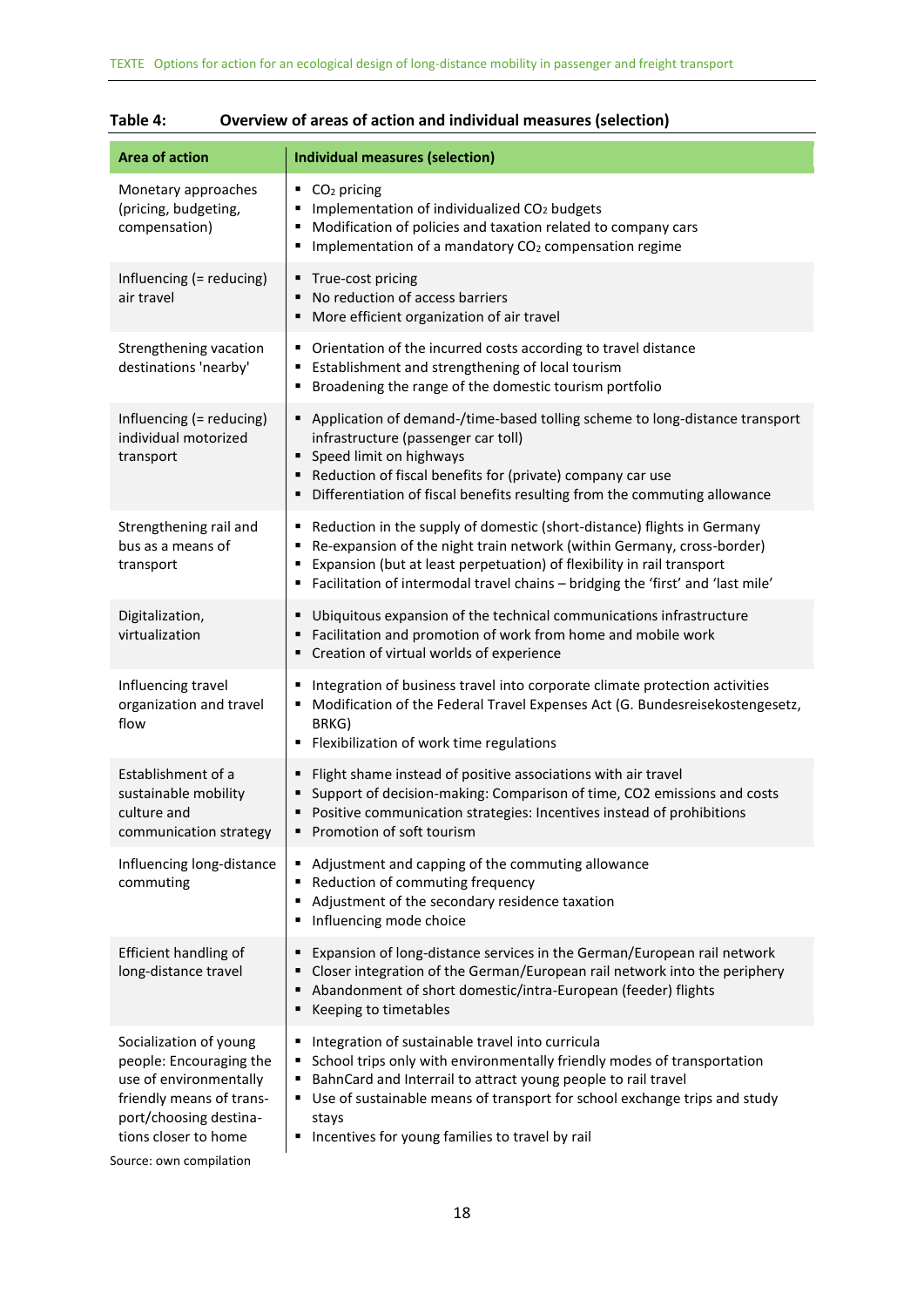**Table 4: Overview of areas of action and individual measures (selection)**

| Area of action | Individual measures (selection) |
|---|---|
| Monetary approaches (pricing, budgeting, compensation) | ▪ $CO_2$ pricing<br>▪ Implementation of individualized $CO_2$ budgets<br>▪ Modification of policies and taxation related to company cars<br>▪ Implementation of a mandatory $CO_2$ compensation regime |
| Influencing (= reducing) air travel | ▪ True-cost pricing<br>▪ No reduction of access barriers<br>▪ More efficient organization of air travel |
| Strengthening vacation destinations 'nearby' | ▪ Orientation of the incurred costs according to travel distance<br>▪ Establishment and strengthening of local tourism<br>▪ Broadening the range of the domestic tourism portfolio |
| Influencing (= reducing) individual motorized transport | ▪ Application of demand-/time-based tolling scheme to long-distance transport infrastructure (passenger car toll)<br>▪ Speed limit on highways<br>▪ Reduction of fiscal benefits for (private) company car use<br>▪ Differentiation of fiscal benefits resulting from the commuting allowance |
| Strengthening rail and bus as a means of transport | ▪ Reduction in the supply of domestic (short-distance) flights in Germany<br>▪ Re-expansion of the night train network (within Germany, cross-border)<br>▪ Expansion (but at least perpetuation) of flexibility in rail transport<br>▪ Facilitation of intermodal travel chains – bridging the 'first' and 'last mile' |
| Digitalization, virtualization | ▪ Ubiquitous expansion of the technical communications infrastructure<br>▪ Facilitation and promotion of work from home and mobile work<br>▪ Creation of virtual worlds of experience |
| Influencing travel organization and travel flow | ▪ Integration of business travel into corporate climate protection activities<br>▪ Modification of the Federal Travel Expenses Act (G. Bundesreisekostengesetz, BRKG)<br>▪ Flexibilization of work time regulations |
| Establishment of a sustainable mobility culture and communication strategy | ▪ Flight shame instead of positive associations with air travel<br>▪ Support of decision-making: Comparison of time, CO2 emissions and costs<br>▪ Positive communication strategies: Incentives instead of prohibitions<br>▪ Promotion of soft tourism |
| Influencing long-distance commuting | ▪ Adjustment and capping of the commuting allowance<br>▪ Reduction of commuting frequency<br>▪ Adjustment of the secondary residence taxation<br>▪ Influencing mode choice |
| Efficient handling of long-distance travel | ▪ Expansion of long-distance services in the German/European rail network<br>▪ Closer integration of the German/European rail network into the periphery<br>▪ Abandonment of short domestic/intra-European (feeder) flights<br>▪ Keeping to timetables |
| Socialization of young people: Encouraging the use of environmentally friendly means of transport/choosing destinations closer to home | ▪ Integration of sustainable travel into curricula<br>▪ School trips only with environmentally friendly modes of transportation<br>▪ BahnCard and Interrail to attract young people to rail travel<br>▪ Use of sustainable means of transport for school exchange trips and study stays<br>▪ Incentives for young families to travel by rail |

Source: own compilation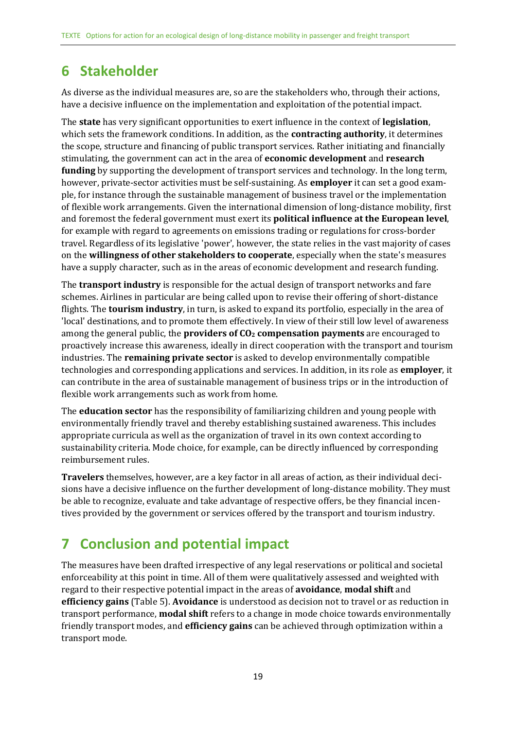# 6 Stakeholder

As diverse as the individual measures are, so are the stakeholders who, through their actions, have a decisive influence on the implementation and exploitation of the potential impact.

The **state** has very significant opportunities to exert influence in the context of **legislation**, which sets the framework conditions. In addition, as the **contracting authority**, it determines the scope, structure and financing of public transport services. Rather initiating and financially stimulating, the government can act in the area of **economic development** and **research funding** by supporting the development of transport services and technology. In the long term, however, private-sector activities must be self-sustaining. As **employer** it can set a good example, for instance through the sustainable management of business travel or the implementation of flexible work arrangements. Given the international dimension of long-distance mobility, first and foremost the federal government must exert its **political influence at the European level**, for example with regard to agreements on emissions trading or regulations for cross-border travel. Regardless of its legislative 'power', however, the state relies in the vast majority of cases on the **willingness of other stakeholders to cooperate**, especially when the state's measures have a supply character, such as in the areas of economic development and research funding.

The **transport industry** is responsible for the actual design of transport networks and fare schemes. Airlines in particular are being called upon to revise their offering of short-distance flights. The **tourism industry**, in turn, is asked to expand its portfolio, especially in the area of 'local' destinations, and to promote them effectively. In view of their still low level of awareness among the general public, the **providers of $CO_2$ compensation payments** are encouraged to proactively increase this awareness, ideally in direct cooperation with the transport and tourism industries. The **remaining private sector** is asked to develop environmentally compatible technologies and corresponding applications and services. In addition, in its role as **employer**, it can contribute in the area of sustainable management of business trips or in the introduction of flexible work arrangements such as work from home.

The **education sector** has the responsibility of familiarizing children and young people with environmentally friendly travel and thereby establishing sustained awareness. This includes appropriate curricula as well as the organization of travel in its own context according to sustainability criteria. Mode choice, for example, can be directly influenced by corresponding reimbursement rules.

**Travelers** themselves, however, are a key factor in all areas of action, as their individual decisions have a decisive influence on the further development of long-distance mobility. They must be able to recognize, evaluate and take advantage of respective offers, be they financial incentives provided by the government or services offered by the transport and tourism industry.

# 7 Conclusion and potential impact

The measures have been drafted irrespective of any legal reservations or political and societal enforceability at this point in time. All of them were qualitatively assessed and weighted with regard to their respective potential impact in the areas of **avoidance**, **modal shift** and **efficiency gains** (Table 5). **Avoidance** is understood as decision not to travel or as reduction in transport performance, **modal shift** refers to a change in mode choice towards environmentally friendly transport modes, and **efficiency gains** can be achieved through optimization within a transport mode.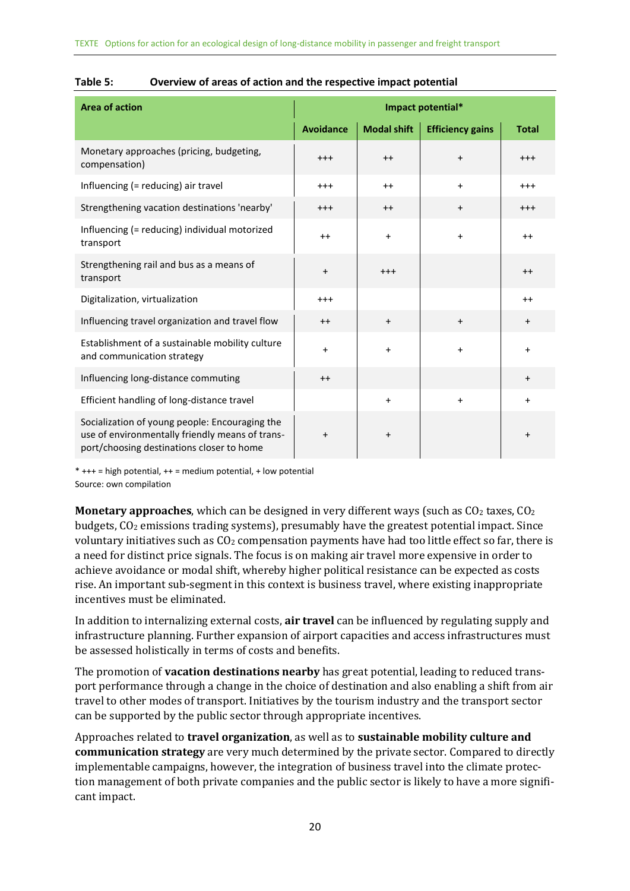**Table 5: Overview of areas of action and the respective impact potential**

| Area of action | Impact potential* | | | |
|---|---|---|---|---|
| | Avoidance | Modal shift | Efficiency gains | Total |
| Monetary approaches (pricing, budgeting, compensation) | +++ | ++ | + | +++ |
| Influencing (= reducing) air travel | +++ | ++ | + | +++ |
| Strengthening vacation destinations 'nearby' | +++ | ++ | + | +++ |
| Influencing (= reducing) individual motorized transport | ++ | + | + | ++ |
| Strengthening rail and bus as a means of transport | + | +++ | | ++ |
| Digitalization, virtualization | +++ | | | ++ |
| Influencing travel organization and travel flow | ++ | + | + | + |
| Establishment of a sustainable mobility culture and communication strategy | + | + | + | + |
| Influencing long-distance commuting | ++ | | | + |
| Efficient handling of long-distance travel | | + | + | + |
| Socialization of young people: Encouraging the use of environmentally friendly means of transport/choosing destinations closer to home | + | + | | + |

* +++ = high potential, ++ = medium potential, + low potential
Source: own compilation

**Monetary approaches**, which can be designed in very different ways (such as $CO_2$ taxes, $CO_2$ budgets, $CO_2$ emissions trading systems), presumably have the greatest potential impact. Since voluntary initiatives such as $CO_2$ compensation payments have had too little effect so far, there is a need for distinct price signals. The focus is on making air travel more expensive in order to achieve avoidance or modal shift, whereby higher political resistance can be expected as costs rise. An important sub-segment in this context is business travel, where existing inappropriate incentives must be eliminated.

In addition to internalizing external costs, **air travel** can be influenced by regulating supply and infrastructure planning. Further expansion of airport capacities and access infrastructures must be assessed holistically in terms of costs and benefits.

The promotion of **vacation destinations nearby** has great potential, leading to reduced transport performance through a change in the choice of destination and also enabling a shift from air travel to other modes of transport. Initiatives by the tourism industry and the transport sector can be supported by the public sector through appropriate incentives.

Approaches related to **travel organization**, as well as to **sustainable mobility culture and communication strategy** are very much determined by the private sector. Compared to directly implementable campaigns, however, the integration of business travel into the climate protection management of both private companies and the public sector is likely to have a more significant impact.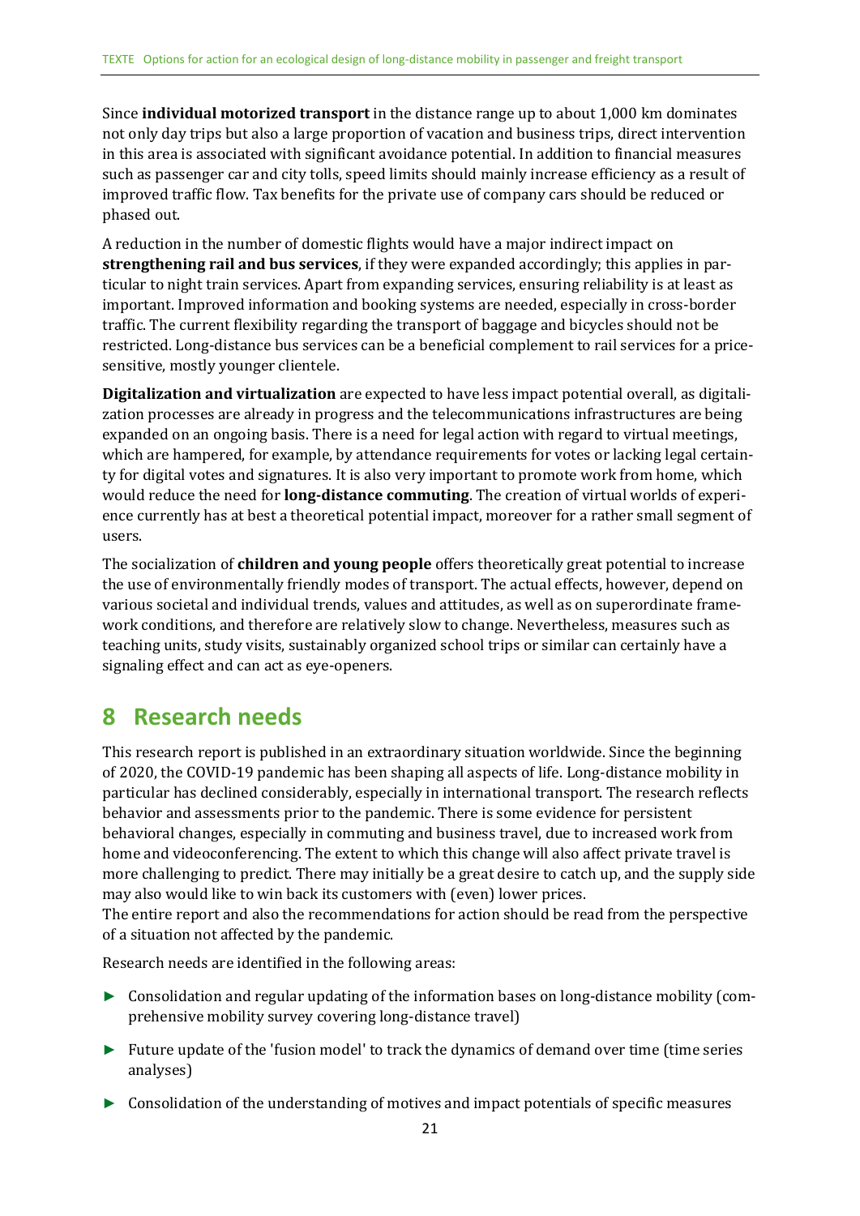Since **individual motorized transport** in the distance range up to about 1,000 km dominates not only day trips but also a large proportion of vacation and business trips, direct intervention in this area is associated with significant avoidance potential. In addition to financial measures such as passenger car and city tolls, speed limits should mainly increase efficiency as a result of improved traffic flow. Tax benefits for the private use of company cars should be reduced or phased out.

A reduction in the number of domestic flights would have a major indirect impact on **strengthening rail and bus services**, if they were expanded accordingly; this applies in particular to night train services. Apart from expanding services, ensuring reliability is at least as important. Improved information and booking systems are needed, especially in cross-border traffic. The current flexibility regarding the transport of baggage and bicycles should not be restricted. Long-distance bus services can be a beneficial complement to rail services for a price-sensitive, mostly younger clientele.

**Digitalization and virtualization** are expected to have less impact potential overall, as digitalization processes are already in progress and the telecommunications infrastructures are being expanded on an ongoing basis. There is a need for legal action with regard to virtual meetings, which are hampered, for example, by attendance requirements for votes or lacking legal certainty for digital votes and signatures. It is also very important to promote work from home, which would reduce the need for **long-distance commuting**. The creation of virtual worlds of experience currently has at best a theoretical potential impact, moreover for a rather small segment of users.

The socialization of **children and young people** offers theoretically great potential to increase the use of environmentally friendly modes of transport. The actual effects, however, depend on various societal and individual trends, values and attitudes, as well as on superordinate framework conditions, and therefore are relatively slow to change. Nevertheless, measures such as teaching units, study visits, sustainably organized school trips or similar can certainly have a signaling effect and can act as eye-openers.

# 8 Research needs

This research report is published in an extraordinary situation worldwide. Since the beginning of 2020, the COVID-19 pandemic has been shaping all aspects of life. Long-distance mobility in particular has declined considerably, especially in international transport. The research reflects behavior and assessments prior to the pandemic. There is some evidence for persistent behavioral changes, especially in commuting and business travel, due to increased work from home and videoconferencing. The extent to which this change will also affect private travel is more challenging to predict. There may initially be a great desire to catch up, and the supply side may also would like to win back its customers with (even) lower prices.
The entire report and also the recommendations for action should be read from the perspective of a situation not affected by the pandemic.

Research needs are identified in the following areas:

- Consolidation and regular updating of the information bases on long-distance mobility (comprehensive mobility survey covering long-distance travel)
- Future update of the 'fusion model' to track the dynamics of demand over time (time series analyses)
- Consolidation of the understanding of motives and impact potentials of specific measures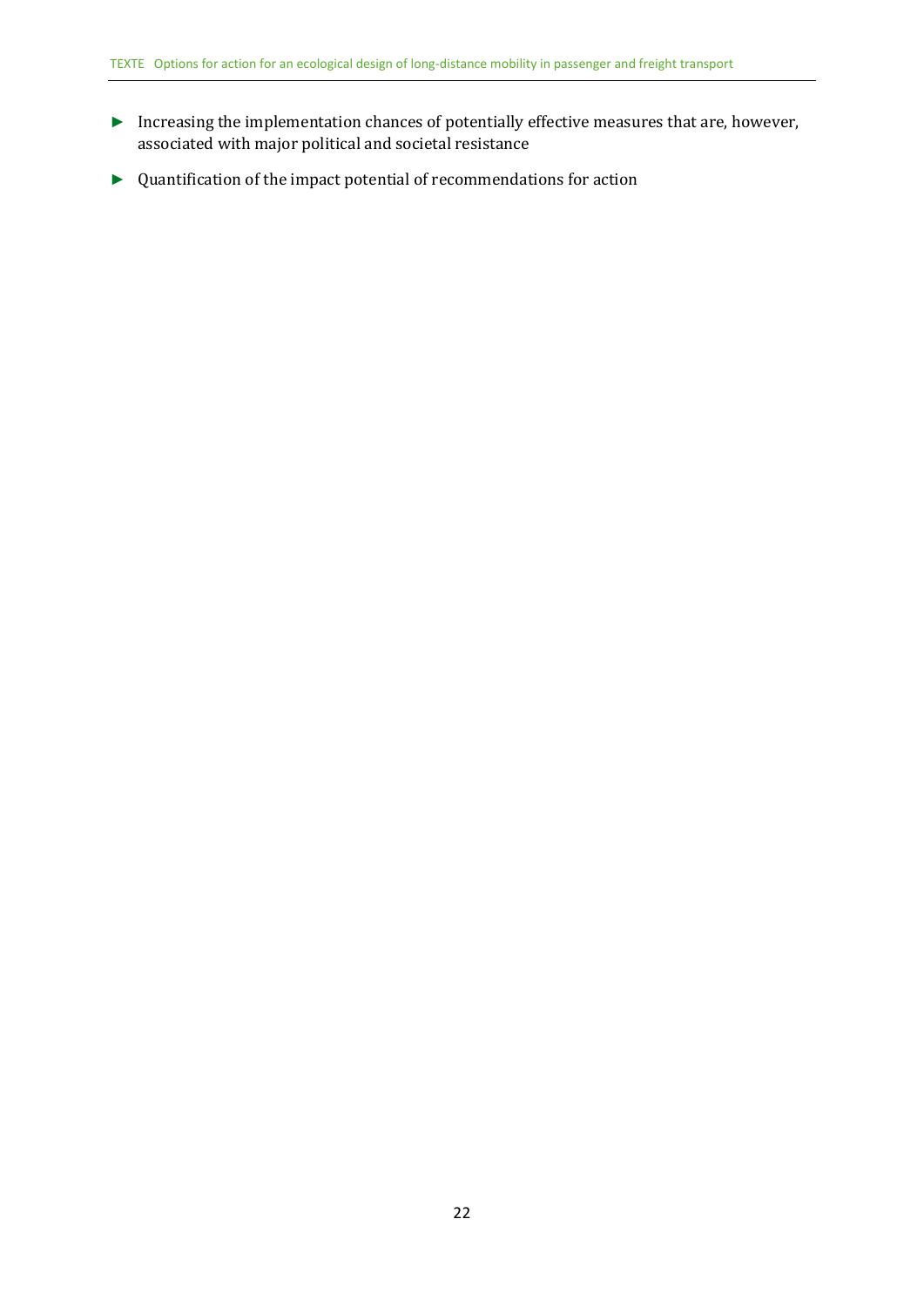- Increasing the implementation chances of potentially effective measures that are, however, associated with major political and societal resistance
- Quantification of the impact potential of recommendations for action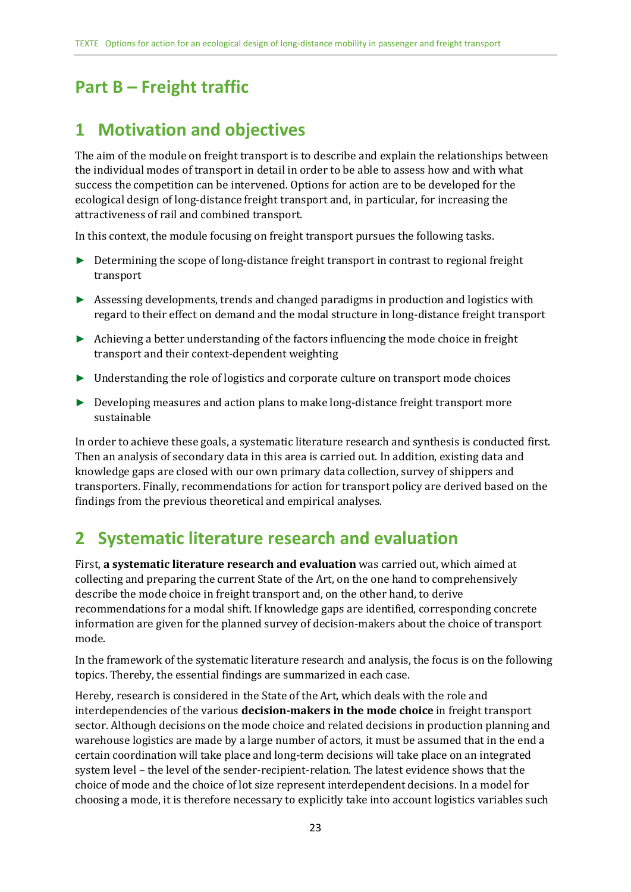# Part B – Freight traffic

## 1 Motivation and objectives

The aim of the module on freight transport is to describe and explain the relationships between the individual modes of transport in detail in order to be able to assess how and with what success the competition can be intervened. Options for action are to be developed for the ecological design of long-distance freight transport and, in particular, for increasing the attractiveness of rail and combined transport.

In this context, the module focusing on freight transport pursues the following tasks.

- Determining the scope of long-distance freight transport in contrast to regional freight transport
- Assessing developments, trends and changed paradigms in production and logistics with regard to their effect on demand and the modal structure in long-distance freight transport
- Achieving a better understanding of the factors influencing the mode choice in freight transport and their context-dependent weighting
- Understanding the role of logistics and corporate culture on transport mode choices
- Developing measures and action plans to make long-distance freight transport more sustainable

In order to achieve these goals, a systematic literature research and synthesis is conducted first. Then an analysis of secondary data in this area is carried out. In addition, existing data and knowledge gaps are closed with our own primary data collection, survey of shippers and transporters. Finally, recommendations for action for transport policy are derived based on the findings from the previous theoretical and empirical analyses.

## 2 Systematic literature research and evaluation

First, **a systematic literature research and evaluation** was carried out, which aimed at collecting and preparing the current State of the Art, on the one hand to comprehensively describe the mode choice in freight transport and, on the other hand, to derive recommendations for a modal shift. If knowledge gaps are identified, corresponding concrete information are given for the planned survey of decision-makers about the choice of transport mode.

In the framework of the systematic literature research and analysis, the focus is on the following topics. Thereby, the essential findings are summarized in each case.

Hereby, research is considered in the State of the Art, which deals with the role and interdependencies of the various **decision-makers in the mode choice** in freight transport sector. Although decisions on the mode choice and related decisions in production planning and warehouse logistics are made by a large number of actors, it must be assumed that in the end a certain coordination will take place and long-term decisions will take place on an integrated system level – the level of the sender-recipient-relation. The latest evidence shows that the choice of mode and the choice of lot size represent interdependent decisions. In a model for choosing a mode, it is therefore necessary to explicitly take into account logistics variables such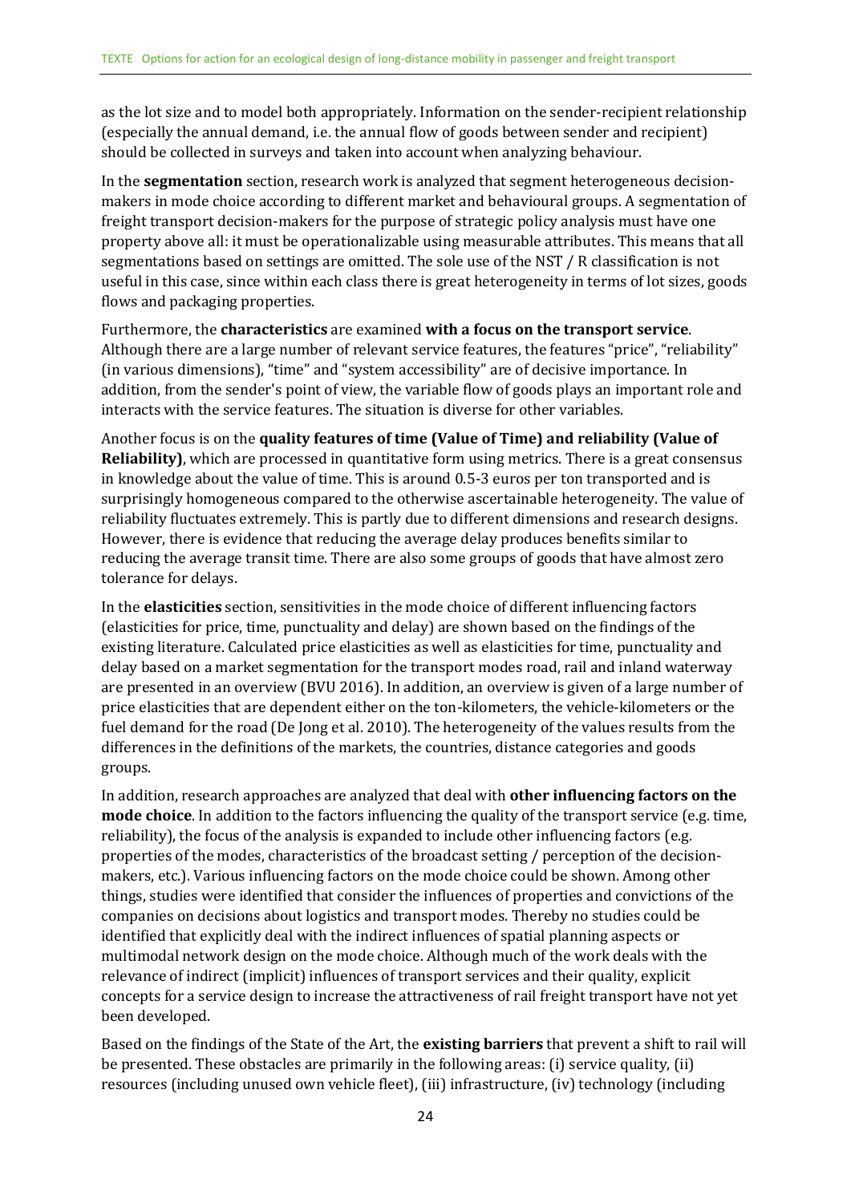as the lot size and to model both appropriately. Information on the sender-recipient relationship (especially the annual demand, i.e. the annual flow of goods between sender and recipient) should be collected in surveys and taken into account when analyzing behaviour.

In the **segmentation** section, research work is analyzed that segment heterogeneous decision-makers in mode choice according to different market and behavioural groups. A segmentation of freight transport decision-makers for the purpose of strategic policy analysis must have one property above all: it must be operationalizable using measurable attributes. This means that all segmentations based on settings are omitted. The sole use of the NST / R classification is not useful in this case, since within each class there is great heterogeneity in terms of lot sizes, goods flows and packaging properties.

Furthermore, the **characteristics** are examined **with a focus on the transport service**. Although there are a large number of relevant service features, the features "price", "reliability" (in various dimensions), "time" and "system accessibility" are of decisive importance. In addition, from the sender's point of view, the variable flow of goods plays an important role and interacts with the service features. The situation is diverse for other variables.

Another focus is on the **quality features of time (Value of Time) and reliability (Value of Reliability)**, which are processed in quantitative form using metrics. There is a great consensus in knowledge about the value of time. This is around 0.5-3 euros per ton transported and is surprisingly homogeneous compared to the otherwise ascertainable heterogeneity. The value of reliability fluctuates extremely. This is partly due to different dimensions and research designs. However, there is evidence that reducing the average delay produces benefits similar to reducing the average transit time. There are also some groups of goods that have almost zero tolerance for delays.

In the **elasticities** section, sensitivities in the mode choice of different influencing factors (elasticities for price, time, punctuality and delay) are shown based on the findings of the existing literature. Calculated price elasticities as well as elasticities for time, punctuality and delay based on a market segmentation for the transport modes road, rail and inland waterway are presented in an overview (BVU 2016). In addition, an overview is given of a large number of price elasticities that are dependent either on the ton-kilometers, the vehicle-kilometers or the fuel demand for the road (De Jong et al. 2010). The heterogeneity of the values results from the differences in the definitions of the markets, the countries, distance categories and goods groups.

In addition, research approaches are analyzed that deal with **other influencing factors on the mode choice**. In addition to the factors influencing the quality of the transport service (e.g. time, reliability), the focus of the analysis is expanded to include other influencing factors (e.g. properties of the modes, characteristics of the broadcast setting / perception of the decision-makers, etc.). Various influencing factors on the mode choice could be shown. Among other things, studies were identified that consider the influences of properties and convictions of the companies on decisions about logistics and transport modes. Thereby no studies could be identified that explicitly deal with the indirect influences of spatial planning aspects or multimodal network design on the mode choice. Although much of the work deals with the relevance of indirect (implicit) influences of transport services and their quality, explicit concepts for a service design to increase the attractiveness of rail freight transport have not yet been developed.

Based on the findings of the State of the Art, the **existing barriers** that prevent a shift to rail will be presented. These obstacles are primarily in the following areas: (i) service quality, (ii) resources (including unused own vehicle fleet), (iii) infrastructure, (iv) technology (including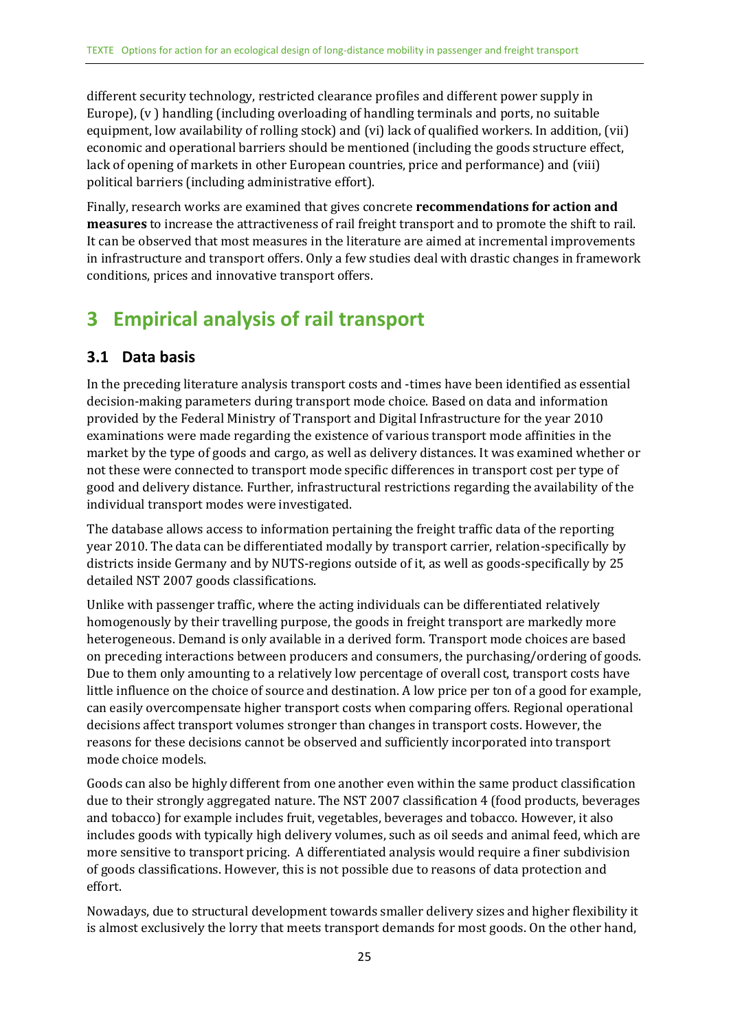different security technology, restricted clearance profiles and different power supply in Europe), (v ) handling (including overloading of handling terminals and ports, no suitable equipment, low availability of rolling stock) and (vi) lack of qualified workers. In addition, (vii) economic and operational barriers should be mentioned (including the goods structure effect, lack of opening of markets in other European countries, price and performance) and (viii) political barriers (including administrative effort).

Finally, research works are examined that gives concrete **recommendations for action and measures** to increase the attractiveness of rail freight transport and to promote the shift to rail. It can be observed that most measures in the literature are aimed at incremental improvements in infrastructure and transport offers. Only a few studies deal with drastic changes in framework conditions, prices and innovative transport offers.

# 3 Empirical analysis of rail transport

## 3.1 Data basis

In the preceding literature analysis transport costs and -times have been identified as essential decision-making parameters during transport mode choice. Based on data and information provided by the Federal Ministry of Transport and Digital Infrastructure for the year 2010 examinations were made regarding the existence of various transport mode affinities in the market by the type of goods and cargo, as well as delivery distances. It was examined whether or not these were connected to transport mode specific differences in transport cost per type of good and delivery distance. Further, infrastructural restrictions regarding the availability of the individual transport modes were investigated.

The database allows access to information pertaining the freight traffic data of the reporting year 2010. The data can be differentiated modally by transport carrier, relation-specifically by districts inside Germany and by NUTS-regions outside of it, as well as goods-specifically by 25 detailed NST 2007 goods classifications.

Unlike with passenger traffic, where the acting individuals can be differentiated relatively homogenously by their travelling purpose, the goods in freight transport are markedly more heterogeneous. Demand is only available in a derived form. Transport mode choices are based on preceding interactions between producers and consumers, the purchasing/ordering of goods. Due to them only amounting to a relatively low percentage of overall cost, transport costs have little influence on the choice of source and destination. A low price per ton of a good for example, can easily overcompensate higher transport costs when comparing offers. Regional operational decisions affect transport volumes stronger than changes in transport costs. However, the reasons for these decisions cannot be observed and sufficiently incorporated into transport mode choice models.

Goods can also be highly different from one another even within the same product classification due to their strongly aggregated nature. The NST 2007 classification 4 (food products, beverages and tobacco) for example includes fruit, vegetables, beverages and tobacco. However, it also includes goods with typically high delivery volumes, such as oil seeds and animal feed, which are more sensitive to transport pricing. A differentiated analysis would require a finer subdivision of goods classifications. However, this is not possible due to reasons of data protection and effort.

Nowadays, due to structural development towards smaller delivery sizes and higher flexibility it is almost exclusively the lorry that meets transport demands for most goods. On the other hand,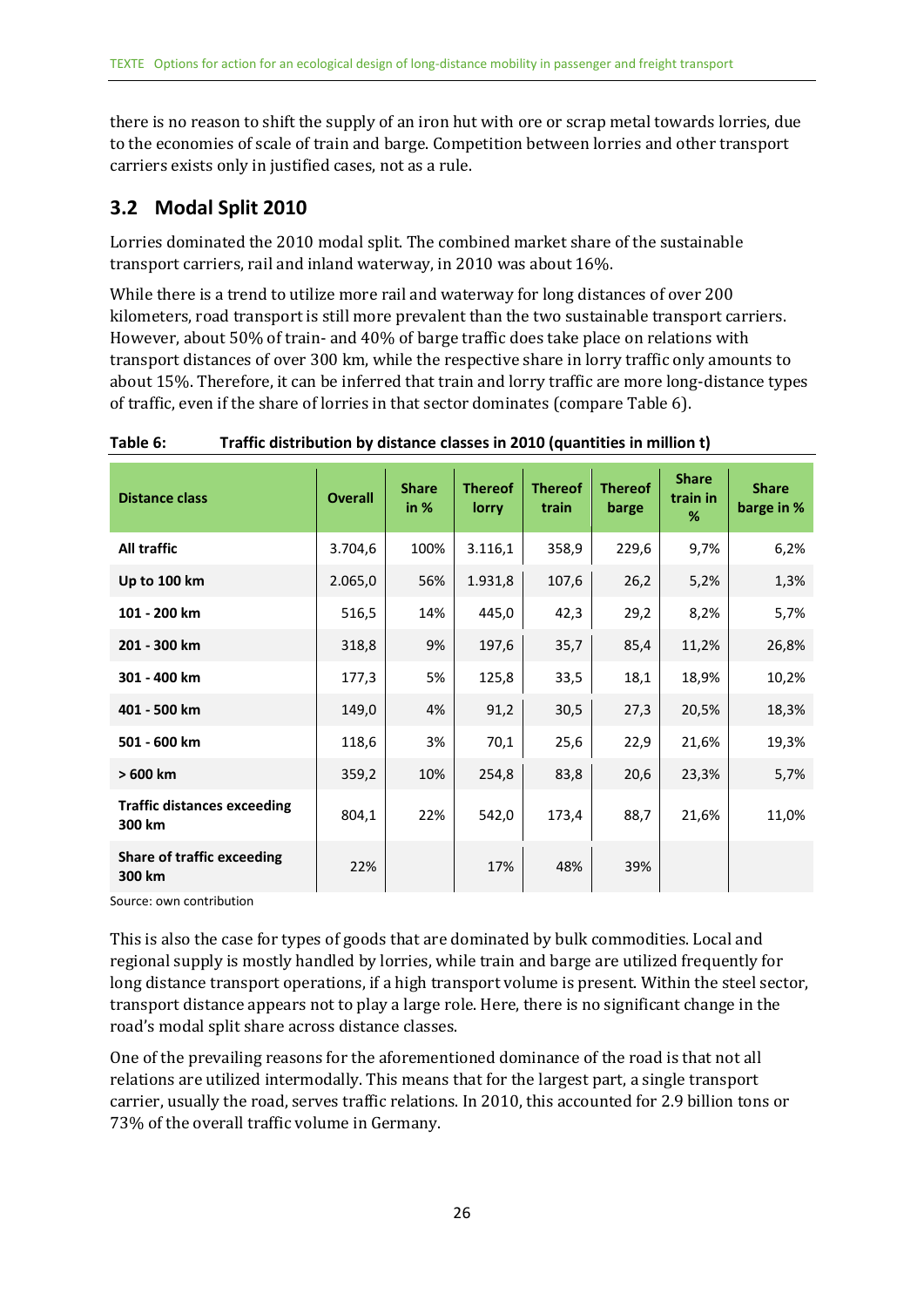there is no reason to shift the supply of an iron hut with ore or scrap metal towards lorries, due to the economies of scale of train and barge. Competition between lorries and other transport carriers exists only in justified cases, not as a rule.

## 3.2 Modal Split 2010

Lorries dominated the 2010 modal split. The combined market share of the sustainable transport carriers, rail and inland waterway, in 2010 was about 16%.

While there is a trend to utilize more rail and waterway for long distances of over 200 kilometers, road transport is still more prevalent than the two sustainable transport carriers. However, about 50% of train- and 40% of barge traffic does take place on relations with transport distances of over 300 km, while the respective share in lorry traffic only amounts to about 15%. Therefore, it can be inferred that train and lorry traffic are more long-distance types of traffic, even if the share of lorries in that sector dominates (compare Table 6).

**Table 6: Traffic distribution by distance classes in 2010 (quantities in million t)**

| Distance class | Overall | Share in % | Thereof lorry | Thereof train | Thereof barge | Share train in % | Share barge in % |
|---|---|---|---|---|---|---|---|
| **All traffic** | 3.704,6 | 100% | 3.116,1 | 358,9 | 229,6 | 9,7% | 6,2% |
| **Up to 100 km** | 2.065,0 | 56% | 1.931,8 | 107,6 | 26,2 | 5,2% | 1,3% |
| **101 - 200 km** | 516,5 | 14% | 445,0 | 42,3 | 29,2 | 8,2% | 5,7% |
| **201 - 300 km** | 318,8 | 9% | 197,6 | 35,7 | 85,4 | 11,2% | 26,8% |
| **301 - 400 km** | 177,3 | 5% | 125,8 | 33,5 | 18,1 | 18,9% | 10,2% |
| **401 - 500 km** | 149,0 | 4% | 91,2 | 30,5 | 27,3 | 20,5% | 18,3% |
| **501 - 600 km** | 118,6 | 3% | 70,1 | 25,6 | 22,9 | 21,6% | 19,3% |
| **> 600 km** | 359,2 | 10% | 254,8 | 83,8 | 20,6 | 23,3% | 5,7% |
| **Traffic distances exceeding 300 km** | 804,1 | 22% | 542,0 | 173,4 | 88,7 | 21,6% | 11,0% |
| **Share of traffic exceeding 300 km** | 22% | | 17% | 48% | 39% | | |

Source: own contribution

This is also the case for types of goods that are dominated by bulk commodities. Local and regional supply is mostly handled by lorries, while train and barge are utilized frequently for long distance transport operations, if a high transport volume is present. Within the steel sector, transport distance appears not to play a large role. Here, there is no significant change in the road's modal split share across distance classes.

One of the prevailing reasons for the aforementioned dominance of the road is that not all relations are utilized intermodally. This means that for the largest part, a single transport carrier, usually the road, serves traffic relations. In 2010, this accounted for 2.9 billion tons or 73% of the overall traffic volume in Germany.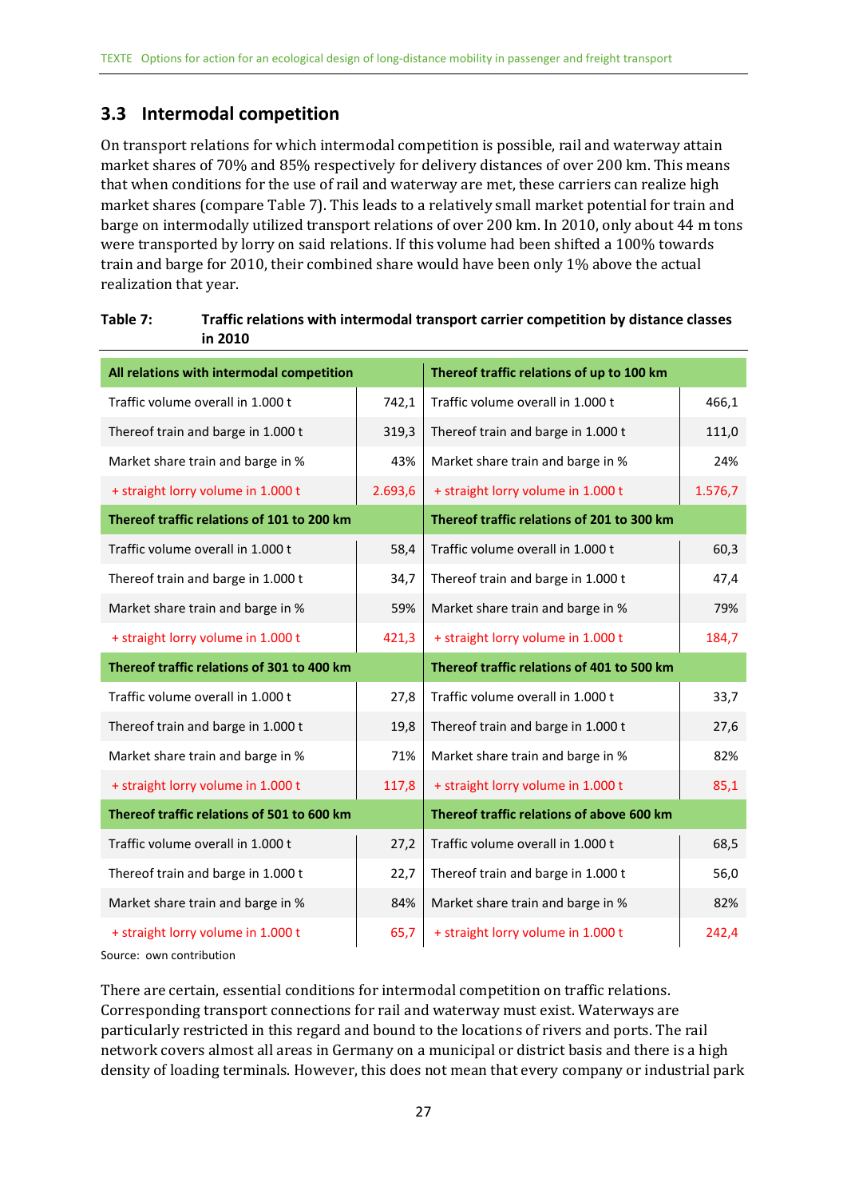## 3.3 Intermodal competition

On transport relations for which intermodal competition is possible, rail and waterway attain market shares of 70% and 85% respectively for delivery distances of over 200 km. This means that when conditions for the use of rail and waterway are met, these carriers can realize high market shares (compare Table 7). This leads to a relatively small market potential for train and barge on intermodally utilized transport relations of over 200 km. In 2010, only about 44 m tons were transported by lorry on said relations. If this volume had been shifted a 100% towards train and barge for 2010, their combined share would have been only 1% above the actual realization that year.

**Table 7: Traffic relations with intermodal transport carrier competition by distance classes in 2010**

| All relations with intermodal competition | | Thereof traffic relations of up to 100 km | |
|---|---|---|---|
| Traffic volume overall in 1.000 t | 742,1 | Traffic volume overall in 1.000 t | 466,1 |
| Thereof train and barge in 1.000 t | 319,3 | Thereof train and barge in 1.000 t | 111,0 |
| Market share train and barge in % | 43% | Market share train and barge in % | 24% |
| + straight lorry volume in 1.000 t | 2.693,6 | + straight lorry volume in 1.000 t | 1.576,7 |
| **Thereof traffic relations of 101 to 200 km** | | **Thereof traffic relations of 201 to 300 km** | |
| Traffic volume overall in 1.000 t | 58,4 | Traffic volume overall in 1.000 t | 60,3 |
| Thereof train and barge in 1.000 t | 34,7 | Thereof train and barge in 1.000 t | 47,4 |
| Market share train and barge in % | 59% | Market share train and barge in % | 79% |
| + straight lorry volume in 1.000 t | 421,3 | + straight lorry volume in 1.000 t | 184,7 |
| **Thereof traffic relations of 301 to 400 km** | | **Thereof traffic relations of 401 to 500 km** | |
| Traffic volume overall in 1.000 t | 27,8 | Traffic volume overall in 1.000 t | 33,7 |
| Thereof train and barge in 1.000 t | 19,8 | Thereof train and barge in 1.000 t | 27,6 |
| Market share train and barge in % | 71% | Market share train and barge in % | 82% |
| + straight lorry volume in 1.000 t | 117,8 | + straight lorry volume in 1.000 t | 85,1 |
| **Thereof traffic relations of 501 to 600 km** | | **Thereof traffic relations of above 600 km** | |
| Traffic volume overall in 1.000 t | 27,2 | Traffic volume overall in 1.000 t | 68,5 |
| Thereof train and barge in 1.000 t | 22,7 | Thereof train and barge in 1.000 t | 56,0 |
| Market share train and barge in % | 84% | Market share train and barge in % | 82% |
| + straight lorry volume in 1.000 t | 65,7 | + straight lorry volume in 1.000 t | 242,4 |

Source: own contribution

There are certain, essential conditions for intermodal competition on traffic relations. Corresponding transport connections for rail and waterway must exist. Waterways are particularly restricted in this regard and bound to the locations of rivers and ports. The rail network covers almost all areas in Germany on a municipal or district basis and there is a high density of loading terminals. However, this does not mean that every company or industrial park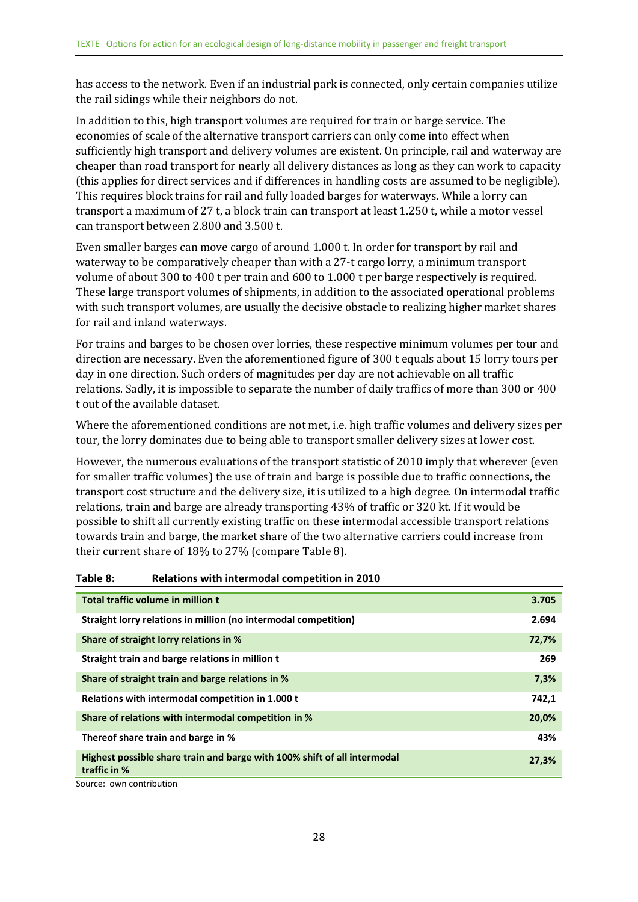has access to the network. Even if an industrial park is connected, only certain companies utilize the rail sidings while their neighbors do not.

In addition to this, high transport volumes are required for train or barge service. The economies of scale of the alternative transport carriers can only come into effect when sufficiently high transport and delivery volumes are existent. On principle, rail and waterway are cheaper than road transport for nearly all delivery distances as long as they can work to capacity (this applies for direct services and if differences in handling costs are assumed to be negligible). This requires block trains for rail and fully loaded barges for waterways. While a lorry can transport a maximum of 27 t, a block train can transport at least 1.250 t, while a motor vessel can transport between 2.800 and 3.500 t.

Even smaller barges can move cargo of around 1.000 t. In order for transport by rail and waterway to be comparatively cheaper than with a 27-t cargo lorry, a minimum transport volume of about 300 to 400 t per train and 600 to 1.000 t per barge respectively is required. These large transport volumes of shipments, in addition to the associated operational problems with such transport volumes, are usually the decisive obstacle to realizing higher market shares for rail and inland waterways.

For trains and barges to be chosen over lorries, these respective minimum volumes per tour and direction are necessary. Even the aforementioned figure of 300 t equals about 15 lorry tours per day in one direction. Such orders of magnitudes per day are not achievable on all traffic relations. Sadly, it is impossible to separate the number of daily traffics of more than 300 or 400 t out of the available dataset.

Where the aforementioned conditions are not met, i.e. high traffic volumes and delivery sizes per tour, the lorry dominates due to being able to transport smaller delivery sizes at lower cost.

However, the numerous evaluations of the transport statistic of 2010 imply that wherever (even for smaller traffic volumes) the use of train and barge is possible due to traffic connections, the transport cost structure and the delivery size, it is utilized to a high degree. On intermodal traffic relations, train and barge are already transporting 43% of traffic or 320 kt. If it would be possible to shift all currently existing traffic on these intermodal accessible transport relations towards train and barge, the market share of the two alternative carriers could increase from their current share of 18% to 27% (compare Table 8).

**Table 8: Relations with intermodal competition in 2010**

| | |
|---|---|
| **Total traffic volume in million t** | **3.705** |
| **Straight lorry relations in million (no intermodal competition)** | **2.694** |
| **Share of straight lorry relations in %** | **72,7%** |
| **Straight train and barge relations in million t** | **269** |
| **Share of straight train and barge relations in %** | **7,3%** |
| **Relations with intermodal competition in 1.000 t** | **742,1** |
| **Share of relations with intermodal competition in %** | **20,0%** |
| **Thereof share train and barge in %** | **43%** |
| **Highest possible share train and barge with 100% shift of all intermodal traffic in %** | **27,3%** |

Source: own contribution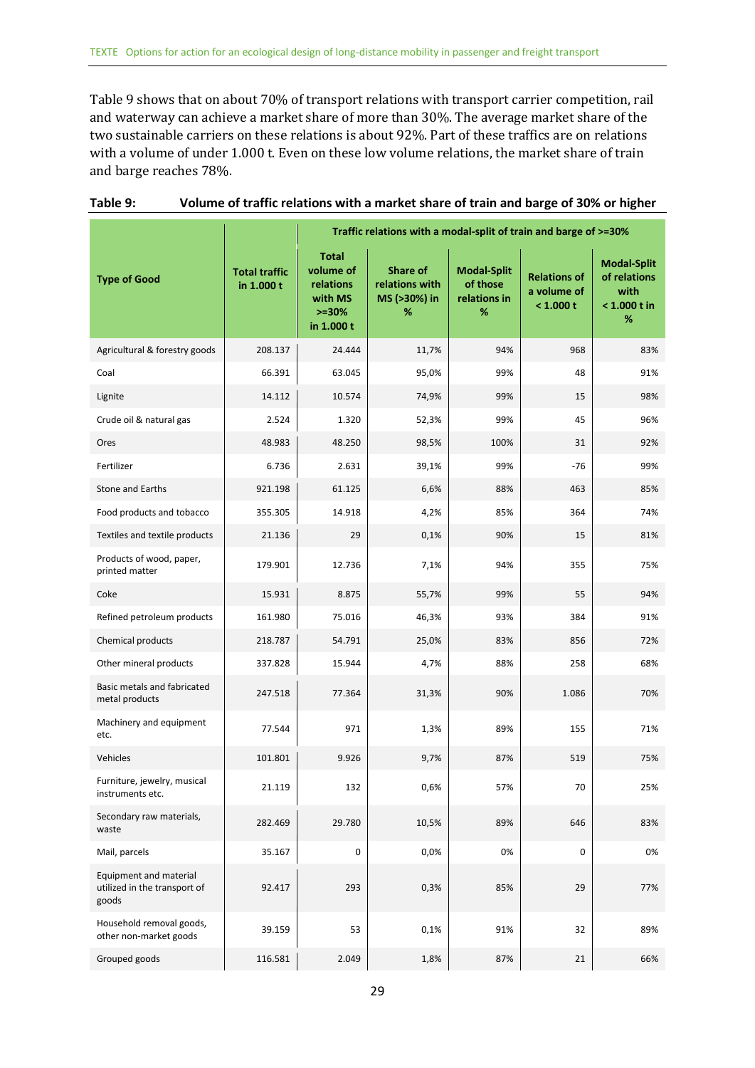Table 9 shows that on about 70% of transport relations with transport carrier competition, rail and waterway can achieve a market share of more than 30%. The average market share of the two sustainable carriers on these relations is about 92%. Part of these traffics are on relations with a volume of under 1.000 t. Even on these low volume relations, the market share of train and barge reaches 78%.

**Table 9: Volume of traffic relations with a market share of train and barge of 30% or higher**

| Type of Good | Total traffic in 1.000 t | Traffic relations with a modal-split of train and barge of >=30% | | | | |
|---|---|---|---|---|---|---|
| | | Total volume of relations with MS >=30% in 1.000 t | Share of relations with MS (>30%) in % | Modal-Split of those relations in % | Relations of a volume of < 1.000 t | Modal-Split of relations with < 1.000 t in % |
| Agricultural & forestry goods | 208.137 | 24.444 | 11,7% | 94% | 968 | 83% |
| Coal | 66.391 | 63.045 | 95,0% | 99% | 48 | 91% |
| Lignite | 14.112 | 10.574 | 74,9% | 99% | 15 | 98% |
| Crude oil & natural gas | 2.524 | 1.320 | 52,3% | 99% | 45 | 96% |
| Ores | 48.983 | 48.250 | 98,5% | 100% | 31 | 92% |
| Fertilizer | 6.736 | 2.631 | 39,1% | 99% | -76 | 99% |
| Stone and Earths | 921.198 | 61.125 | 6,6% | 88% | 463 | 85% |
| Food products and tobacco | 355.305 | 14.918 | 4,2% | 85% | 364 | 74% |
| Textiles and textile products | 21.136 | 29 | 0,1% | 90% | 15 | 81% |
| Products of wood, paper, printed matter | 179.901 | 12.736 | 7,1% | 94% | 355 | 75% |
| Coke | 15.931 | 8.875 | 55,7% | 99% | 55 | 94% |
| Refined petroleum products | 161.980 | 75.016 | 46,3% | 93% | 384 | 91% |
| Chemical products | 218.787 | 54.791 | 25,0% | 83% | 856 | 72% |
| Other mineral products | 337.828 | 15.944 | 4,7% | 88% | 258 | 68% |
| Basic metals and fabricated metal products | 247.518 | 77.364 | 31,3% | 90% | 1.086 | 70% |
| Machinery and equipment etc. | 77.544 | 971 | 1,3% | 89% | 155 | 71% |
| Vehicles | 101.801 | 9.926 | 9,7% | 87% | 519 | 75% |
| Furniture, jewelry, musical instruments etc. | 21.119 | 132 | 0,6% | 57% | 70 | 25% |
| Secondary raw materials, waste | 282.469 | 29.780 | 10,5% | 89% | 646 | 83% |
| Mail, parcels | 35.167 | 0 | 0,0% | 0% | 0 | 0% |
| Equipment and material utilized in the transport of goods | 92.417 | 293 | 0,3% | 85% | 29 | 77% |
| Household removal goods, other non-market goods | 39.159 | 53 | 0,1% | 91% | 32 | 89% |
| Grouped goods | 116.581 | 2.049 | 1,8% | 87% | 21 | 66% |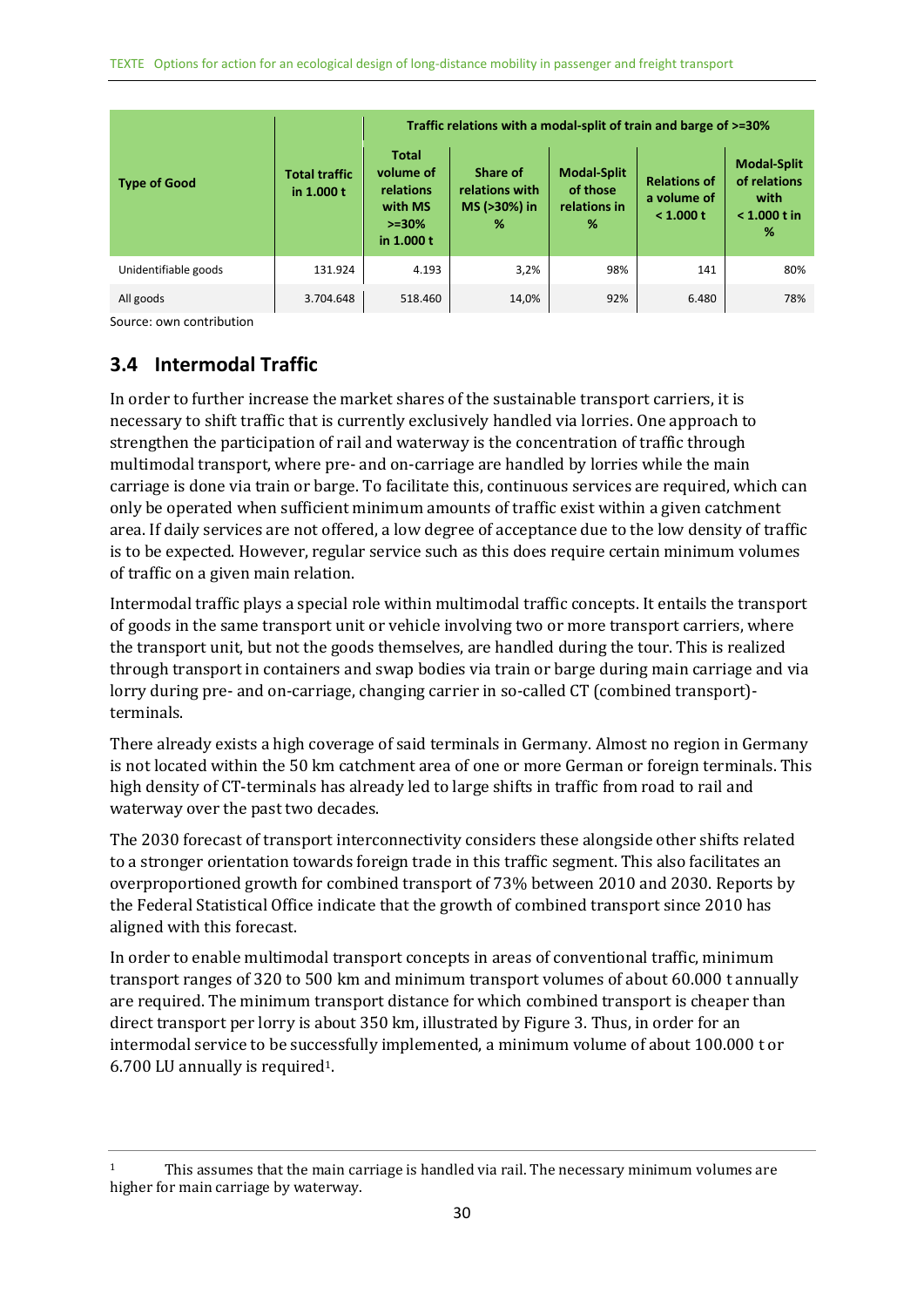| Type of Good | Total traffic in 1.000 t | Traffic relations with a modal-split of train and barge of >=30% | | | | |
|---|---|---|---|---|---|---|
| | | Total volume of relations with MS >=30% in 1.000 t | Share of relations with MS (>30%) in % | Modal-Split of those relations in % | Relations of a volume of < 1.000 t | Modal-Split of relations with < 1.000 t in % |
| Unidentifiable goods | 131.924 | 4.193 | 3,2% | 98% | 141 | 80% |
| All goods | 3.704.648 | 518.460 | 14,0% | 92% | 6.480 | 78% |

Source: own contribution

## 3.4 Intermodal Traffic

In order to further increase the market shares of the sustainable transport carriers, it is necessary to shift traffic that is currently exclusively handled via lorries. One approach to strengthen the participation of rail and waterway is the concentration of traffic through multimodal transport, where pre- and on-carriage are handled by lorries while the main carriage is done via train or barge. To facilitate this, continuous services are required, which can only be operated when sufficient minimum amounts of traffic exist within a given catchment area. If daily services are not offered, a low degree of acceptance due to the low density of traffic is to be expected. However, regular service such as this does require certain minimum volumes of traffic on a given main relation.

Intermodal traffic plays a special role within multimodal traffic concepts. It entails the transport of goods in the same transport unit or vehicle involving two or more transport carriers, where the transport unit, but not the goods themselves, are handled during the tour. This is realized through transport in containers and swap bodies via train or barge during main carriage and via lorry during pre- and on-carriage, changing carrier in so-called CT (combined transport)-terminals.

There already exists a high coverage of said terminals in Germany. Almost no region in Germany is not located within the 50 km catchment area of one or more German or foreign terminals. This high density of CT-terminals has already led to large shifts in traffic from road to rail and waterway over the past two decades.

The 2030 forecast of transport interconnectivity considers these alongside other shifts related to a stronger orientation towards foreign trade in this traffic segment. This also facilitates an overproportioned growth for combined transport of 73% between 2010 and 2030. Reports by the Federal Statistical Office indicate that the growth of combined transport since 2010 has aligned with this forecast.

In order to enable multimodal transport concepts in areas of conventional traffic, minimum transport ranges of 320 to 500 km and minimum transport volumes of about 60.000 t annually are required. The minimum transport distance for which combined transport is cheaper than direct transport per lorry is about 350 km, illustrated by Figure 3. Thus, in order for an intermodal service to be successfully implemented, a minimum volume of about 100.000 t or 6.700 LU annually is required[1].

[1] This assumes that the main carriage is handled via rail. The necessary minimum volumes are higher for main carriage by waterway.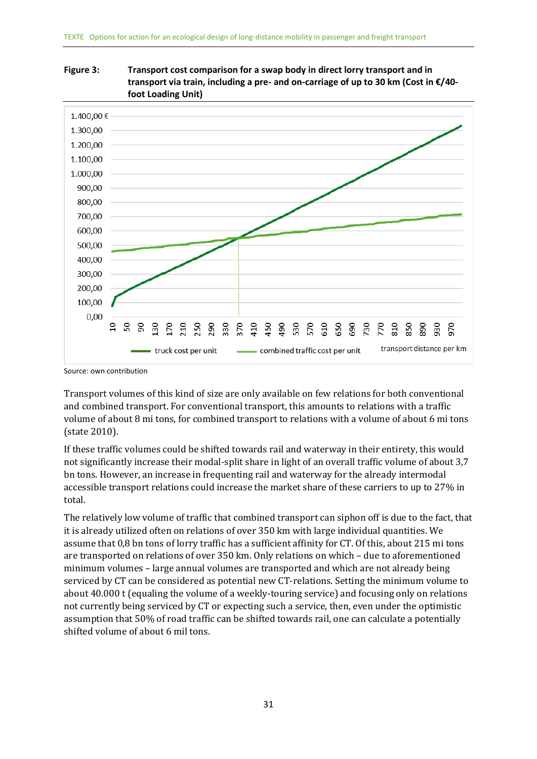**Figure 3: Transport cost comparison for a swap body in direct lorry transport and in transport via train, including a pre- and on-carriage of up to 30 km (Cost in €/40-foot Loading Unit)**

Source: own contribution

Transport volumes of this kind of size are only available on few relations for both conventional and combined transport. For conventional transport, this amounts to relations with a traffic volume of about 8 mi tons, for combined transport to relations with a volume of about 6 mi tons (state 2010).

If these traffic volumes could be shifted towards rail and waterway in their entirety, this would not significantly increase their modal-split share in light of an overall traffic volume of about 3,7 bn tons. However, an increase in frequenting rail and waterway for the already intermodal accessible transport relations could increase the market share of these carriers to up to 27% in total.

The relatively low volume of traffic that combined transport can siphon off is due to the fact, that it is already utilized often on relations of over 350 km with large individual quantities. We assume that 0,8 bn tons of lorry traffic has a sufficient affinity for CT. Of this, about 215 mi tons are transported on relations of over 350 km. Only relations on which – due to aforementioned minimum volumes – large annual volumes are transported and which are not already being serviced by CT can be considered as potential new CT-relations. Setting the minimum volume to about 40.000 t (equaling the volume of a weekly-touring service) and focusing only on relations not currently being serviced by CT or expecting such a service, then, even under the optimistic assumption that 50% of road traffic can be shifted towards rail, one can calculate a potentially shifted volume of about 6 mil tons.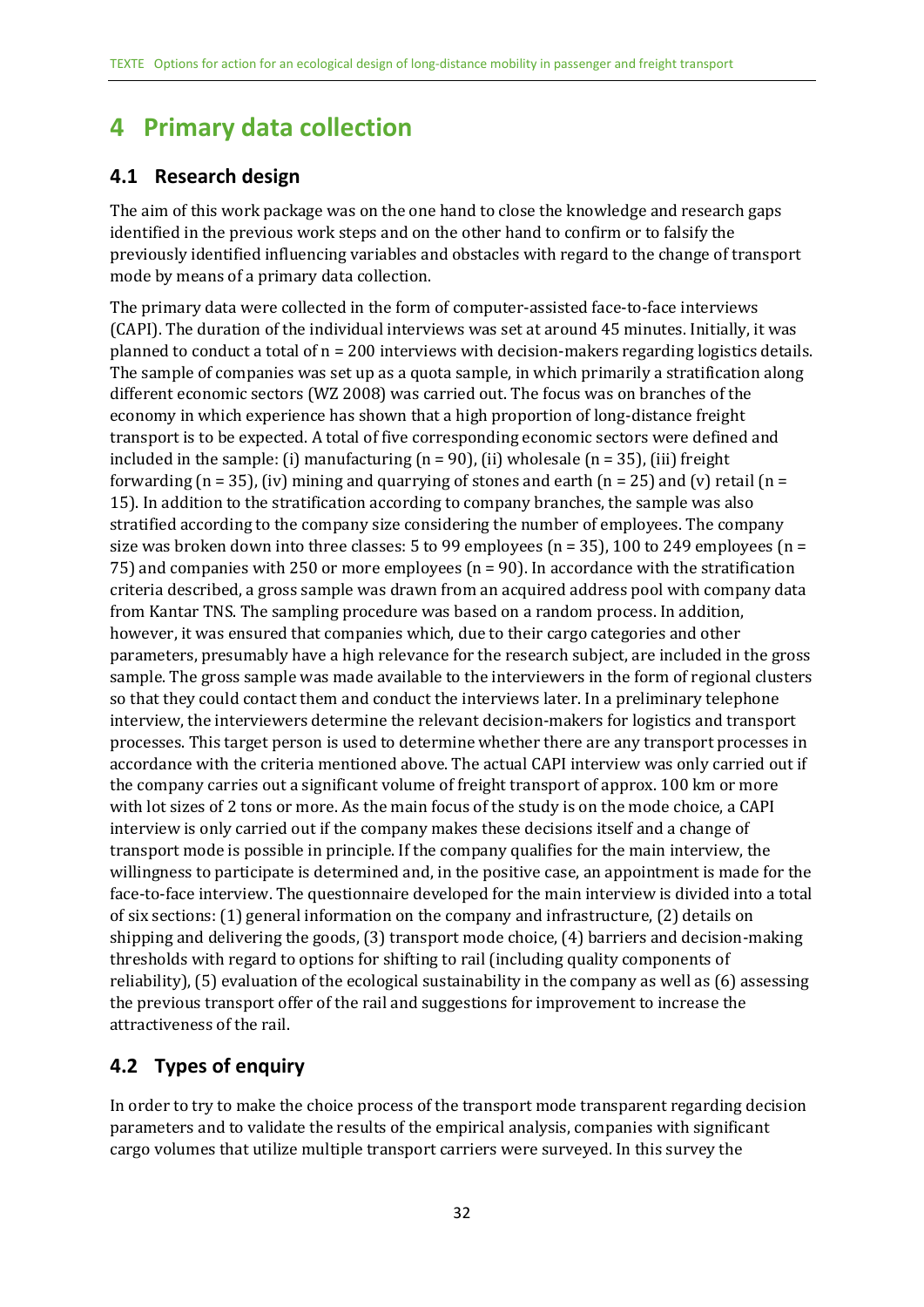# 4 Primary data collection

## 4.1 Research design

The aim of this work package was on the one hand to close the knowledge and research gaps identified in the previous work steps and on the other hand to confirm or to falsify the previously identified influencing variables and obstacles with regard to the change of transport mode by means of a primary data collection.

The primary data were collected in the form of computer-assisted face-to-face interviews (CAPI). The duration of the individual interviews was set at around 45 minutes. Initially, it was planned to conduct a total of n = 200 interviews with decision-makers regarding logistics details. The sample of companies was set up as a quota sample, in which primarily a stratification along different economic sectors (WZ 2008) was carried out. The focus was on branches of the economy in which experience has shown that a high proportion of long-distance freight transport is to be expected. A total of five corresponding economic sectors were defined and included in the sample: (i) manufacturing (n = 90), (ii) wholesale (n = 35), (iii) freight forwarding (n = 35), (iv) mining and quarrying of stones and earth (n = 25) and (v) retail (n = 15). In addition to the stratification according to company branches, the sample was also stratified according to the company size considering the number of employees. The company size was broken down into three classes: 5 to 99 employees (n = 35), 100 to 249 employees (n = 75) and companies with 250 or more employees (n = 90). In accordance with the stratification criteria described, a gross sample was drawn from an acquired address pool with company data from Kantar TNS. The sampling procedure was based on a random process. In addition, however, it was ensured that companies which, due to their cargo categories and other parameters, presumably have a high relevance for the research subject, are included in the gross sample. The gross sample was made available to the interviewers in the form of regional clusters so that they could contact them and conduct the interviews later. In a preliminary telephone interview, the interviewers determine the relevant decision-makers for logistics and transport processes. This target person is used to determine whether there are any transport processes in accordance with the criteria mentioned above. The actual CAPI interview was only carried out if the company carries out a significant volume of freight transport of approx. 100 km or more with lot sizes of 2 tons or more. As the main focus of the study is on the mode choice, a CAPI interview is only carried out if the company makes these decisions itself and a change of transport mode is possible in principle. If the company qualifies for the main interview, the willingness to participate is determined and, in the positive case, an appointment is made for the face-to-face interview. The questionnaire developed for the main interview is divided into a total of six sections: (1) general information on the company and infrastructure, (2) details on shipping and delivering the goods, (3) transport mode choice, (4) barriers and decision-making thresholds with regard to options for shifting to rail (including quality components of reliability), (5) evaluation of the ecological sustainability in the company as well as (6) assessing the previous transport offer of the rail and suggestions for improvement to increase the attractiveness of the rail.

## 4.2 Types of enquiry

In order to try to make the choice process of the transport mode transparent regarding decision parameters and to validate the results of the empirical analysis, companies with significant cargo volumes that utilize multiple transport carriers were surveyed. In this survey the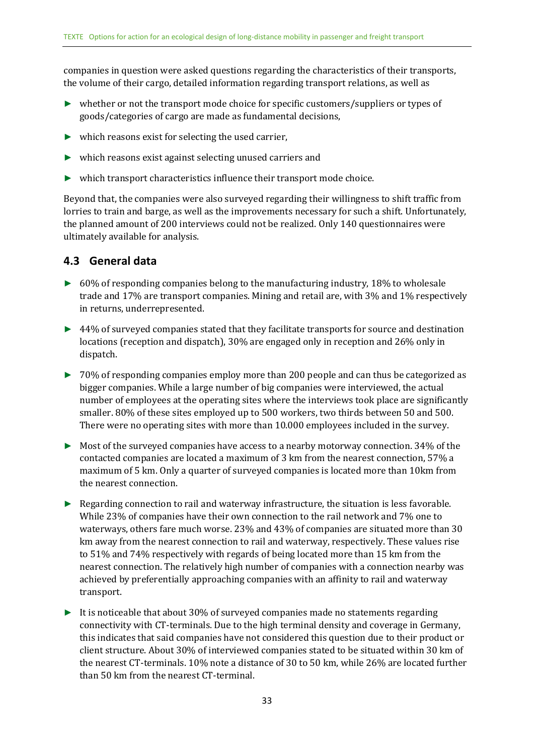companies in question were asked questions regarding the characteristics of their transports, the volume of their cargo, detailed information regarding transport relations, as well as

- whether or not the transport mode choice for specific customers/suppliers or types of goods/categories of cargo are made as fundamental decisions,
- which reasons exist for selecting the used carrier,
- which reasons exist against selecting unused carriers and
- which transport characteristics influence their transport mode choice.

Beyond that, the companies were also surveyed regarding their willingness to shift traffic from lorries to train and barge, as well as the improvements necessary for such a shift. Unfortunately, the planned amount of 200 interviews could not be realized. Only 140 questionnaires were ultimately available for analysis.

## 4.3 General data

- 60% of responding companies belong to the manufacturing industry, 18% to wholesale trade and 17% are transport companies. Mining and retail are, with 3% and 1% respectively in returns, underrepresented.
- 44% of surveyed companies stated that they facilitate transports for source and destination locations (reception and dispatch), 30% are engaged only in reception and 26% only in dispatch.
- 70% of responding companies employ more than 200 people and can thus be categorized as bigger companies. While a large number of big companies were interviewed, the actual number of employees at the operating sites where the interviews took place are significantly smaller. 80% of these sites employed up to 500 workers, two thirds between 50 and 500. There were no operating sites with more than 10.000 employees included in the survey.
- Most of the surveyed companies have access to a nearby motorway connection. 34% of the contacted companies are located a maximum of 3 km from the nearest connection, 57% a maximum of 5 km. Only a quarter of surveyed companies is located more than 10km from the nearest connection.
- Regarding connection to rail and waterway infrastructure, the situation is less favorable. While 23% of companies have their own connection to the rail network and 7% one to waterways, others fare much worse. 23% and 43% of companies are situated more than 30 km away from the nearest connection to rail and waterway, respectively. These values rise to 51% and 74% respectively with regards of being located more than 15 km from the nearest connection. The relatively high number of companies with a connection nearby was achieved by preferentially approaching companies with an affinity to rail and waterway transport.
- It is noticeable that about 30% of surveyed companies made no statements regarding connectivity with CT-terminals. Due to the high terminal density and coverage in Germany, this indicates that said companies have not considered this question due to their product or client structure. About 30% of interviewed companies stated to be situated within 30 km of the nearest CT-terminals. 10% note a distance of 30 to 50 km, while 26% are located further than 50 km from the nearest CT-terminal.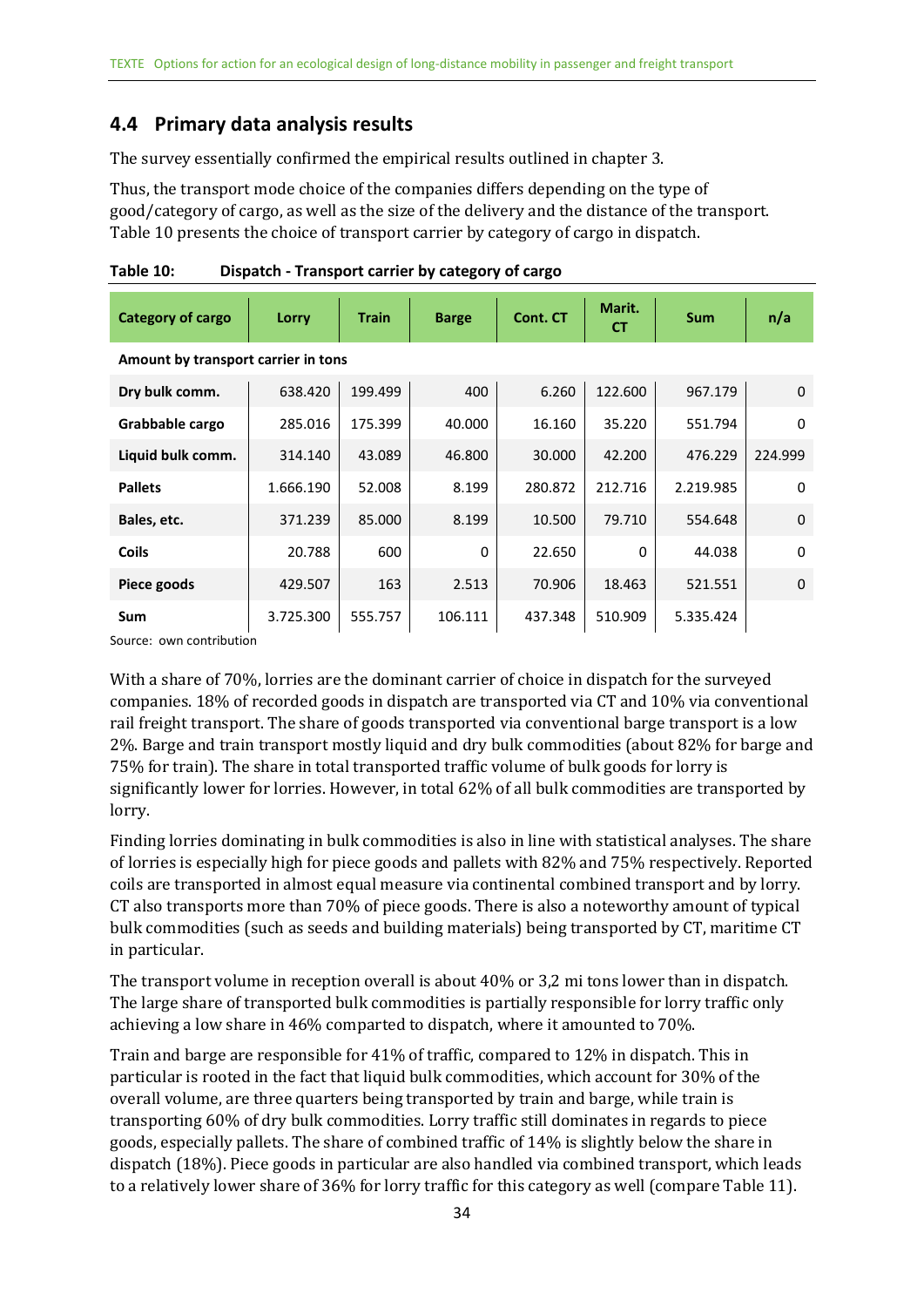## 4.4 Primary data analysis results

The survey essentially confirmed the empirical results outlined in chapter 3.

Thus, the transport mode choice of the companies differs depending on the type of good/category of cargo, as well as the size of the delivery and the distance of the transport. Table 10 presents the choice of transport carrier by category of cargo in dispatch.

**Table 10: Dispatch - Transport carrier by category of cargo**

| Category of cargo | Lorry | Train | Barge | Cont. CT | Marit. CT | Sum | n/a |
|---|---|---|---|---|---|---|---|
| **Amount by transport carrier in tons** | | | | | | | |
| **Dry bulk comm.** | 638.420 | 199.499 | 400 | 6.260 | 122.600 | 967.179 | 0 |
| **Grabbable cargo** | 285.016 | 175.399 | 40.000 | 16.160 | 35.220 | 551.794 | 0 |
| **Liquid bulk comm.** | 314.140 | 43.089 | 46.800 | 30.000 | 42.200 | 476.229 | 224.999 |
| **Pallets** | 1.666.190 | 52.008 | 8.199 | 280.872 | 212.716 | 2.219.985 | 0 |
| **Bales, etc.** | 371.239 | 85.000 | 8.199 | 10.500 | 79.710 | 554.648 | 0 |
| **Coils** | 20.788 | 600 | 0 | 22.650 | 0 | 44.038 | 0 |
| **Piece goods** | 429.507 | 163 | 2.513 | 70.906 | 18.463 | 521.551 | 0 |
| **Sum** | 3.725.300 | 555.757 | 106.111 | 437.348 | 510.909 | 5.335.424 | |

Source: own contribution

With a share of 70%, lorries are the dominant carrier of choice in dispatch for the surveyed companies. 18% of recorded goods in dispatch are transported via CT and 10% via conventional rail freight transport. The share of goods transported via conventional barge transport is a low 2%. Barge and train transport mostly liquid and dry bulk commodities (about 82% for barge and 75% for train). The share in total transported traffic volume of bulk goods for lorry is significantly lower for lorries. However, in total 62% of all bulk commodities are transported by lorry.

Finding lorries dominating in bulk commodities is also in line with statistical analyses. The share of lorries is especially high for piece goods and pallets with 82% and 75% respectively. Reported coils are transported in almost equal measure via continental combined transport and by lorry. CT also transports more than 70% of piece goods. There is also a noteworthy amount of typical bulk commodities (such as seeds and building materials) being transported by CT, maritime CT in particular.

The transport volume in reception overall is about 40% or 3,2 mi tons lower than in dispatch. The large share of transported bulk commodities is partially responsible for lorry traffic only achieving a low share in 46% comparted to dispatch, where it amounted to 70%.

Train and barge are responsible for 41% of traffic, compared to 12% in dispatch. This in particular is rooted in the fact that liquid bulk commodities, which account for 30% of the overall volume, are three quarters being transported by train and barge, while train is transporting 60% of dry bulk commodities. Lorry traffic still dominates in regards to piece goods, especially pallets. The share of combined traffic of 14% is slightly below the share in dispatch (18%). Piece goods in particular are also handled via combined transport, which leads to a relatively lower share of 36% for lorry traffic for this category as well (compare Table 11).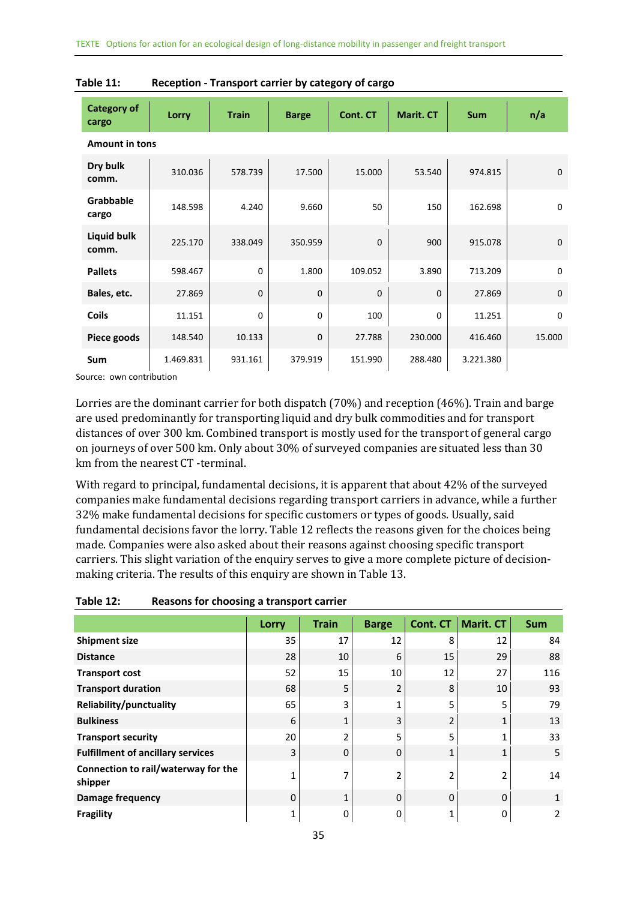**Table 11: Reception - Transport carrier by category of cargo**

| Category of cargo | Lorry | Train | Barge | Cont. CT | Marit. CT | Sum | n/a |
|---|---|---|---|---|---|---|---|
| **Amount in tons** | | | | | | | |
| Dry bulk comm. | 310.036 | 578.739 | 17.500 | 15.000 | 53.540 | 974.815 | 0 |
| Grabbable cargo | 148.598 | 4.240 | 9.660 | 50 | 150 | 162.698 | 0 |
| Liquid bulk comm. | 225.170 | 338.049 | 350.959 | 0 | 900 | 915.078 | 0 |
| Pallets | 598.467 | 0 | 1.800 | 109.052 | 3.890 | 713.209 | 0 |
| Bales, etc. | 27.869 | 0 | 0 | 0 | 0 | 27.869 | 0 |
| Coils | 11.151 | 0 | 0 | 100 | 0 | 11.251 | 0 |
| Piece goods | 148.540 | 10.133 | 0 | 27.788 | 230.000 | 416.460 | 15.000 |
| Sum | 1.469.831 | 931.161 | 379.919 | 151.990 | 288.480 | 3.221.380 | |

Source: own contribution

Lorries are the dominant carrier for both dispatch (70%) and reception (46%). Train and barge are used predominantly for transporting liquid and dry bulk commodities and for transport distances of over 300 km. Combined transport is mostly used for the transport of general cargo on journeys of over 500 km. Only about 30% of surveyed companies are situated less than 30 km from the nearest CT -terminal.

With regard to principal, fundamental decisions, it is apparent that about 42% of the surveyed companies make fundamental decisions regarding transport carriers in advance, while a further 32% make fundamental decisions for specific customers or types of goods. Usually, said fundamental decisions favor the lorry. Table 12 reflects the reasons given for the choices being made. Companies were also asked about their reasons against choosing specific transport carriers. This slight variation of the enquiry serves to give a more complete picture of decision-making criteria. The results of this enquiry are shown in Table 13.

**Table 12: Reasons for choosing a transport carrier**

| | Lorry | Train | Barge | Cont. CT | Marit. CT | Sum |
|---|---|---|---|---|---|---|
| Shipment size | 35 | 17 | 12 | 8 | 12 | 84 |
| Distance | 28 | 10 | 6 | 15 | 29 | 88 |
| Transport cost | 52 | 15 | 10 | 12 | 27 | 116 |
| Transport duration | 68 | 5 | 2 | 8 | 10 | 93 |
| Reliability/punctuality | 65 | 3 | 1 | 5 | 5 | 79 |
| Bulkiness | 6 | 1 | 3 | 2 | 1 | 13 |
| Transport security | 20 | 2 | 5 | 5 | 1 | 33 |
| Fulfillment of ancillary services | 3 | 0 | 0 | 1 | 1 | 5 |
| Connection to rail/waterway for the shipper | 1 | 7 | 2 | 2 | 2 | 14 |
| Damage frequency | 0 | 1 | 0 | 0 | 0 | 1 |
| Fragility | 1 | 0 | 0 | 1 | 0 | 2 |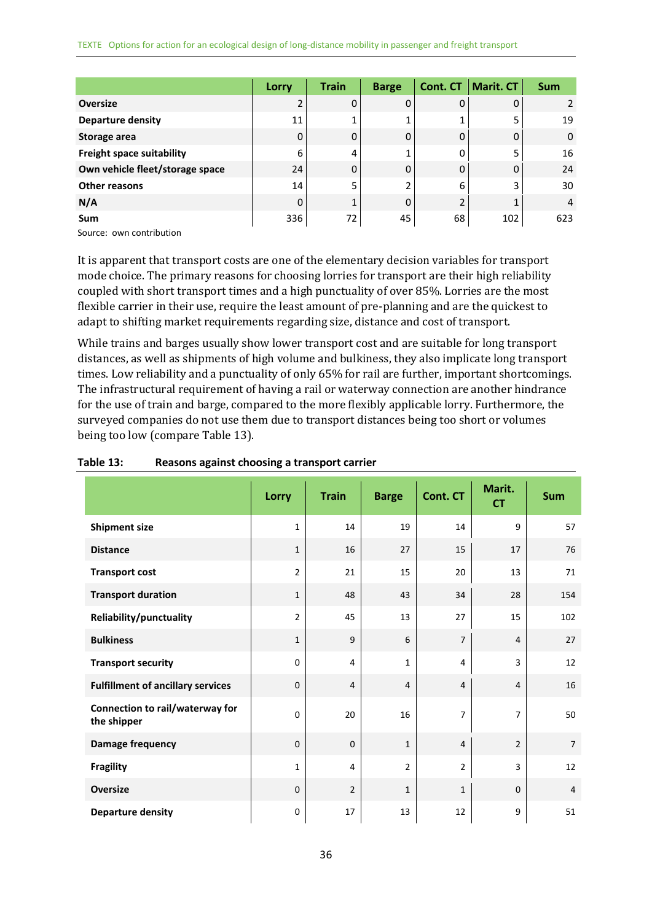| | Lorry | Train | Barge | Cont. CT | Marit. CT | Sum |
|---|---|---|---|---|---|---|
| **Oversize** | 2 | 0 | 0 | 0 | 0 | 2 |
| **Departure density** | 11 | 1 | 1 | 1 | 5 | 19 |
| **Storage area** | 0 | 0 | 0 | 0 | 0 | 0 |
| **Freight space suitability** | 6 | 4 | 1 | 0 | 5 | 16 |
| **Own vehicle fleet/storage space** | 24 | 0 | 0 | 0 | 0 | 24 |
| **Other reasons** | 14 | 5 | 2 | 6 | 3 | 30 |
| **N/A** | 0 | 1 | 0 | 2 | 1 | 4 |
| **Sum** | 336 | 72 | 45 | 68 | 102 | 623 |

Source: own contribution

It is apparent that transport costs are one of the elementary decision variables for transport mode choice. The primary reasons for choosing lorries for transport are their high reliability coupled with short transport times and a high punctuality of over 85%. Lorries are the most flexible carrier in their use, require the least amount of pre-planning and are the quickest to adapt to shifting market requirements regarding size, distance and cost of transport.

While trains and barges usually show lower transport cost and are suitable for long transport distances, as well as shipments of high volume and bulkiness, they also implicate long transport times. Low reliability and a punctuality of only 65% for rail are further, important shortcomings. The infrastructural requirement of having a rail or waterway connection are another hindrance for the use of train and barge, compared to the more flexibly applicable lorry. Furthermore, the surveyed companies do not use them due to transport distances being too short or volumes being too low (compare Table 13).

**Table 13: Reasons against choosing a transport carrier**

| | Lorry | Train | Barge | Cont. CT | Marit. CT | Sum |
|---|---|---|---|---|---|---|
| **Shipment size** | 1 | 14 | 19 | 14 | 9 | 57 |
| **Distance** | 1 | 16 | 27 | 15 | 17 | 76 |
| **Transport cost** | 2 | 21 | 15 | 20 | 13 | 71 |
| **Transport duration** | 1 | 48 | 43 | 34 | 28 | 154 |
| **Reliability/punctuality** | 2 | 45 | 13 | 27 | 15 | 102 |
| **Bulkiness** | 1 | 9 | 6 | 7 | 4 | 27 |
| **Transport security** | 0 | 4 | 1 | 4 | 3 | 12 |
| **Fulfillment of ancillary services** | 0 | 4 | 4 | 4 | 4 | 16 |
| **Connection to rail/waterway for the shipper** | 0 | 20 | 16 | 7 | 7 | 50 |
| **Damage frequency** | 0 | 0 | 1 | 4 | 2 | 7 |
| **Fragility** | 1 | 4 | 2 | 2 | 3 | 12 |
| **Oversize** | 0 | 2 | 1 | 1 | 0 | 4 |
| **Departure density** | 0 | 17 | 13 | 12 | 9 | 51 |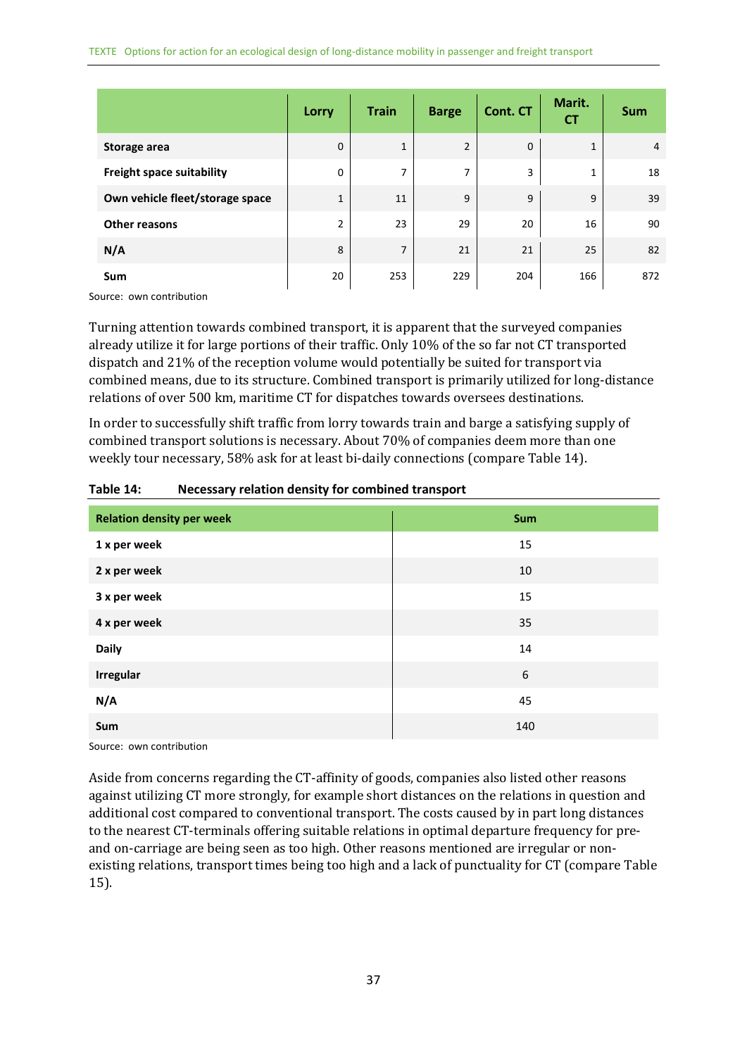| | Lorry | Train | Barge | Cont. CT | Marit. CT | Sum |
|---|---|---|---|---|---|---|
| **Storage area** | 0 | 1 | 2 | 0 | 1 | 4 |
| **Freight space suitability** | 0 | 7 | 7 | 3 | 1 | 18 |
| **Own vehicle fleet/storage space** | 1 | 11 | 9 | 9 | 9 | 39 |
| **Other reasons** | 2 | 23 | 29 | 20 | 16 | 90 |
| **N/A** | 8 | 7 | 21 | 21 | 25 | 82 |
| **Sum** | 20 | 253 | 229 | 204 | 166 | 872 |

Source: own contribution

Turning attention towards combined transport, it is apparent that the surveyed companies already utilize it for large portions of their traffic. Only 10% of the so far not CT transported dispatch and 21% of the reception volume would potentially be suited for transport via combined means, due to its structure. Combined transport is primarily utilized for long-distance relations of over 500 km, maritime CT for dispatches towards oversees destinations.

In order to successfully shift traffic from lorry towards train and barge a satisfying supply of combined transport solutions is necessary. About 70% of companies deem more than one weekly tour necessary, 58% ask for at least bi-daily connections (compare Table 14).

**Table 14: Necessary relation density for combined transport**

| Relation density per week | Sum |
|---|---|
| **1 x per week** | 15 |
| **2 x per week** | 10 |
| **3 x per week** | 15 |
| **4 x per week** | 35 |
| **Daily** | 14 |
| **Irregular** | 6 |
| **N/A** | 45 |
| **Sum** | 140 |

Source: own contribution

Aside from concerns regarding the CT-affinity of goods, companies also listed other reasons against utilizing CT more strongly, for example short distances on the relations in question and additional cost compared to conventional transport. The costs caused by in part long distances to the nearest CT-terminals offering suitable relations in optimal departure frequency for pre- and on-carriage are being seen as too high. Other reasons mentioned are irregular or non-existing relations, transport times being too high and a lack of punctuality for CT (compare Table 15).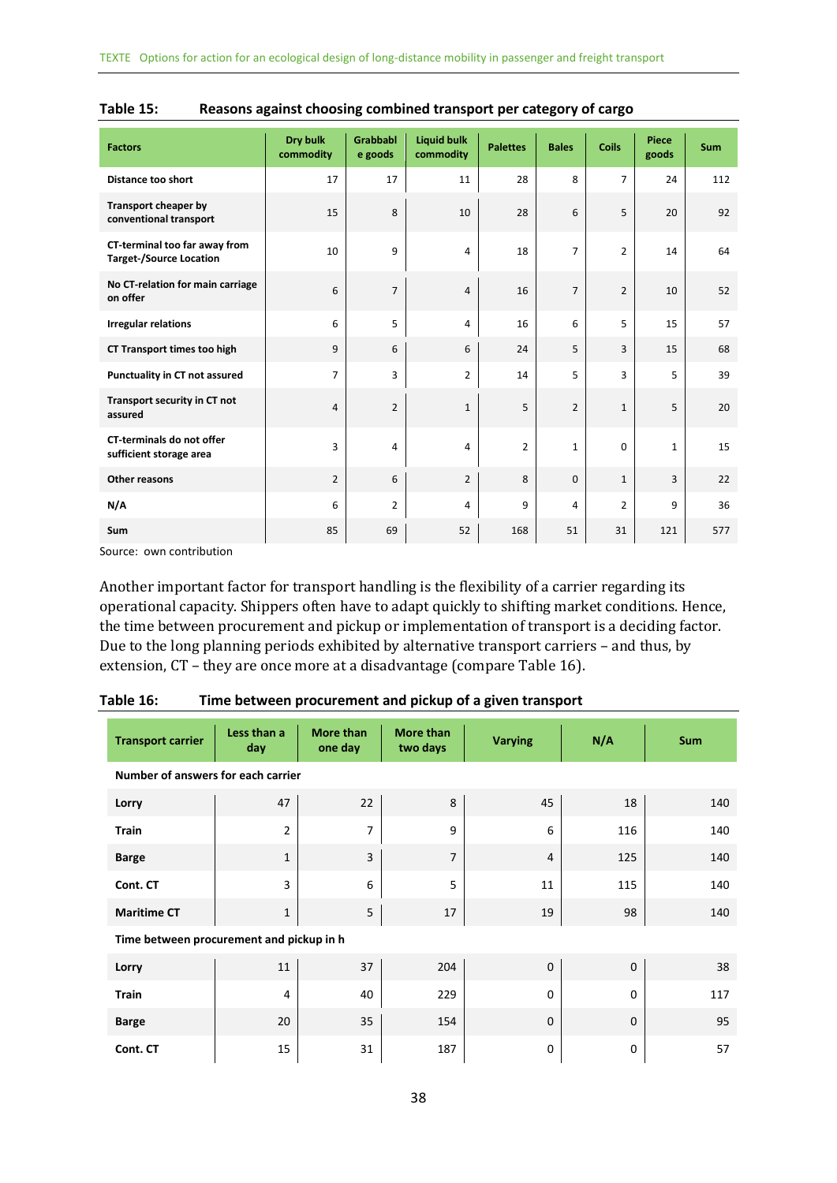**Table 15: Reasons against choosing combined transport per category of cargo**

| Factors | Dry bulk commodity | Grabbable goods | Liquid bulk commodity | Palettes | Bales | Coils | Piece goods | Sum |
|---|---|---|---|---|---|---|---|---|
| Distance too short | 17 | 17 | 11 | 28 | 8 | 7 | 24 | 112 |
| Transport cheaper by conventional transport | 15 | 8 | 10 | 28 | 6 | 5 | 20 | 92 |
| CT-terminal too far away from Target-/Source Location | 10 | 9 | 4 | 18 | 7 | 2 | 14 | 64 |
| No CT-relation for main carriage on offer | 6 | 7 | 4 | 16 | 7 | 2 | 10 | 52 |
| Irregular relations | 6 | 5 | 4 | 16 | 6 | 5 | 15 | 57 |
| CT Transport times too high | 9 | 6 | 6 | 24 | 5 | 3 | 15 | 68 |
| Punctuality in CT not assured | 7 | 3 | 2 | 14 | 5 | 3 | 5 | 39 |
| Transport security in CT not assured | 4 | 2 | 1 | 5 | 2 | 1 | 5 | 20 |
| CT-terminals do not offer sufficient storage area | 3 | 4 | 4 | 2 | 1 | 0 | 1 | 15 |
| Other reasons | 2 | 6 | 2 | 8 | 0 | 1 | 3 | 22 |
| N/A | 6 | 2 | 4 | 9 | 4 | 2 | 9 | 36 |
| Sum | 85 | 69 | 52 | 168 | 51 | 31 | 121 | 577 |

Source: own contribution

Another important factor for transport handling is the flexibility of a carrier regarding its operational capacity. Shippers often have to adapt quickly to shifting market conditions. Hence, the time between procurement and pickup or implementation of transport is a deciding factor. Due to the long planning periods exhibited by alternative transport carriers – and thus, by extension, CT – they are once more at a disadvantage (compare Table 16).

**Table 16: Time between procurement and pickup of a given transport**

| Transport carrier | Less than a day | More than one day | More than two days | Varying | N/A | Sum |
|---|---|---|---|---|---|---|
| **Number of answers for each carrier** | | | | | | |
| Lorry | 47 | 22 | 8 | 45 | 18 | 140 |
| Train | 2 | 7 | 9 | 6 | 116 | 140 |
| Barge | 1 | 3 | 7 | 4 | 125 | 140 |
| Cont. CT | 3 | 6 | 5 | 11 | 115 | 140 |
| Maritime CT | 1 | 5 | 17 | 19 | 98 | 140 |
| **Time between procurement and pickup in h** | | | | | | |
| Lorry | 11 | 37 | 204 | 0 | 0 | 38 |
| Train | 4 | 40 | 229 | 0 | 0 | 117 |
| Barge | 20 | 35 | 154 | 0 | 0 | 95 |
| Cont. CT | 15 | 31 | 187 | 0 | 0 | 57 |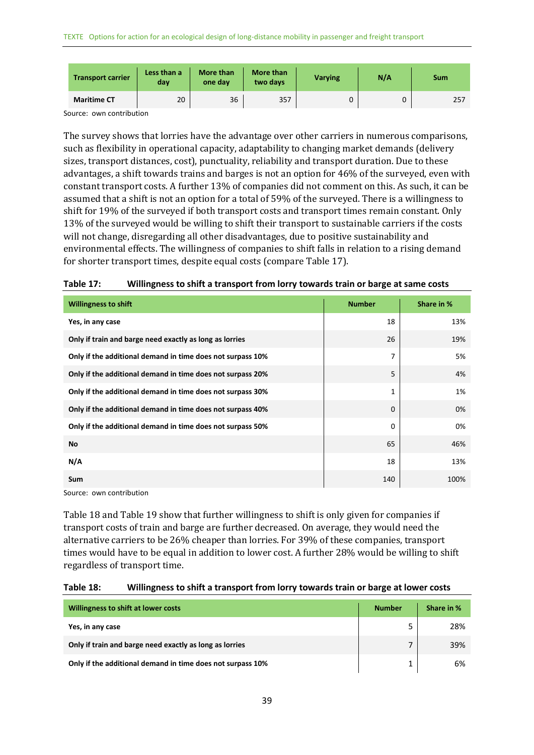| Transport carrier | Less than a day | More than one day | More than two days | Varying | N/A | Sum |
|---|---|---|---|---|---|---|
| **Maritime CT** | 20 | 36 | 357 | 0 | 0 | 257 |

Source: own contribution

The survey shows that lorries have the advantage over other carriers in numerous comparisons, such as flexibility in operational capacity, adaptability to changing market demands (delivery sizes, transport distances, cost), punctuality, reliability and transport duration. Due to these advantages, a shift towards trains and barges is not an option for 46% of the surveyed, even with constant transport costs. A further 13% of companies did not comment on this. As such, it can be assumed that a shift is not an option for a total of 59% of the surveyed. There is a willingness to shift for 19% of the surveyed if both transport costs and transport times remain constant. Only 13% of the surveyed would be willing to shift their transport to sustainable carriers if the costs will not change, disregarding all other disadvantages, due to positive sustainability and environmental effects. The willingness of companies to shift falls in relation to a rising demand for shorter transport times, despite equal costs (compare Table 17).

**Table 17: Willingness to shift a transport from lorry towards train or barge at same costs**

| Willingness to shift | Number | Share in % |
|---|---|---|
| **Yes, in any case** | 18 | 13% |
| **Only if train and barge need exactly as long as lorries** | 26 | 19% |
| **Only if the additional demand in time does not surpass 10%** | 7 | 5% |
| **Only if the additional demand in time does not surpass 20%** | 5 | 4% |
| **Only if the additional demand in time does not surpass 30%** | 1 | 1% |
| **Only if the additional demand in time does not surpass 40%** | 0 | 0% |
| **Only if the additional demand in time does not surpass 50%** | 0 | 0% |
| **No** | 65 | 46% |
| **N/A** | 18 | 13% |
| **Sum** | 140 | 100% |

Source: own contribution

Table 18 and Table 19 show that further willingness to shift is only given for companies if transport costs of train and barge are further decreased. On average, they would need the alternative carriers to be 26% cheaper than lorries. For 39% of these companies, transport times would have to be equal in addition to lower cost. A further 28% would be willing to shift regardless of transport time.

**Table 18: Willingness to shift a transport from lorry towards train or barge at lower costs**

| Willingness to shift at lower costs | Number | Share in % |
|---|---|---|
| **Yes, in any case** | 5 | 28% |
| **Only if train and barge need exactly as long as lorries** | 7 | 39% |
| **Only if the additional demand in time does not surpass 10%** | 1 | 6% |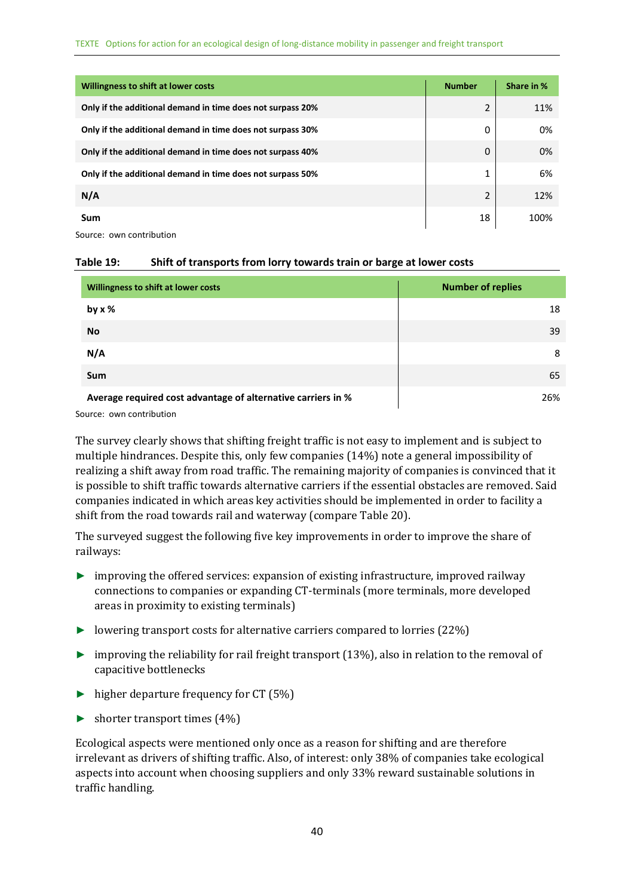| Willingness to shift at lower costs | Number | Share in % |
|---|---|---|
| Only if the additional demand in time does not surpass 20% | 2 | 11% |
| Only if the additional demand in time does not surpass 30% | 0 | 0% |
| Only if the additional demand in time does not surpass 40% | 0 | 0% |
| Only if the additional demand in time does not surpass 50% | 1 | 6% |
| N/A | 2 | 12% |
| Sum | 18 | 100% |

Source: own contribution

**Table 19: Shift of transports from lorry towards train or barge at lower costs**

| Willingness to shift at lower costs | Number of replies |
|---|---|
| by x % | 18 |
| No | 39 |
| N/A | 8 |
| Sum | 65 |
| Average required cost advantage of alternative carriers in % | 26% |

Source: own contribution

The survey clearly shows that shifting freight traffic is not easy to implement and is subject to multiple hindrances. Despite this, only few companies (14%) note a general impossibility of realizing a shift away from road traffic. The remaining majority of companies is convinced that it is possible to shift traffic towards alternative carriers if the essential obstacles are removed. Said companies indicated in which areas key activities should be implemented in order to facility a shift from the road towards rail and waterway (compare Table 20).

The surveyed suggest the following five key improvements in order to improve the share of railways:

- improving the offered services: expansion of existing infrastructure, improved railway connections to companies or expanding CT-terminals (more terminals, more developed areas in proximity to existing terminals)
- lowering transport costs for alternative carriers compared to lorries (22%)
- improving the reliability for rail freight transport (13%), also in relation to the removal of capacitive bottlenecks
- higher departure frequency for CT (5%)
- shorter transport times (4%)

Ecological aspects were mentioned only once as a reason for shifting and are therefore irrelevant as drivers of shifting traffic. Also, of interest: only 38% of companies take ecological aspects into account when choosing suppliers and only 33% reward sustainable solutions in traffic handling.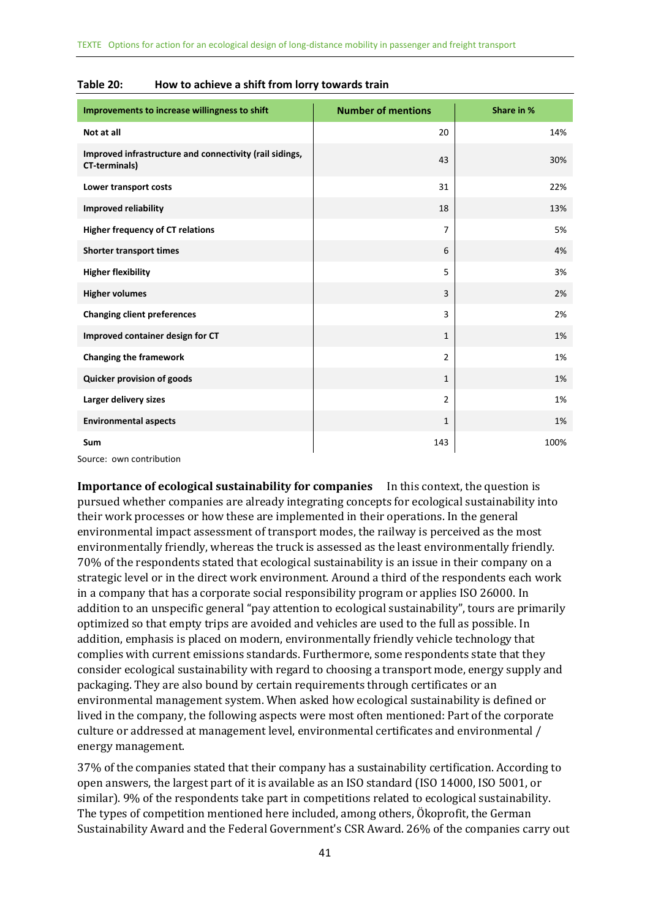**Table 20: How to achieve a shift from lorry towards train**

| Improvements to increase willingness to shift | Number of mentions | Share in % |
|---|---|---|
| Not at all | 20 | 14% |
| Improved infrastructure and connectivity (rail sidings, CT-terminals) | 43 | 30% |
| Lower transport costs | 31 | 22% |
| Improved reliability | 18 | 13% |
| Higher frequency of CT relations | 7 | 5% |
| Shorter transport times | 6 | 4% |
| Higher flexibility | 5 | 3% |
| Higher volumes | 3 | 2% |
| Changing client preferences | 3 | 2% |
| Improved container design for CT | 1 | 1% |
| Changing the framework | 2 | 1% |
| Quicker provision of goods | 1 | 1% |
| Larger delivery sizes | 2 | 1% |
| Environmental aspects | 1 | 1% |
| Sum | 143 | 100% |

Source: own contribution

**Importance of ecological sustainability for companies** In this context, the question is pursued whether companies are already integrating concepts for ecological sustainability into their work processes or how these are implemented in their operations. In the general environmental impact assessment of transport modes, the railway is perceived as the most environmentally friendly, whereas the truck is assessed as the least environmentally friendly. 70% of the respondents stated that ecological sustainability is an issue in their company on a strategic level or in the direct work environment. Around a third of the respondents each work in a company that has a corporate social responsibility program or applies ISO 26000. In addition to an unspecific general "pay attention to ecological sustainability", tours are primarily optimized so that empty trips are avoided and vehicles are used to the full as possible. In addition, emphasis is placed on modern, environmentally friendly vehicle technology that complies with current emissions standards. Furthermore, some respondents state that they consider ecological sustainability with regard to choosing a transport mode, energy supply and packaging. They are also bound by certain requirements through certificates or an environmental management system. When asked how ecological sustainability is defined or lived in the company, the following aspects were most often mentioned: Part of the corporate culture or addressed at management level, environmental certificates and environmental / energy management.

37% of the companies stated that their company has a sustainability certification. According to open answers, the largest part of it is available as an ISO standard (ISO 14000, ISO 5001, or similar). 9% of the respondents take part in competitions related to ecological sustainability. The types of competition mentioned here included, among others, Ökoprofit, the German Sustainability Award and the Federal Government's CSR Award. 26% of the companies carry out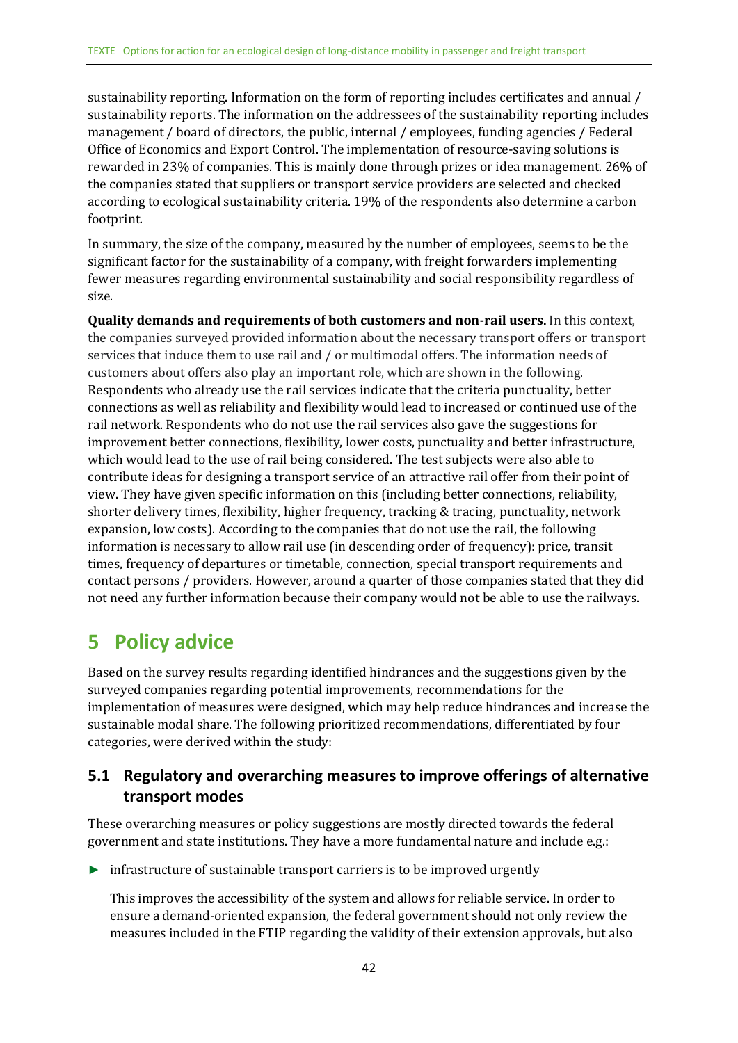sustainability reporting. Information on the form of reporting includes certificates and annual / sustainability reports. The information on the addressees of the sustainability reporting includes management / board of directors, the public, internal / employees, funding agencies / Federal Office of Economics and Export Control. The implementation of resource-saving solutions is rewarded in 23% of companies. This is mainly done through prizes or idea management. 26% of the companies stated that suppliers or transport service providers are selected and checked according to ecological sustainability criteria. 19% of the respondents also determine a carbon footprint.

In summary, the size of the company, measured by the number of employees, seems to be the significant factor for the sustainability of a company, with freight forwarders implementing fewer measures regarding environmental sustainability and social responsibility regardless of size.

**Quality demands and requirements of both customers and non-rail users.** In this context, the companies surveyed provided information about the necessary transport offers or transport services that induce them to use rail and / or multimodal offers. The information needs of customers about offers also play an important role, which are shown in the following. Respondents who already use the rail services indicate that the criteria punctuality, better connections as well as reliability and flexibility would lead to increased or continued use of the rail network. Respondents who do not use the rail services also gave the suggestions for improvement better connections, flexibility, lower costs, punctuality and better infrastructure, which would lead to the use of rail being considered. The test subjects were also able to contribute ideas for designing a transport service of an attractive rail offer from their point of view. They have given specific information on this (including better connections, reliability, shorter delivery times, flexibility, higher frequency, tracking & tracing, punctuality, network expansion, low costs). According to the companies that do not use the rail, the following information is necessary to allow rail use (in descending order of frequency): price, transit times, frequency of departures or timetable, connection, special transport requirements and contact persons / providers. However, around a quarter of those companies stated that they did not need any further information because their company would not be able to use the railways.

# 5 Policy advice

Based on the survey results regarding identified hindrances and the suggestions given by the surveyed companies regarding potential improvements, recommendations for the implementation of measures were designed, which may help reduce hindrances and increase the sustainable modal share. The following prioritized recommendations, differentiated by four categories, were derived within the study:

## 5.1 Regulatory and overarching measures to improve offerings of alternative transport modes

These overarching measures or policy suggestions are mostly directed towards the federal government and state institutions. They have a more fundamental nature and include e.g.:

- infrastructure of sustainable transport carriers is to be improved urgently

  This improves the accessibility of the system and allows for reliable service. In order to ensure a demand-oriented expansion, the federal government should not only review the measures included in the FTIP regarding the validity of their extension approvals, but also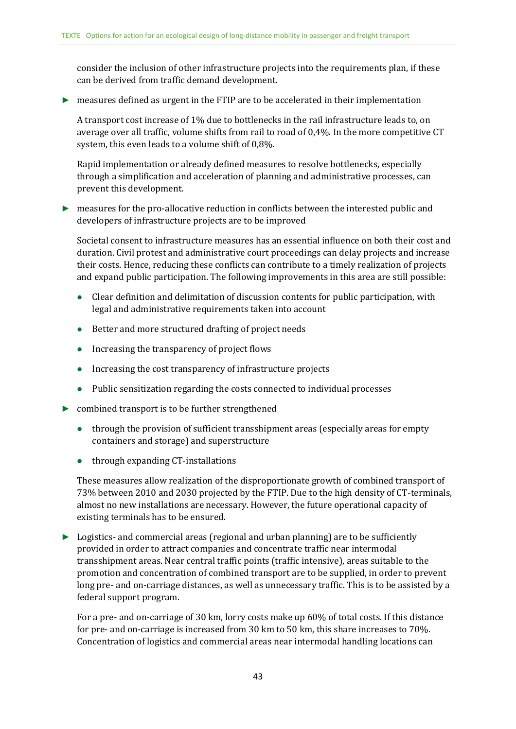consider the inclusion of other infrastructure projects into the requirements plan, if these can be derived from traffic demand development.

- ► measures defined as urgent in the FTIP are to be accelerated in their implementation

  A transport cost increase of 1% due to bottlenecks in the rail infrastructure leads to, on average over all traffic, volume shifts from rail to road of 0,4%. In the more competitive CT system, this even leads to a volume shift of 0,8%.

  Rapid implementation or already defined measures to resolve bottlenecks, especially through a simplification and acceleration of planning and administrative processes, can prevent this development.

- ► measures for the pro-allocative reduction in conflicts between the interested public and developers of infrastructure projects are to be improved

  Societal consent to infrastructure measures has an essential influence on both their cost and duration. Civil protest and administrative court proceedings can delay projects and increase their costs. Hence, reducing these conflicts can contribute to a timely realization of projects and expand public participation. The following improvements in this area are still possible:

  - Clear definition and delimitation of discussion contents for public participation, with legal and administrative requirements taken into account
  - Better and more structured drafting of project needs
  - Increasing the transparency of project flows
  - Increasing the cost transparency of infrastructure projects
  - Public sensitization regarding the costs connected to individual processes

- ► combined transport is to be further strengthened

  - through the provision of sufficient transshipment areas (especially areas for empty containers and storage) and superstructure
  - through expanding CT-installations

  These measures allow realization of the disproportionate growth of combined transport of 73% between 2010 and 2030 projected by the FTIP. Due to the high density of CT-terminals, almost no new installations are necessary. However, the future operational capacity of existing terminals has to be ensured.

- ► Logistics- and commercial areas (regional and urban planning) are to be sufficiently provided in order to attract companies and concentrate traffic near intermodal transshipment areas. Near central traffic points (traffic intensive), areas suitable to the promotion and concentration of combined transport are to be supplied, in order to prevent long pre- and on-carriage distances, as well as unnecessary traffic. This is to be assisted by a federal support program.

  For a pre- and on-carriage of 30 km, lorry costs make up 60% of total costs. If this distance for pre- and on-carriage is increased from 30 km to 50 km, this share increases to 70%. Concentration of logistics and commercial areas near intermodal handling locations can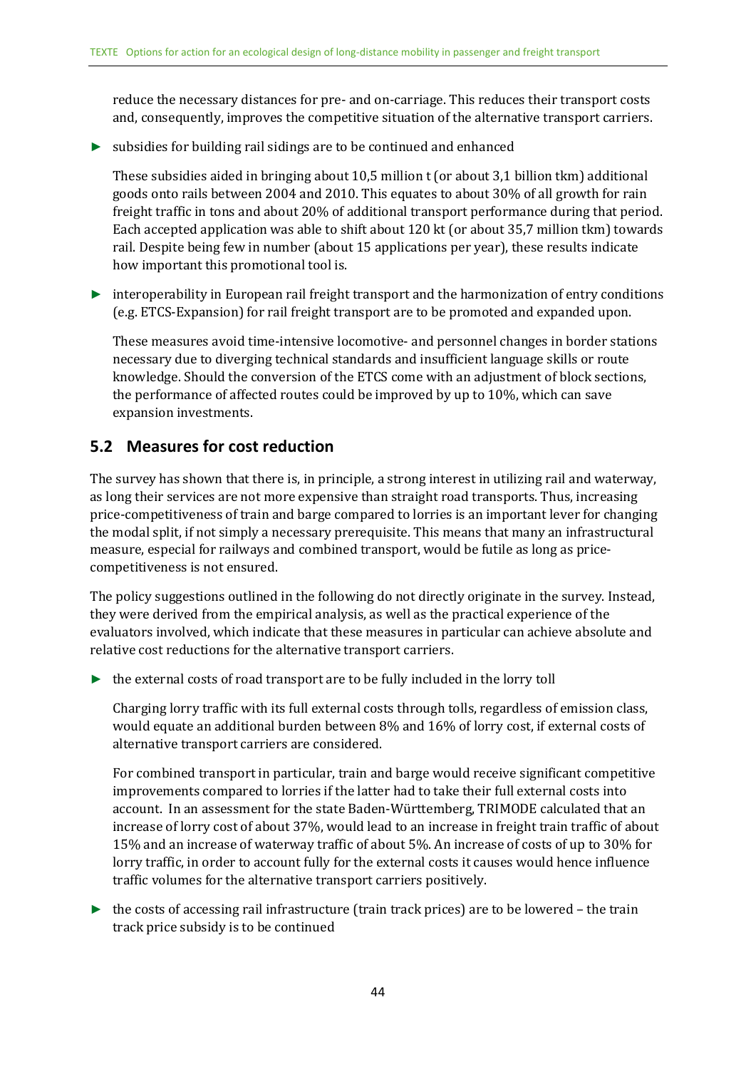reduce the necessary distances for pre- and on-carriage. This reduces their transport costs and, consequently, improves the competitive situation of the alternative transport carriers.

► subsidies for building rail sidings are to be continued and enhanced

These subsidies aided in bringing about 10,5 million t (or about 3,1 billion tkm) additional goods onto rails between 2004 and 2010. This equates to about 30% of all growth for rain freight traffic in tons and about 20% of additional transport performance during that period. Each accepted application was able to shift about 120 kt (or about 35,7 million tkm) towards rail. Despite being few in number (about 15 applications per year), these results indicate how important this promotional tool is.

► interoperability in European rail freight transport and the harmonization of entry conditions (e.g. ETCS-Expansion) for rail freight transport are to be promoted and expanded upon.

These measures avoid time-intensive locomotive- and personnel changes in border stations necessary due to diverging technical standards and insufficient language skills or route knowledge. Should the conversion of the ETCS come with an adjustment of block sections, the performance of affected routes could be improved by up to 10%, which can save expansion investments.

## 5.2 Measures for cost reduction

The survey has shown that there is, in principle, a strong interest in utilizing rail and waterway, as long their services are not more expensive than straight road transports. Thus, increasing price-competitiveness of train and barge compared to lorries is an important lever for changing the modal split, if not simply a necessary prerequisite. This means that many an infrastructural measure, especial for railways and combined transport, would be futile as long as price-competitiveness is not ensured.

The policy suggestions outlined in the following do not directly originate in the survey. Instead, they were derived from the empirical analysis, as well as the practical experience of the evaluators involved, which indicate that these measures in particular can achieve absolute and relative cost reductions for the alternative transport carriers.

► the external costs of road transport are to be fully included in the lorry toll

Charging lorry traffic with its full external costs through tolls, regardless of emission class, would equate an additional burden between 8% and 16% of lorry cost, if external costs of alternative transport carriers are considered.

For combined transport in particular, train and barge would receive significant competitive improvements compared to lorries if the latter had to take their full external costs into account. In an assessment for the state Baden-Württemberg, TRIMODE calculated that an increase of lorry cost of about 37%, would lead to an increase in freight train traffic of about 15% and an increase of waterway traffic of about 5%. An increase of costs of up to 30% for lorry traffic, in order to account fully for the external costs it causes would hence influence traffic volumes for the alternative transport carriers positively.

► the costs of accessing rail infrastructure (train track prices) are to be lowered – the train track price subsidy is to be continued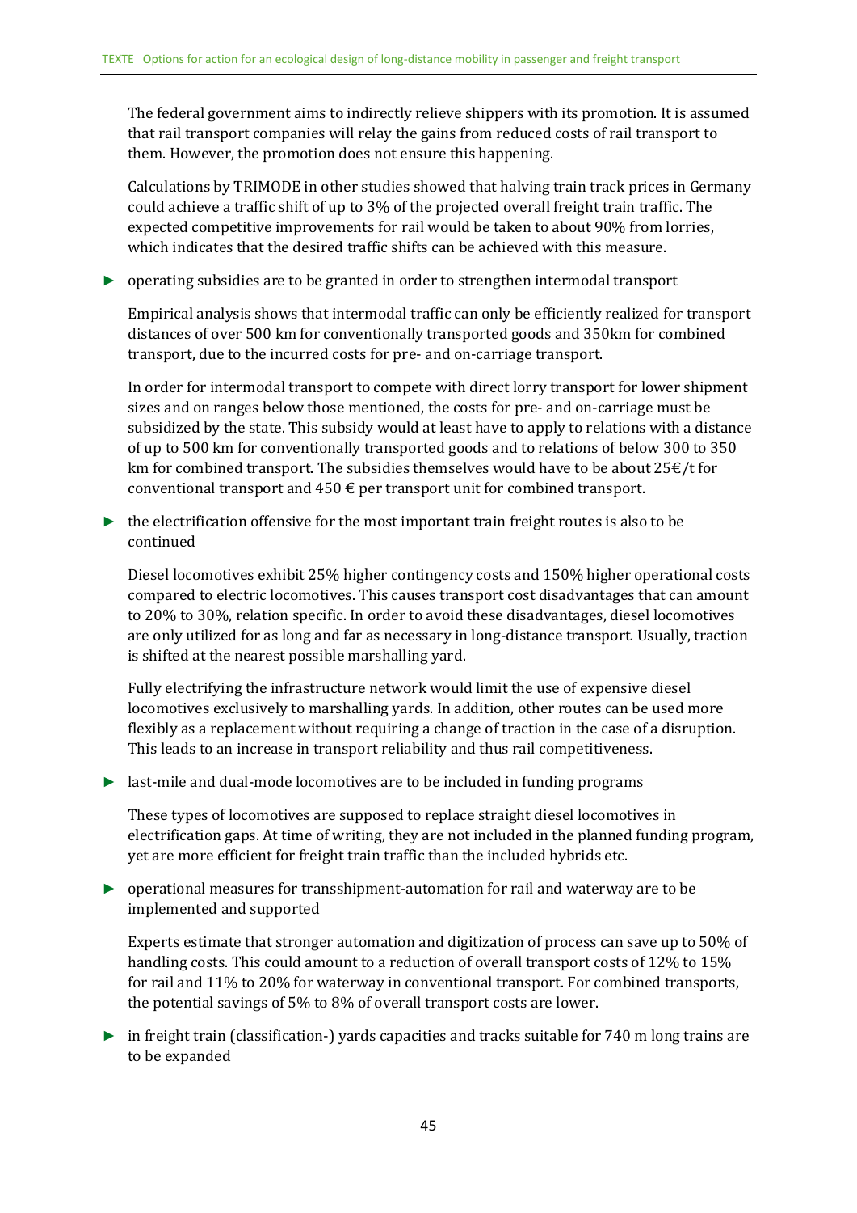The federal government aims to indirectly relieve shippers with its promotion. It is assumed that rail transport companies will relay the gains from reduced costs of rail transport to them. However, the promotion does not ensure this happening.

Calculations by TRIMODE in other studies showed that halving train track prices in Germany could achieve a traffic shift of up to 3% of the projected overall freight train traffic. The expected competitive improvements for rail would be taken to about 90% from lorries, which indicates that the desired traffic shifts can be achieved with this measure.

► operating subsidies are to be granted in order to strengthen intermodal transport

Empirical analysis shows that intermodal traffic can only be efficiently realized for transport distances of over 500 km for conventionally transported goods and 350km for combined transport, due to the incurred costs for pre- and on-carriage transport.

In order for intermodal transport to compete with direct lorry transport for lower shipment sizes and on ranges below those mentioned, the costs for pre- and on-carriage must be subsidized by the state. This subsidy would at least have to apply to relations with a distance of up to 500 km for conventionally transported goods and to relations of below 300 to 350 km for combined transport. The subsidies themselves would have to be about 25€/t for conventional transport and 450 € per transport unit for combined transport.

► the electrification offensive for the most important train freight routes is also to be continued

Diesel locomotives exhibit 25% higher contingency costs and 150% higher operational costs compared to electric locomotives. This causes transport cost disadvantages that can amount to 20% to 30%, relation specific. In order to avoid these disadvantages, diesel locomotives are only utilized for as long and far as necessary in long-distance transport. Usually, traction is shifted at the nearest possible marshalling yard.

Fully electrifying the infrastructure network would limit the use of expensive diesel locomotives exclusively to marshalling yards. In addition, other routes can be used more flexibly as a replacement without requiring a change of traction in the case of a disruption. This leads to an increase in transport reliability and thus rail competitiveness.

► last-mile and dual-mode locomotives are to be included in funding programs

These types of locomotives are supposed to replace straight diesel locomotives in electrification gaps. At time of writing, they are not included in the planned funding program, yet are more efficient for freight train traffic than the included hybrids etc.

► operational measures for transshipment-automation for rail and waterway are to be implemented and supported

Experts estimate that stronger automation and digitization of process can save up to 50% of handling costs. This could amount to a reduction of overall transport costs of 12% to 15% for rail and 11% to 20% for waterway in conventional transport. For combined transports, the potential savings of 5% to 8% of overall transport costs are lower.

► in freight train (classification-) yards capacities and tracks suitable for 740 m long trains are to be expanded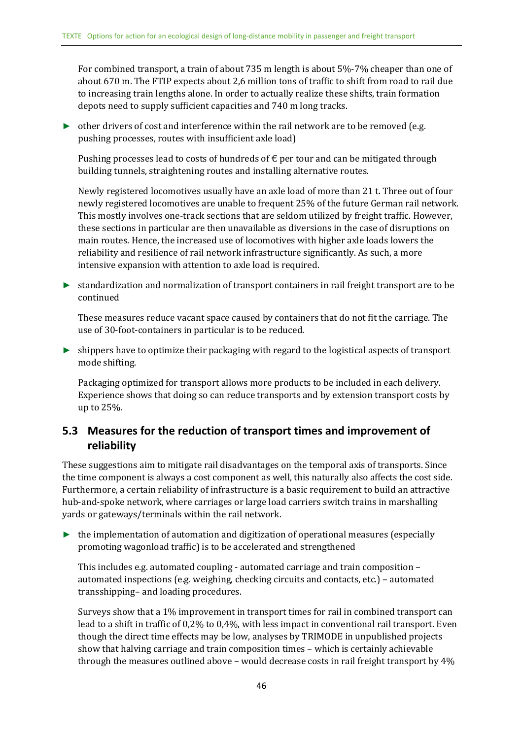For combined transport, a train of about 735 m length is about 5%-7% cheaper than one of about 670 m. The FTIP expects about 2,6 million tons of traffic to shift from road to rail due to increasing train lengths alone. In order to actually realize these shifts, train formation depots need to supply sufficient capacities and 740 m long tracks.

- other drivers of cost and interference within the rail network are to be removed (e.g. pushing processes, routes with insufficient axle load)

  Pushing processes lead to costs of hundreds of € per tour and can be mitigated through building tunnels, straightening routes and installing alternative routes.

  Newly registered locomotives usually have an axle load of more than 21 t. Three out of four newly registered locomotives are unable to frequent 25% of the future German rail network. This mostly involves one-track sections that are seldom utilized by freight traffic. However, these sections in particular are then unavailable as diversions in the case of disruptions on main routes. Hence, the increased use of locomotives with higher axle loads lowers the reliability and resilience of rail network infrastructure significantly. As such, a more intensive expansion with attention to axle load is required.

- standardization and normalization of transport containers in rail freight transport are to be continued

  These measures reduce vacant space caused by containers that do not fit the carriage. The use of 30-foot-containers in particular is to be reduced.

- shippers have to optimize their packaging with regard to the logistical aspects of transport mode shifting.

  Packaging optimized for transport allows more products to be included in each delivery. Experience shows that doing so can reduce transports and by extension transport costs by up to 25%.

## 5.3 Measures for the reduction of transport times and improvement of reliability

These suggestions aim to mitigate rail disadvantages on the temporal axis of transports. Since the time component is always a cost component as well, this naturally also affects the cost side. Furthermore, a certain reliability of infrastructure is a basic requirement to build an attractive hub-and-spoke network, where carriages or large load carriers switch trains in marshalling yards or gateways/terminals within the rail network.

- the implementation of automation and digitization of operational measures (especially promoting wagonload traffic) is to be accelerated and strengthened

  This includes e.g. automated coupling - automated carriage and train composition – automated inspections (e.g. weighing, checking circuits and contacts, etc.) – automated transshipping– and loading procedures.

  Surveys show that a 1% improvement in transport times for rail in combined transport can lead to a shift in traffic of 0,2% to 0,4%, with less impact in conventional rail transport. Even though the direct time effects may be low, analyses by TRIMODE in unpublished projects show that halving carriage and train composition times – which is certainly achievable through the measures outlined above – would decrease costs in rail freight transport by 4%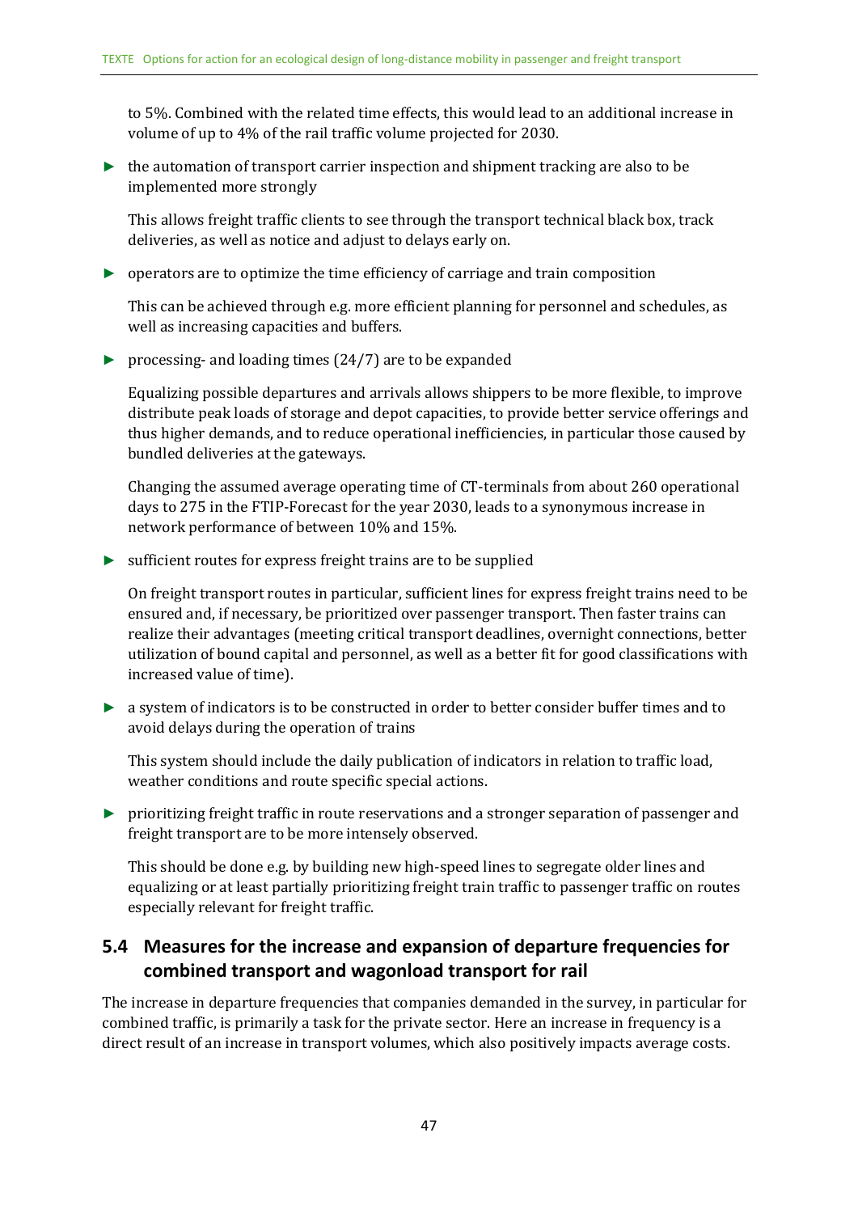to 5%. Combined with the related time effects, this would lead to an additional increase in volume of up to 4% of the rail traffic volume projected for 2030.

- the automation of transport carrier inspection and shipment tracking are also to be implemented more strongly

  This allows freight traffic clients to see through the transport technical black box, track deliveries, as well as notice and adjust to delays early on.

- operators are to optimize the time efficiency of carriage and train composition

  This can be achieved through e.g. more efficient planning for personnel and schedules, as well as increasing capacities and buffers.

- processing- and loading times (24/7) are to be expanded

  Equalizing possible departures and arrivals allows shippers to be more flexible, to improve distribute peak loads of storage and depot capacities, to provide better service offerings and thus higher demands, and to reduce operational inefficiencies, in particular those caused by bundled deliveries at the gateways.

  Changing the assumed average operating time of CT-terminals from about 260 operational days to 275 in the FTIP-Forecast for the year 2030, leads to a synonymous increase in network performance of between 10% and 15%.

- sufficient routes for express freight trains are to be supplied

  On freight transport routes in particular, sufficient lines for express freight trains need to be ensured and, if necessary, be prioritized over passenger transport. Then faster trains can realize their advantages (meeting critical transport deadlines, overnight connections, better utilization of bound capital and personnel, as well as a better fit for good classifications with increased value of time).

- a system of indicators is to be constructed in order to better consider buffer times and to avoid delays during the operation of trains

  This system should include the daily publication of indicators in relation to traffic load, weather conditions and route specific special actions.

- prioritizing freight traffic in route reservations and a stronger separation of passenger and freight transport are to be more intensely observed.

  This should be done e.g. by building new high-speed lines to segregate older lines and equalizing or at least partially prioritizing freight train traffic to passenger traffic on routes especially relevant for freight traffic.

## 5.4 Measures for the increase and expansion of departure frequencies for combined transport and wagonload transport for rail

The increase in departure frequencies that companies demanded in the survey, in particular for combined traffic, is primarily a task for the private sector. Here an increase in frequency is a direct result of an increase in transport volumes, which also positively impacts average costs.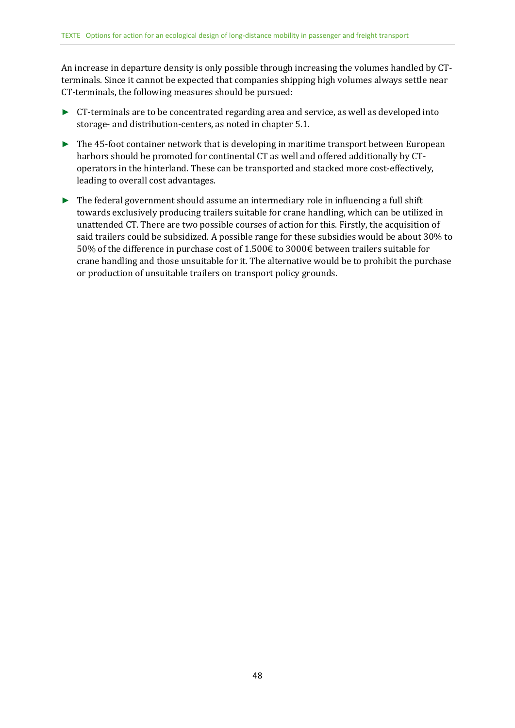An increase in departure density is only possible through increasing the volumes handled by CT-terminals. Since it cannot be expected that companies shipping high volumes always settle near CT-terminals, the following measures should be pursued:

- CT-terminals are to be concentrated regarding area and service, as well as developed into storage- and distribution-centers, as noted in chapter 5.1.
- The 45-foot container network that is developing in maritime transport between European harbors should be promoted for continental CT as well and offered additionally by CT-operators in the hinterland. These can be transported and stacked more cost-effectively, leading to overall cost advantages.
- The federal government should assume an intermediary role in influencing a full shift towards exclusively producing trailers suitable for crane handling, which can be utilized in unattended CT. There are two possible courses of action for this. Firstly, the acquisition of said trailers could be subsidized. A possible range for these subsidies would be about 30% to 50% of the difference in purchase cost of 1.500€ to 3000€ between trailers suitable for crane handling and those unsuitable for it. The alternative would be to prohibit the purchase or production of unsuitable trailers on transport policy grounds.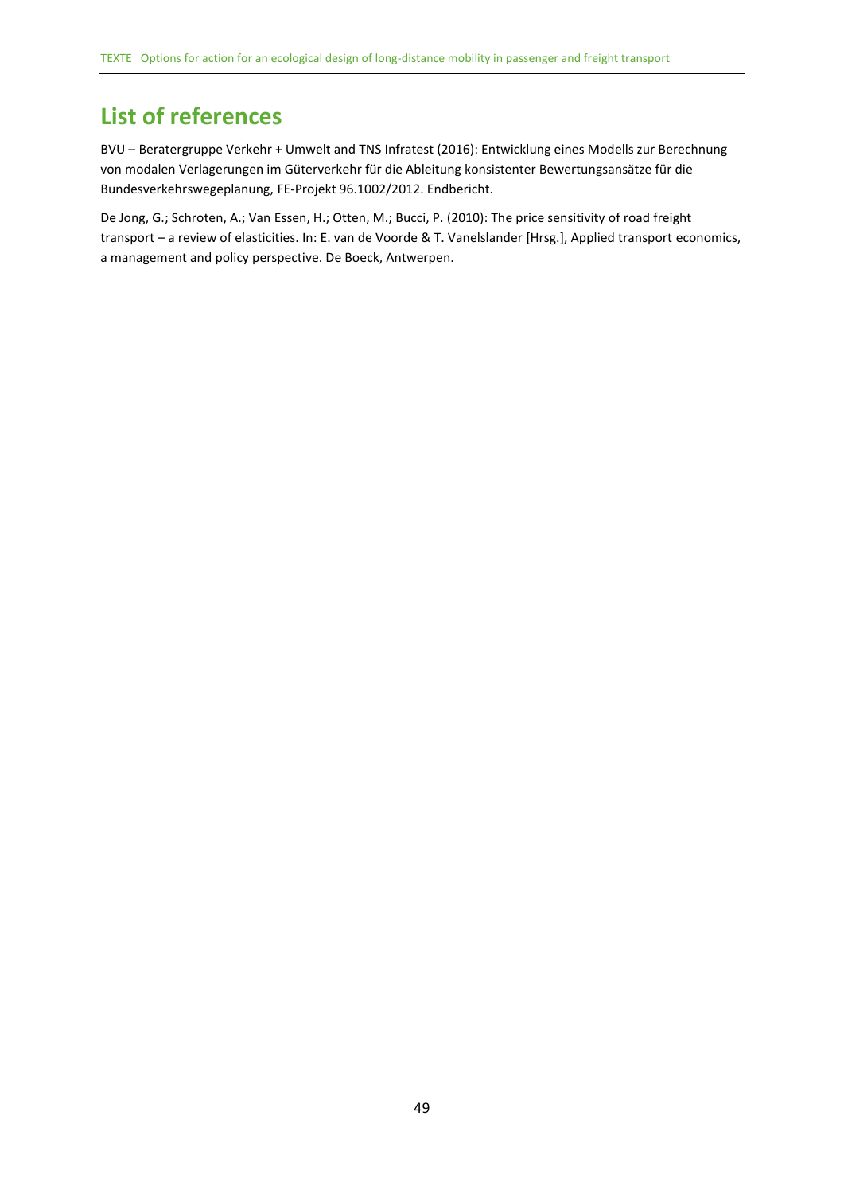# List of references

BVU – Beratergruppe Verkehr + Umwelt and TNS Infratest (2016): Entwicklung eines Modells zur Berechnung von modalen Verlagerungen im Güterverkehr für die Ableitung konsistenter Bewertungsansätze für die Bundesverkehrswegeplanung, FE-Projekt 96.1002/2012. Endbericht.

De Jong, G.; Schroten, A.; Van Essen, H.; Otten, M.; Bucci, P. (2010): The price sensitivity of road freight transport – a review of elasticities. In: E. van de Voorde & T. Vanelslander [Hrsg.], Applied transport economics, a management and policy perspective. De Boeck, Antwerpen.